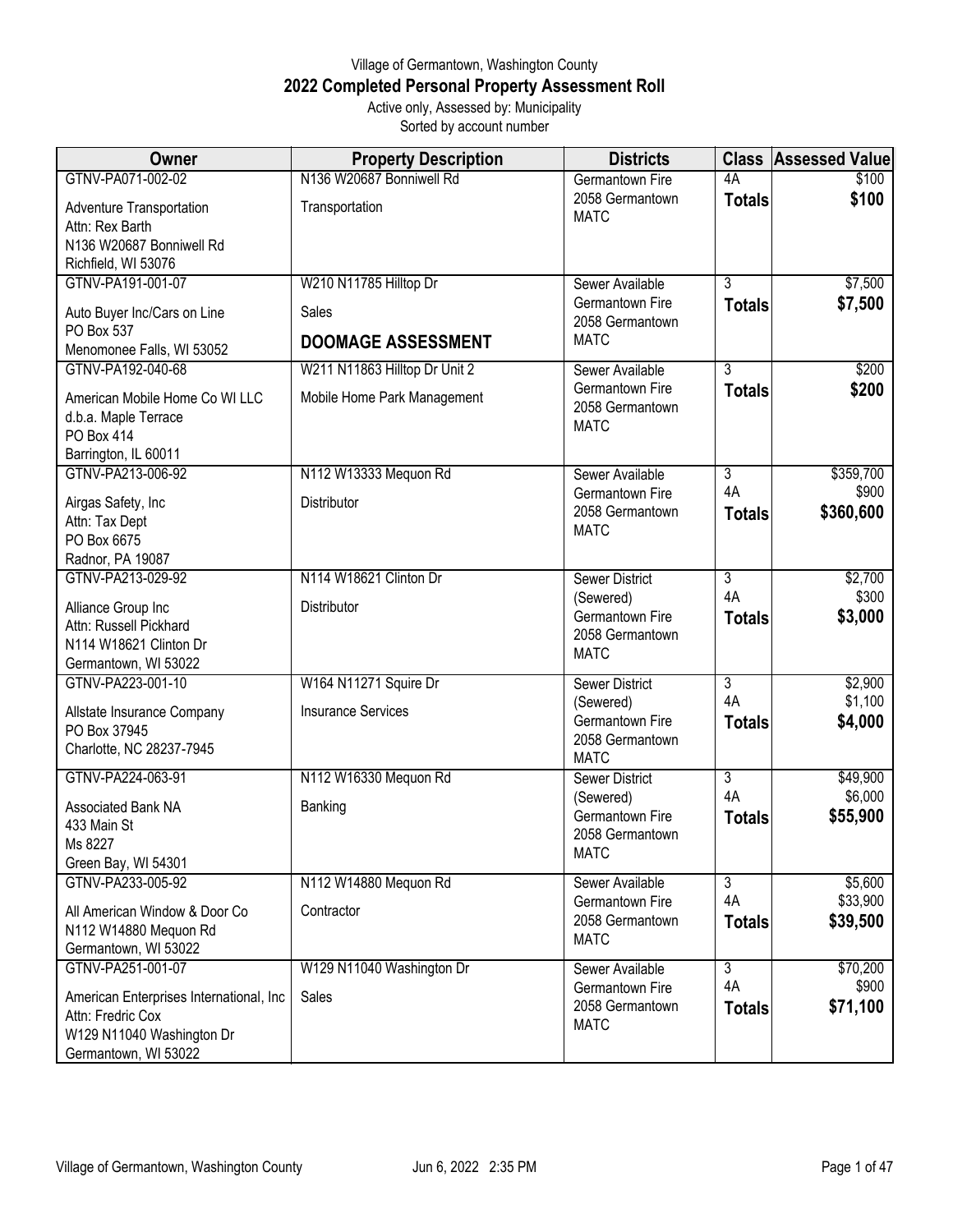Village of Germantown, Washington County

# 2022 Completed Personal Property Assessment Roll

Active only, Assessed by: Municipality
Sorted by account number

| Owner | Property Description | Districts | Class | Assessed Value |
|---|---|---|---|---|
| GTNV-PA071-002-02<br>Adventure Transportation<br>Attn: Rex Barth<br>N136 W20687 Bonniwell Rd<br>Richfield, WI 53076 | N136 W20687 Bonniwell Rd<br>Transportation | Germantown Fire<br>2058 Germantown<br>MATC | 4A<br>**Totals** | $100<br>**$100** |
| GTNV-PA191-001-07<br>Auto Buyer Inc/Cars on Line<br>PO Box 537<br>Menomonee Falls, WI 53052 | W210 N11785 Hilltop Dr<br>Sales<br>**DOOMAGE ASSESSMENT** | Sewer Available<br>Germantown Fire<br>2058 Germantown<br>MATC | 3<br>**Totals** | $7,500<br>**$7,500** |
| GTNV-PA192-040-68<br>American Mobile Home Co WI LLC<br>d.b.a. Maple Terrace<br>PO Box 414<br>Barrington, IL 60011 | W211 N11863 Hilltop Dr Unit 2<br>Mobile Home Park Management | Sewer Available<br>Germantown Fire<br>2058 Germantown<br>MATC | 3<br>**Totals** | $200<br>**$200** |
| GTNV-PA213-006-92<br>Airgas Safety, Inc<br>Attn: Tax Dept<br>PO Box 6675<br>Radnor, PA 19087 | N112 W13333 Mequon Rd<br>Distributor | Sewer Available<br>Germantown Fire<br>2058 Germantown<br>MATC | 3<br>4A<br>**Totals** | $359,700<br>$900<br>**$360,600** |
| GTNV-PA213-029-92<br>Alliance Group Inc<br>Attn: Russell Pickhard<br>N114 W18621 Clinton Dr<br>Germantown, WI 53022 | N114 W18621 Clinton Dr<br>Distributor | Sewer District (Sewered)<br>Germantown Fire<br>2058 Germantown<br>MATC | 3<br>4A<br>**Totals** | $2,700<br>$300<br>**$3,000** |
| GTNV-PA223-001-10<br>Allstate Insurance Company<br>PO Box 37945<br>Charlotte, NC 28237-7945 | W164 N11271 Squire Dr<br>Insurance Services | Sewer District (Sewered)<br>Germantown Fire<br>2058 Germantown<br>MATC | 3<br>4A<br>**Totals** | $2,900<br>$1,100<br>**$4,000** |
| GTNV-PA224-063-91<br>Associated Bank NA<br>433 Main St<br>Ms 8227<br>Green Bay, WI 54301 | N112 W16330 Mequon Rd<br>Banking | Sewer District (Sewered)<br>Germantown Fire<br>2058 Germantown<br>MATC | 3<br>4A<br>**Totals** | $49,900<br>$6,000<br>**$55,900** |
| GTNV-PA233-005-92<br>All American Window & Door Co<br>N112 W14880 Mequon Rd<br>Germantown, WI 53022 | N112 W14880 Mequon Rd<br>Contractor | Sewer Available<br>Germantown Fire<br>2058 Germantown<br>MATC | 3<br>4A<br>**Totals** | $5,600<br>$33,900<br>**$39,500** |
| GTNV-PA251-001-07<br>American Enterprises International, Inc<br>Attn: Fredric Cox<br>W129 N11040 Washington Dr<br>Germantown, WI 53022 | W129 N11040 Washington Dr<br>Sales | Sewer Available<br>Germantown Fire<br>2058 Germantown<br>MATC | 3<br>4A<br>**Totals** | $70,200<br>$900<br>**$71,100** |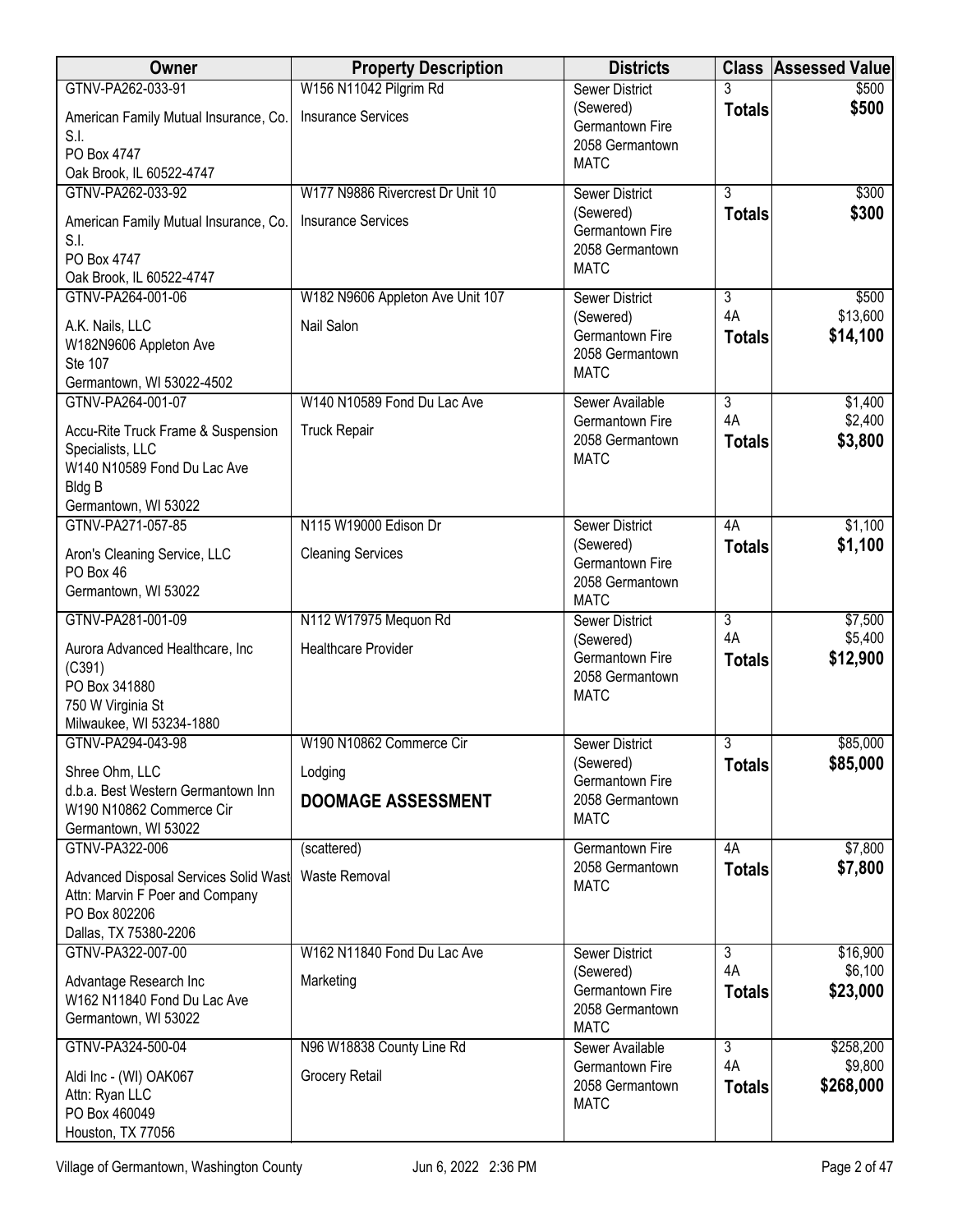| Owner | Property Description | Districts | Class | Assessed Value |
|---|---|---|---|---|
| GTNV-PA262-033-91<br>American Family Mutual Insurance, Co. S.I.<br>PO Box 4747<br>Oak Brook, IL 60522-4747 | W156 N11042 Pilgrim Rd<br>Insurance Services | Sewer District (Sewered)<br>Germantown Fire<br>2058 Germantown<br>MATC | 3<br>**Totals** | $500<br>**$500** |
| GTNV-PA262-033-92<br>American Family Mutual Insurance, Co. S.I.<br>PO Box 4747<br>Oak Brook, IL 60522-4747 | W177 N9886 Rivercrest Dr Unit 10<br>Insurance Services | Sewer District (Sewered)<br>Germantown Fire<br>2058 Germantown<br>MATC | 3<br>**Totals** | $300<br>**$300** |
| GTNV-PA264-001-06<br>A.K. Nails, LLC<br>W182N9606 Appleton Ave<br>Ste 107<br>Germantown, WI 53022-4502 | W182 N9606 Appleton Ave Unit 107<br>Nail Salon | Sewer District (Sewered)<br>Germantown Fire<br>2058 Germantown<br>MATC | 3<br>4A<br>**Totals** | $500<br>$13,600<br>**$14,100** |
| GTNV-PA264-001-07<br>Accu-Rite Truck Frame & Suspension Specialists, LLC<br>W140 N10589 Fond Du Lac Ave<br>Bldg B<br>Germantown, WI 53022 | W140 N10589 Fond Du Lac Ave<br>Truck Repair | Sewer Available<br>Germantown Fire<br>2058 Germantown<br>MATC | 3<br>4A<br>**Totals** | $1,400<br>$2,400<br>**$3,800** |
| GTNV-PA271-057-85<br>Aron's Cleaning Service, LLC<br>PO Box 46<br>Germantown, WI 53022 | N115 W19000 Edison Dr<br>Cleaning Services | Sewer District (Sewered)<br>Germantown Fire<br>2058 Germantown<br>MATC | 4A<br>**Totals** | $1,100<br>**$1,100** |
| GTNV-PA281-001-09<br>Aurora Advanced Healthcare, Inc (C391)<br>PO Box 341880<br>750 W Virginia St<br>Milwaukee, WI 53234-1880 | N112 W17975 Mequon Rd<br>Healthcare Provider | Sewer District (Sewered)<br>Germantown Fire<br>2058 Germantown<br>MATC | 3<br>4A<br>**Totals** | $7,500<br>$5,400<br>**$12,900** |
| GTNV-PA294-043-98<br>Shree Ohm, LLC<br>d.b.a. Best Western Germantown Inn<br>W190 N10862 Commerce Cir<br>Germantown, WI 53022 | W190 N10862 Commerce Cir<br>Lodging<br>**DOOMAGE ASSESSMENT** | Sewer District (Sewered)<br>Germantown Fire<br>2058 Germantown<br>MATC | 3<br>**Totals** | $85,000<br>**$85,000** |
| GTNV-PA322-006<br>Advanced Disposal Services Solid Wast<br>Attn: Marvin F Poer and Company<br>PO Box 802206<br>Dallas, TX 75380-2206 | (scattered)<br>Waste Removal | Germantown Fire<br>2058 Germantown<br>MATC | 4A<br>**Totals** | $7,800<br>**$7,800** |
| GTNV-PA322-007-00<br>Advantage Research Inc<br>W162 N11840 Fond Du Lac Ave<br>Germantown, WI 53022 | W162 N11840 Fond Du Lac Ave<br>Marketing | Sewer District (Sewered)<br>Germantown Fire<br>2058 Germantown<br>MATC | 3<br>4A<br>**Totals** | $16,900<br>$6,100<br>**$23,000** |
| GTNV-PA324-500-04<br>Aldi Inc - (WI) OAK067<br>Attn: Ryan LLC<br>PO Box 460049<br>Houston, TX 77056 | N96 W18838 County Line Rd<br>Grocery Retail | Sewer Available<br>Germantown Fire<br>2058 Germantown<br>MATC | 3<br>4A<br>**Totals** | $258,200<br>$9,800<br>**$268,000** |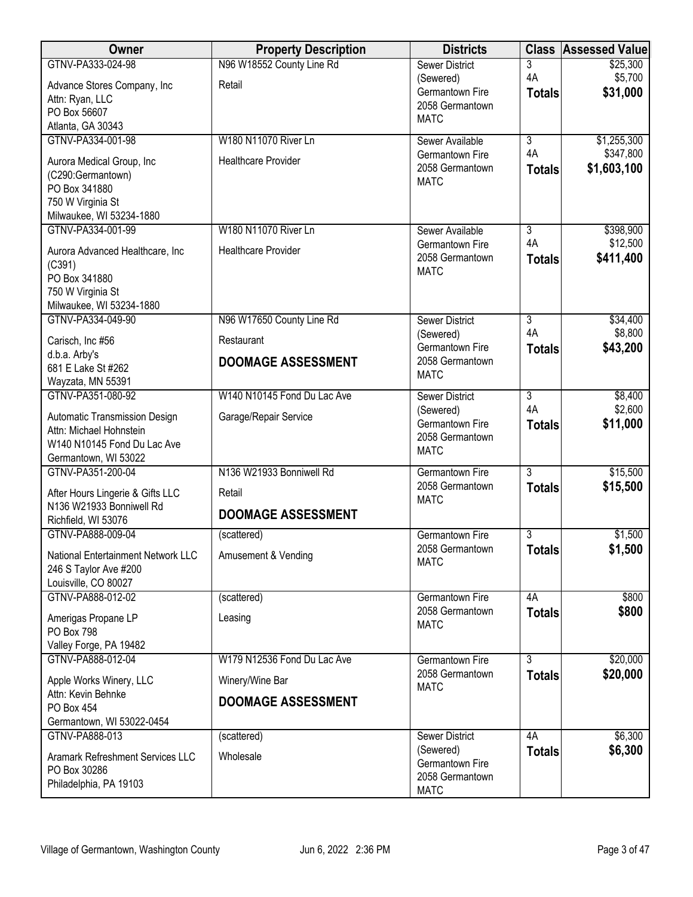| Owner | Property Description | Districts | Class | Assessed Value |
|---|---|---|---|---|
| GTNV-PA333-024-98<br>Advance Stores Company, Inc<br>Attn: Ryan, LLC<br>PO Box 56607<br>Atlanta, GA 30343 | N96 W18552 County Line Rd<br>Retail | Sewer District (Sewered)<br>Germantown Fire<br>2058 Germantown<br>MATC | 3<br>4A<br>**Totals** | $25,300<br>$5,700<br>**$31,000** |
| GTNV-PA334-001-98<br>Aurora Medical Group, Inc<br>(C290:Germantown)<br>PO Box 341880<br>750 W Virginia St<br>Milwaukee, WI 53234-1880 | W180 N11070 River Ln<br>Healthcare Provider | Sewer Available<br>Germantown Fire<br>2058 Germantown<br>MATC | 3<br>4A<br>**Totals** | $1,255,300<br>$347,800<br>**$1,603,100** |
| GTNV-PA334-001-99<br>Aurora Advanced Healthcare, Inc<br>(C391)<br>PO Box 341880<br>750 W Virginia St<br>Milwaukee, WI 53234-1880 | W180 N11070 River Ln<br>Healthcare Provider | Sewer Available<br>Germantown Fire<br>2058 Germantown<br>MATC | 3<br>4A<br>**Totals** | $398,900<br>$12,500<br>**$411,400** |
| GTNV-PA334-049-90<br>Carisch, Inc #56<br>d.b.a. Arby's<br>681 E Lake St #262<br>Wayzata, MN 55391 | N96 W17650 County Line Rd<br>Restaurant<br>**DOOMAGE ASSESSMENT** | Sewer District (Sewered)<br>Germantown Fire<br>2058 Germantown<br>MATC | 3<br>4A<br>**Totals** | $34,400<br>$8,800<br>**$43,200** |
| GTNV-PA351-080-92<br>Automatic Transmission Design<br>Attn: Michael Hohnstein<br>W140 N10145 Fond Du Lac Ave<br>Germantown, WI 53022 | W140 N10145 Fond Du Lac Ave<br>Garage/Repair Service | Sewer District (Sewered)<br>Germantown Fire<br>2058 Germantown<br>MATC | 3<br>4A<br>**Totals** | $8,400<br>$2,600<br>**$11,000** |
| GTNV-PA351-200-04<br>After Hours Lingerie & Gifts LLC<br>N136 W21933 Bonniwell Rd<br>Richfield, WI 53076 | N136 W21933 Bonniwell Rd<br>Retail<br>**DOOMAGE ASSESSMENT** | Germantown Fire<br>2058 Germantown<br>MATC | 3<br>**Totals** | $15,500<br>**$15,500** |
| GTNV-PA888-009-04<br>National Entertainment Network LLC<br>246 S Taylor Ave #200<br>Louisville, CO 80027 | (scattered)<br>Amusement & Vending | Germantown Fire<br>2058 Germantown<br>MATC | 3<br>**Totals** | $1,500<br>**$1,500** |
| GTNV-PA888-012-02<br>Amerigas Propane LP<br>PO Box 798<br>Valley Forge, PA 19482 | (scattered)<br>Leasing | Germantown Fire<br>2058 Germantown<br>MATC | 4A<br>**Totals** | $800<br>**$800** |
| GTNV-PA888-012-04<br>Apple Works Winery, LLC<br>Attn: Kevin Behnke<br>PO Box 454<br>Germantown, WI 53022-0454 | W179 N12536 Fond Du Lac Ave<br>Winery/Wine Bar<br>**DOOMAGE ASSESSMENT** | Germantown Fire<br>2058 Germantown<br>MATC | 3<br>**Totals** | $20,000<br>**$20,000** |
| GTNV-PA888-013<br>Aramark Refreshment Services LLC<br>PO Box 30286<br>Philadelphia, PA 19103 | (scattered)<br>Wholesale | Sewer District (Sewered)<br>Germantown Fire<br>2058 Germantown<br>MATC | 4A<br>**Totals** | $6,300<br>**$6,300** |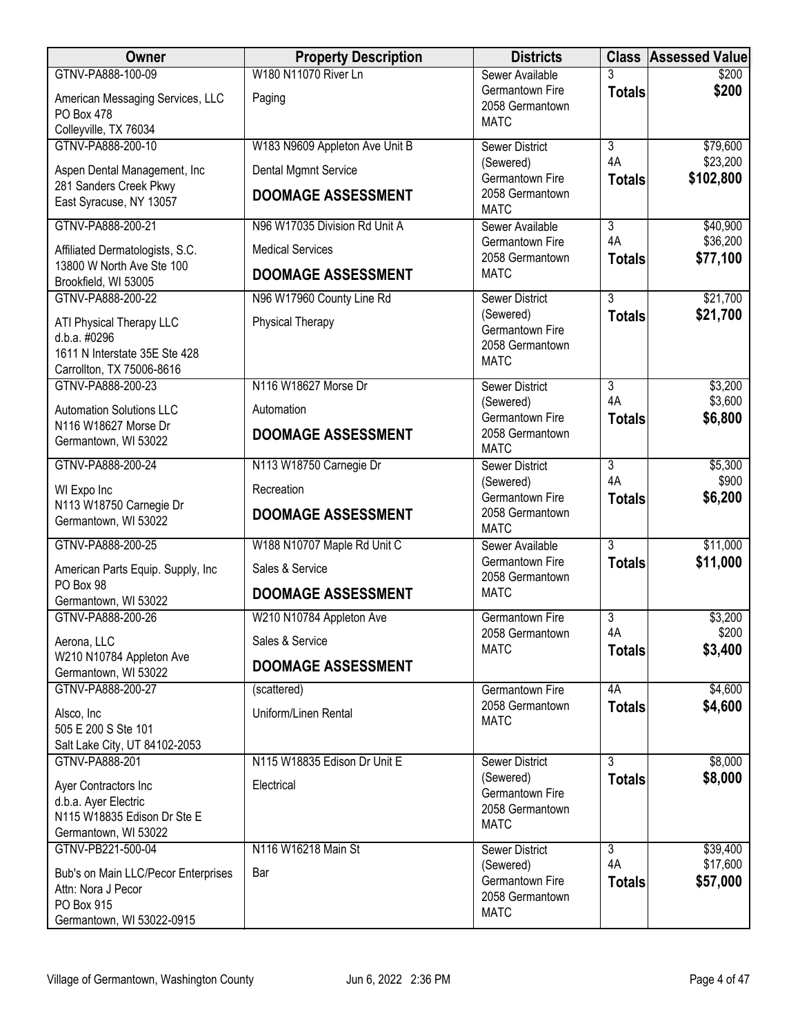| Owner | Property Description | Districts | Class | Assessed Value |
|---|---|---|---|---|
| GTNV-PA888-100-09<br>American Messaging Services, LLC<br>PO Box 478<br>Colleyville, TX 76034 | W180 N11070 River Ln<br>Paging | Sewer Available<br>Germantown Fire<br>2058 Germantown<br>MATC | 3<br>**Totals** | $200<br>**$200** |
| GTNV-PA888-200-10<br>Aspen Dental Management, Inc<br>281 Sanders Creek Pkwy<br>East Syracuse, NY 13057 | W183 N9609 Appleton Ave Unit B<br>Dental Mgmnt Service<br>**DOOMAGE ASSESSMENT** | Sewer District (Sewered)<br>Germantown Fire<br>2058 Germantown<br>MATC | 3<br>4A<br>**Totals** | $79,600<br>$23,200<br>**$102,800** |
| GTNV-PA888-200-21<br>Affiliated Dermatologists, S.C.<br>13800 W North Ave Ste 100<br>Brookfield, WI 53005 | N96 W17035 Division Rd Unit A<br>Medical Services<br>**DOOMAGE ASSESSMENT** | Sewer Available<br>Germantown Fire<br>2058 Germantown<br>MATC | 3<br>4A<br>**Totals** | $40,900<br>$36,200<br>**$77,100** |
| GTNV-PA888-200-22<br>ATI Physical Therapy LLC<br>d.b.a. #0296<br>1611 N Interstate 35E Ste 428<br>Carrollton, TX 75006-8616 | N96 W17960 County Line Rd<br>Physical Therapy | Sewer District (Sewered)<br>Germantown Fire<br>2058 Germantown<br>MATC | 3<br>**Totals** | $21,700<br>**$21,700** |
| GTNV-PA888-200-23<br>Automation Solutions LLC<br>N116 W18627 Morse Dr<br>Germantown, WI 53022 | N116 W18627 Morse Dr<br>Automation<br>**DOOMAGE ASSESSMENT** | Sewer District (Sewered)<br>Germantown Fire<br>2058 Germantown<br>MATC | 3<br>4A<br>**Totals** | $3,200<br>$3,600<br>**$6,800** |
| GTNV-PA888-200-24<br>WI Expo Inc<br>N113 W18750 Carnegie Dr<br>Germantown, WI 53022 | N113 W18750 Carnegie Dr<br>Recreation<br>**DOOMAGE ASSESSMENT** | Sewer District (Sewered)<br>Germantown Fire<br>2058 Germantown<br>MATC | 3<br>4A<br>**Totals** | $5,300<br>$900<br>**$6,200** |
| GTNV-PA888-200-25<br>American Parts Equip. Supply, Inc<br>PO Box 98<br>Germantown, WI 53022 | W188 N10707 Maple Rd Unit C<br>Sales & Service<br>**DOOMAGE ASSESSMENT** | Sewer Available<br>Germantown Fire<br>2058 Germantown<br>MATC | 3<br>**Totals** | $11,000<br>**$11,000** |
| GTNV-PA888-200-26<br>Aerona, LLC<br>W210 N10784 Appleton Ave<br>Germantown, WI 53022 | W210 N10784 Appleton Ave<br>Sales & Service<br>**DOOMAGE ASSESSMENT** | Germantown Fire<br>2058 Germantown<br>MATC | 3<br>4A<br>**Totals** | $3,200<br>$200<br>**$3,400** |
| GTNV-PA888-200-27<br>Alsco, Inc<br>505 E 200 S Ste 101<br>Salt Lake City, UT 84102-2053 | (scattered)<br>Uniform/Linen Rental | Germantown Fire<br>2058 Germantown<br>MATC | 4A<br>**Totals** | $4,600<br>**$4,600** |
| GTNV-PA888-201<br>Ayer Contractors Inc<br>d.b.a. Ayer Electric<br>N115 W18835 Edison Dr Ste E<br>Germantown, WI 53022 | N115 W18835 Edison Dr Unit E<br>Electrical | Sewer District (Sewered)<br>Germantown Fire<br>2058 Germantown<br>MATC | 3<br>**Totals** | $8,000<br>**$8,000** |
| GTNV-PB221-500-04<br>Bub's on Main LLC/Pecor Enterprises<br>Attn: Nora J Pecor<br>PO Box 915<br>Germantown, WI 53022-0915 | N116 W16218 Main St<br>Bar | Sewer District (Sewered)<br>Germantown Fire<br>2058 Germantown<br>MATC | 3<br>4A<br>**Totals** | $39,400<br>$17,600<br>**$57,000** |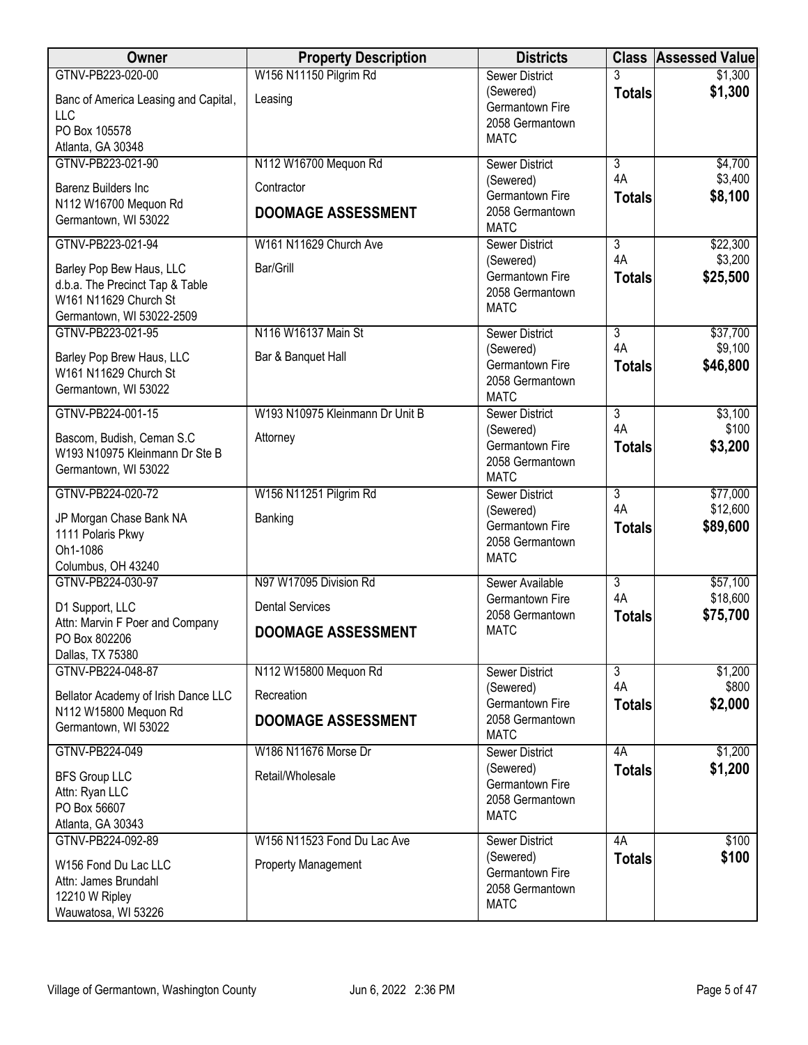| Owner | Property Description | Districts | Class | Assessed Value |
|---|---|---|---|---|
| GTNV-PB223-020-00<br>Banc of America Leasing and Capital, LLC<br>PO Box 105578<br>Atlanta, GA 30348 | W156 N11150 Pilgrim Rd<br>Leasing | Sewer District (Sewered)<br>Germantown Fire<br>2058 Germantown<br>MATC | 3<br>**Totals** | \$1,300<br>**\$1,300** |
| GTNV-PB223-021-90<br>Barenz Builders Inc<br>N112 W16700 Mequon Rd<br>Germantown, WI 53022 | N112 W16700 Mequon Rd<br>Contractor<br>**DOOMAGE ASSESSMENT** | Sewer District (Sewered)<br>Germantown Fire<br>2058 Germantown<br>MATC | 3<br>4A<br>**Totals** | \$4,700<br>\$3,400<br>**\$8,100** |
| GTNV-PB223-021-94<br>Barley Pop Bew Haus, LLC<br>d.b.a. The Precinct Tap & Table<br>W161 N11629 Church St<br>Germantown, WI 53022-2509 | W161 N11629 Church Ave<br>Bar/Grill | Sewer District (Sewered)<br>Germantown Fire<br>2058 Germantown<br>MATC | 3<br>4A<br>**Totals** | \$22,300<br>\$3,200<br>**\$25,500** |
| GTNV-PB223-021-95<br>Barley Pop Brew Haus, LLC<br>W161 N11629 Church St<br>Germantown, WI 53022 | N116 W16137 Main St<br>Bar & Banquet Hall | Sewer District (Sewered)<br>Germantown Fire<br>2058 Germantown<br>MATC | 3<br>4A<br>**Totals** | \$37,700<br>\$9,100<br>**\$46,800** |
| GTNV-PB224-001-15<br>Bascom, Budish, Ceman S.C<br>W193 N10975 Kleinmann Dr Ste B<br>Germantown, WI 53022 | W193 N10975 Kleinmann Dr Unit B<br>Attorney | Sewer District (Sewered)<br>Germantown Fire<br>2058 Germantown<br>MATC | 3<br>4A<br>**Totals** | \$3,100<br>\$100<br>**\$3,200** |
| GTNV-PB224-020-72<br>JP Morgan Chase Bank NA<br>1111 Polaris Pkwy<br>Oh1-1086<br>Columbus, OH 43240 | W156 N11251 Pilgrim Rd<br>Banking | Sewer District (Sewered)<br>Germantown Fire<br>2058 Germantown<br>MATC | 3<br>4A<br>**Totals** | \$77,000<br>\$12,600<br>**\$89,600** |
| GTNV-PB224-030-97<br>D1 Support, LLC<br>Attn: Marvin F Poer and Company<br>PO Box 802206<br>Dallas, TX 75380 | N97 W17095 Division Rd<br>Dental Services<br>**DOOMAGE ASSESSMENT** | Sewer Available<br>Germantown Fire<br>2058 Germantown<br>MATC | 3<br>4A<br>**Totals** | \$57,100<br>\$18,600<br>**\$75,700** |
| GTNV-PB224-048-87<br>Bellator Academy of Irish Dance LLC<br>N112 W15800 Mequon Rd<br>Germantown, WI 53022 | N112 W15800 Mequon Rd<br>Recreation<br>**DOOMAGE ASSESSMENT** | Sewer District (Sewered)<br>Germantown Fire<br>2058 Germantown<br>MATC | 3<br>4A<br>**Totals** | \$1,200<br>\$800<br>**\$2,000** |
| GTNV-PB224-049<br>BFS Group LLC<br>Attn: Ryan LLC<br>PO Box 56607<br>Atlanta, GA 30343 | W186 N11676 Morse Dr<br>Retail/Wholesale | Sewer District (Sewered)<br>Germantown Fire<br>2058 Germantown<br>MATC | 4A<br>**Totals** | \$1,200<br>**\$1,200** |
| GTNV-PB224-092-89<br>W156 Fond Du Lac LLC<br>Attn: James Brundahl<br>12210 W Ripley<br>Wauwatosa, WI 53226 | W156 N11523 Fond Du Lac Ave<br>Property Management | Sewer District (Sewered)<br>Germantown Fire<br>2058 Germantown<br>MATC | 4A<br>**Totals** | \$100<br>**\$100** |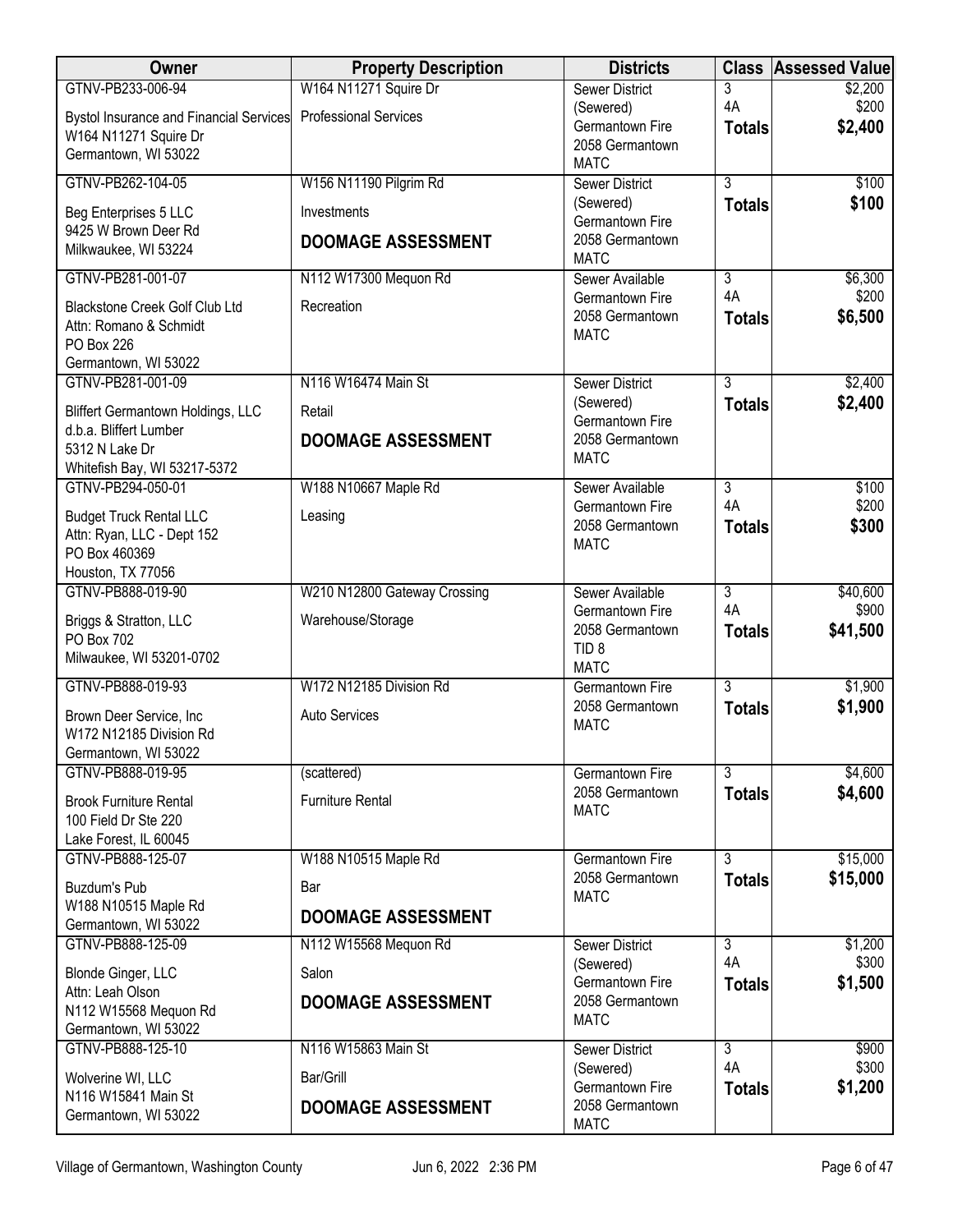| Owner | Property Description | Districts | Class | Assessed Value |
|---|---|---|---|---|
| GTNV-PB233-006-94<br>Bystol Insurance and Financial Services<br>W164 N11271 Squire Dr<br>Germantown, WI 53022 | W164 N11271 Squire Dr<br>Professional Services | Sewer District (Sewered)<br>Germantown Fire<br>2058 Germantown<br>MATC | 3<br>4A<br>**Totals** | $2,200<br>$200<br>**$2,400** |
| GTNV-PB262-104-05<br>Beg Enterprises 5 LLC<br>9425 W Brown Deer Rd<br>Milkwaukee, WI 53224 | W156 N11190 Pilgrim Rd<br>Investments<br>**DOOMAGE ASSESSMENT** | Sewer District (Sewered)<br>Germantown Fire<br>2058 Germantown<br>MATC | 3<br>**Totals** | $100<br>**$100** |
| GTNV-PB281-001-07<br>Blackstone Creek Golf Club Ltd<br>Attn: Romano & Schmidt<br>PO Box 226<br>Germantown, WI 53022 | N112 W17300 Mequon Rd<br>Recreation | Sewer Available<br>Germantown Fire<br>2058 Germantown<br>MATC | 3<br>4A<br>**Totals** | $6,300<br>$200<br>**$6,500** |
| GTNV-PB281-001-09<br>Bliffert Germantown Holdings, LLC<br>d.b.a. Bliffert Lumber<br>5312 N Lake Dr<br>Whitefish Bay, WI 53217-5372 | N116 W16474 Main St<br>Retail<br>**DOOMAGE ASSESSMENT** | Sewer District (Sewered)<br>Germantown Fire<br>2058 Germantown<br>MATC | 3<br>**Totals** | $2,400<br>**$2,400** |
| GTNV-PB294-050-01<br>Budget Truck Rental LLC<br>Attn: Ryan, LLC - Dept 152<br>PO Box 460369<br>Houston, TX 77056 | W188 N10667 Maple Rd<br>Leasing | Sewer Available<br>Germantown Fire<br>2058 Germantown<br>MATC | 3<br>4A<br>**Totals** | $100<br>$200<br>**$300** |
| GTNV-PB888-019-90<br>Briggs & Stratton, LLC<br>PO Box 702<br>Milwaukee, WI 53201-0702 | W210 N12800 Gateway Crossing<br>Warehouse/Storage | Sewer Available<br>Germantown Fire<br>2058 Germantown<br>TID 8<br>MATC | 3<br>4A<br>**Totals** | $40,600<br>$900<br>**$41,500** |
| GTNV-PB888-019-93<br>Brown Deer Service, Inc<br>W172 N12185 Division Rd<br>Germantown, WI 53022 | W172 N12185 Division Rd<br>Auto Services | Germantown Fire<br>2058 Germantown<br>MATC | 3<br>**Totals** | $1,900<br>**$1,900** |
| GTNV-PB888-019-95<br>Brook Furniture Rental<br>100 Field Dr Ste 220<br>Lake Forest, IL 60045 | (scattered)<br>Furniture Rental | Germantown Fire<br>2058 Germantown<br>MATC | 3<br>**Totals** | $4,600<br>**$4,600** |
| GTNV-PB888-125-07<br>Buzdum's Pub<br>W188 N10515 Maple Rd<br>Germantown, WI 53022 | W188 N10515 Maple Rd<br>Bar<br>**DOOMAGE ASSESSMENT** | Germantown Fire<br>2058 Germantown<br>MATC | 3<br>**Totals** | $15,000<br>**$15,000** |
| GTNV-PB888-125-09<br>Blonde Ginger, LLC<br>Attn: Leah Olson<br>N112 W15568 Mequon Rd<br>Germantown, WI 53022 | N112 W15568 Mequon Rd<br>Salon<br>**DOOMAGE ASSESSMENT** | Sewer District (Sewered)<br>Germantown Fire<br>2058 Germantown<br>MATC | 3<br>4A<br>**Totals** | $1,200<br>$300<br>**$1,500** |
| GTNV-PB888-125-10<br>Wolverine WI, LLC<br>N116 W15841 Main St<br>Germantown, WI 53022 | N116 W15863 Main St<br>Bar/Grill<br>**DOOMAGE ASSESSMENT** | Sewer District (Sewered)<br>Germantown Fire<br>2058 Germantown<br>MATC | 3<br>4A<br>**Totals** | $900<br>$300<br>**$1,200** |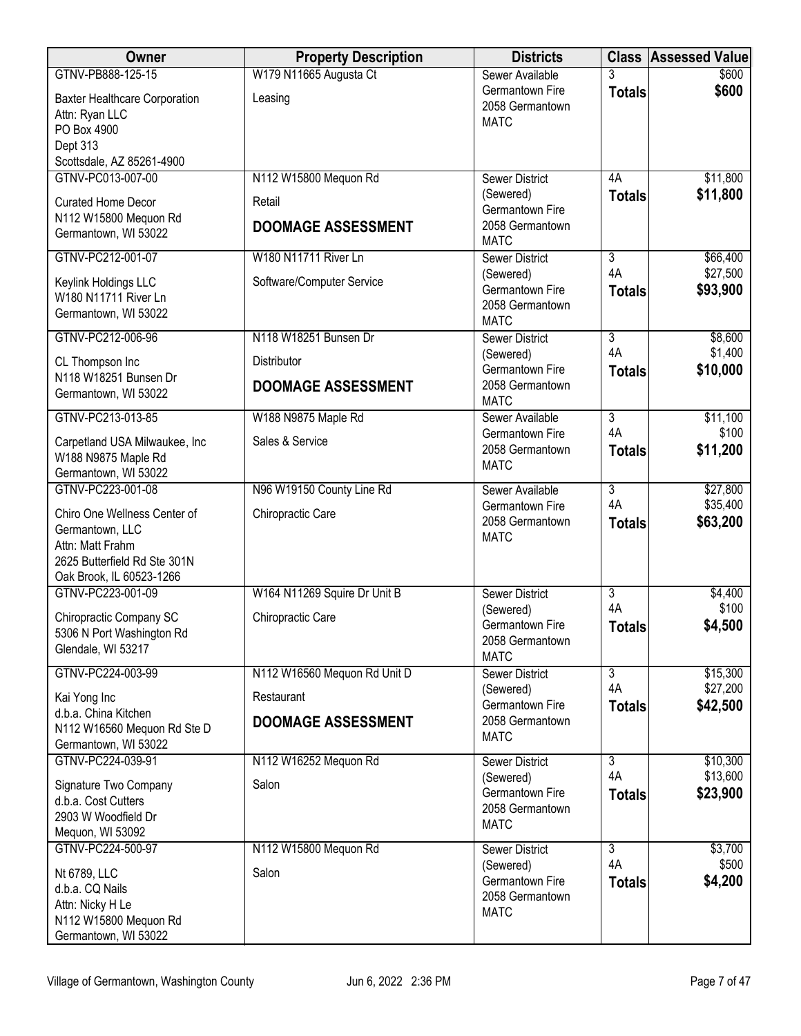| Owner | Property Description | Districts | Class | Assessed Value |
|---|---|---|---|---|
| GTNV-PB888-125-15<br>Baxter Healthcare Corporation<br>Attn: Ryan LLC<br>PO Box 4900<br>Dept 313<br>Scottsdale, AZ 85261-4900 | W179 N11665 Augusta Ct<br>Leasing | Sewer Available<br>Germantown Fire<br>2058 Germantown<br>MATC | 3<br>**Totals** | $600<br>**$600** |
| GTNV-PC013-007-00<br>Curated Home Decor<br>N112 W15800 Mequon Rd<br>Germantown, WI 53022 | N112 W15800 Mequon Rd<br>Retail<br>**DOOMAGE ASSESSMENT** | Sewer District (Sewered)<br>Germantown Fire<br>2058 Germantown<br>MATC | 4A<br>**Totals** | $11,800<br>**$11,800** |
| GTNV-PC212-001-07<br>Keylink Holdings LLC<br>W180 N11711 River Ln<br>Germantown, WI 53022 | W180 N11711 River Ln<br>Software/Computer Service | Sewer District (Sewered)<br>Germantown Fire<br>2058 Germantown<br>MATC | 3<br>4A<br>**Totals** | $66,400<br>$27,500<br>**$93,900** |
| GTNV-PC212-006-96<br>CL Thompson Inc<br>N118 W18251 Bunsen Dr<br>Germantown, WI 53022 | N118 W18251 Bunsen Dr<br>Distributor<br>**DOOMAGE ASSESSMENT** | Sewer District (Sewered)<br>Germantown Fire<br>2058 Germantown<br>MATC | 3<br>4A<br>**Totals** | $8,600<br>$1,400<br>**$10,000** |
| GTNV-PC213-013-85<br>Carpetland USA Milwaukee, Inc<br>W188 N9875 Maple Rd<br>Germantown, WI 53022 | W188 N9875 Maple Rd<br>Sales & Service | Sewer Available<br>Germantown Fire<br>2058 Germantown<br>MATC | 3<br>4A<br>**Totals** | $11,100<br>$100<br>**$11,200** |
| GTNV-PC223-001-08<br>Chiro One Wellness Center of Germantown, LLC<br>Attn: Matt Frahm<br>2625 Butterfield Rd Ste 301N<br>Oak Brook, IL 60523-1266 | N96 W19150 County Line Rd<br>Chiropractic Care | Sewer Available<br>Germantown Fire<br>2058 Germantown<br>MATC | 3<br>4A<br>**Totals** | $27,800<br>$35,400<br>**$63,200** |
| GTNV-PC223-001-09<br>Chiropractic Company SC<br>5306 N Port Washington Rd<br>Glendale, WI 53217 | W164 N11269 Squire Dr Unit B<br>Chiropractic Care | Sewer District (Sewered)<br>Germantown Fire<br>2058 Germantown<br>MATC | 3<br>4A<br>**Totals** | $4,400<br>$100<br>**$4,500** |
| GTNV-PC224-003-99<br>Kai Yong Inc<br>d.b.a. China Kitchen<br>N112 W16560 Mequon Rd Ste D<br>Germantown, WI 53022 | N112 W16560 Mequon Rd Unit D<br>Restaurant<br>**DOOMAGE ASSESSMENT** | Sewer District (Sewered)<br>Germantown Fire<br>2058 Germantown<br>MATC | 3<br>4A<br>**Totals** | $15,300<br>$27,200<br>**$42,500** |
| GTNV-PC224-039-91<br>Signature Two Company<br>d.b.a. Cost Cutters<br>2903 W Woodfield Dr<br>Mequon, WI 53092 | N112 W16252 Mequon Rd<br>Salon | Sewer District (Sewered)<br>Germantown Fire<br>2058 Germantown<br>MATC | 3<br>4A<br>**Totals** | $10,300<br>$13,600<br>**$23,900** |
| GTNV-PC224-500-97<br>Nt 6789, LLC<br>d.b.a. CQ Nails<br>Attn: Nicky H Le<br>N112 W15800 Mequon Rd<br>Germantown, WI 53022 | N112 W15800 Mequon Rd<br>Salon | Sewer District (Sewered)<br>Germantown Fire<br>2058 Germantown<br>MATC | 3<br>4A<br>**Totals** | $3,700<br>$500<br>**$4,200** |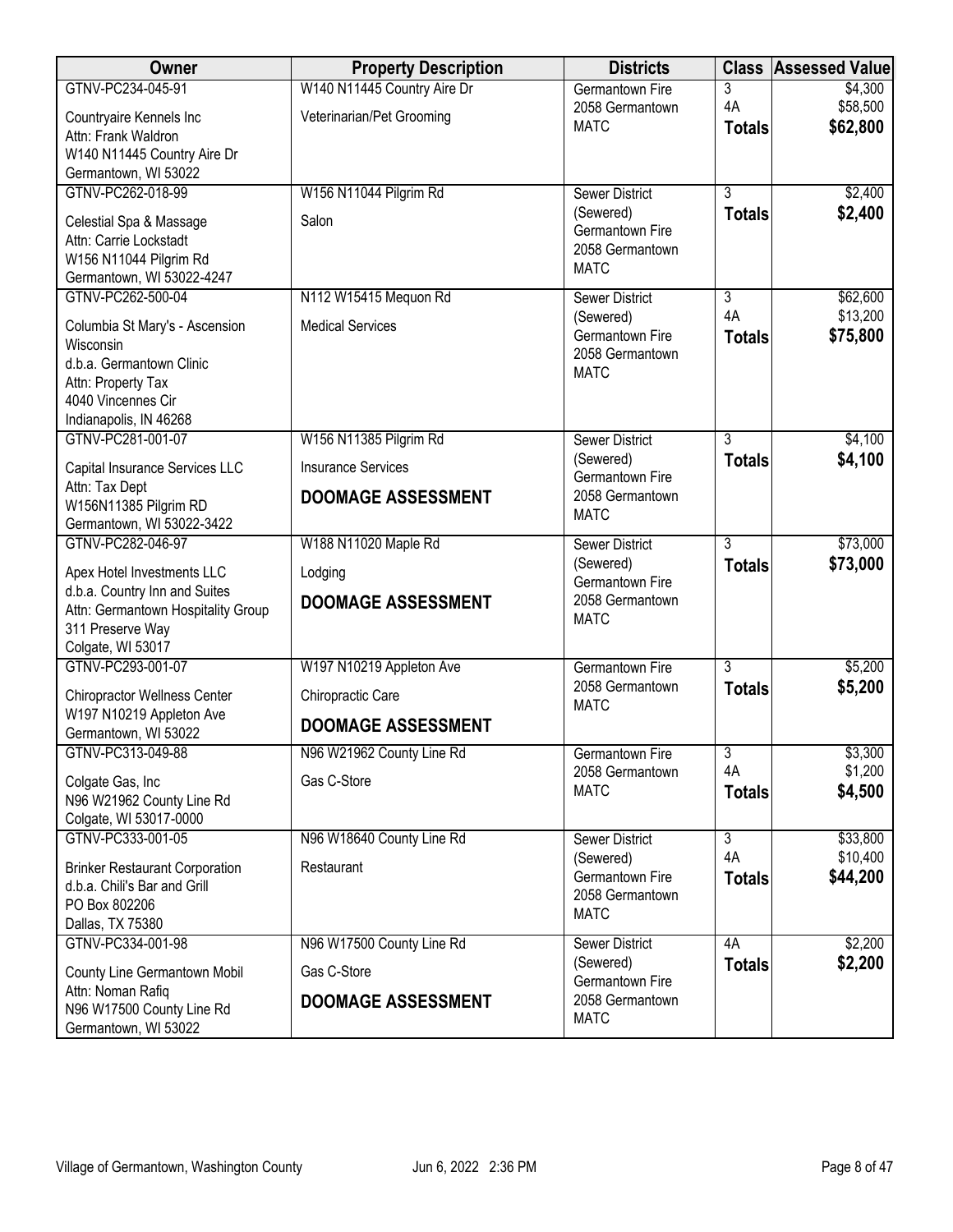| Owner | Property Description | Districts | Class | Assessed Value |
|---|---|---|---|---|
| GTNV-PC234-045-91<br>Countryaire Kennels Inc<br>Attn: Frank Waldron<br>W140 N11445 Country Aire Dr<br>Germantown, WI 53022 | W140 N11445 Country Aire Dr<br>Veterinarian/Pet Grooming | Germantown Fire<br>2058 Germantown<br>MATC | 3<br>4A<br>**Totals** | $4,300<br>$58,500<br>**$62,800** |
| GTNV-PC262-018-99<br>Celestial Spa & Massage<br>Attn: Carrie Lockstadt<br>W156 N11044 Pilgrim Rd<br>Germantown, WI 53022-4247 | W156 N11044 Pilgrim Rd<br>Salon | Sewer District (Sewered)<br>Germantown Fire<br>2058 Germantown<br>MATC | 3<br>**Totals** | $2,400<br>**$2,400** |
| GTNV-PC262-500-04<br>Columbia St Mary's - Ascension Wisconsin<br>d.b.a. Germantown Clinic<br>Attn: Property Tax<br>4040 Vincennes Cir<br>Indianapolis, IN 46268 | N112 W15415 Mequon Rd<br>Medical Services | Sewer District (Sewered)<br>Germantown Fire<br>2058 Germantown<br>MATC | 3<br>4A<br>**Totals** | $62,600<br>$13,200<br>**$75,800** |
| GTNV-PC281-001-07<br>Capital Insurance Services LLC<br>Attn: Tax Dept<br>W156N11385 Pilgrim RD<br>Germantown, WI 53022-3422 | W156 N11385 Pilgrim Rd<br>Insurance Services<br>**DOOMAGE ASSESSMENT** | Sewer District (Sewered)<br>Germantown Fire<br>2058 Germantown<br>MATC | 3<br>**Totals** | $4,100<br>**$4,100** |
| GTNV-PC282-046-97<br>Apex Hotel Investments LLC<br>d.b.a. Country Inn and Suites<br>Attn: Germantown Hospitality Group<br>311 Preserve Way<br>Colgate, WI 53017 | W188 N11020 Maple Rd<br>Lodging<br>**DOOMAGE ASSESSMENT** | Sewer District (Sewered)<br>Germantown Fire<br>2058 Germantown<br>MATC | 3<br>**Totals** | $73,000<br>**$73,000** |
| GTNV-PC293-001-07<br>Chiropractor Wellness Center<br>W197 N10219 Appleton Ave<br>Germantown, WI 53022 | W197 N10219 Appleton Ave<br>Chiropractic Care<br>**DOOMAGE ASSESSMENT** | Germantown Fire<br>2058 Germantown<br>MATC | 3<br>**Totals** | $5,200<br>**$5,200** |
| GTNV-PC313-049-88<br>Colgate Gas, Inc<br>N96 W21962 County Line Rd<br>Colgate, WI 53017-0000 | N96 W21962 County Line Rd<br>Gas C-Store | Germantown Fire<br>2058 Germantown<br>MATC | 3<br>4A<br>**Totals** | $3,300<br>$1,200<br>**$4,500** |
| GTNV-PC333-001-05<br>Brinker Restaurant Corporation<br>d.b.a. Chili's Bar and Grill<br>PO Box 802206<br>Dallas, TX 75380 | N96 W18640 County Line Rd<br>Restaurant | Sewer District (Sewered)<br>Germantown Fire<br>2058 Germantown<br>MATC | 3<br>4A<br>**Totals** | $33,800<br>$10,400<br>**$44,200** |
| GTNV-PC334-001-98<br>County Line Germantown Mobil<br>Attn: Noman Rafiq<br>N96 W17500 County Line Rd<br>Germantown, WI 53022 | N96 W17500 County Line Rd<br>Gas C-Store<br>**DOOMAGE ASSESSMENT** | Sewer District (Sewered)<br>Germantown Fire<br>2058 Germantown<br>MATC | 4A<br>**Totals** | $2,200<br>**$2,200** |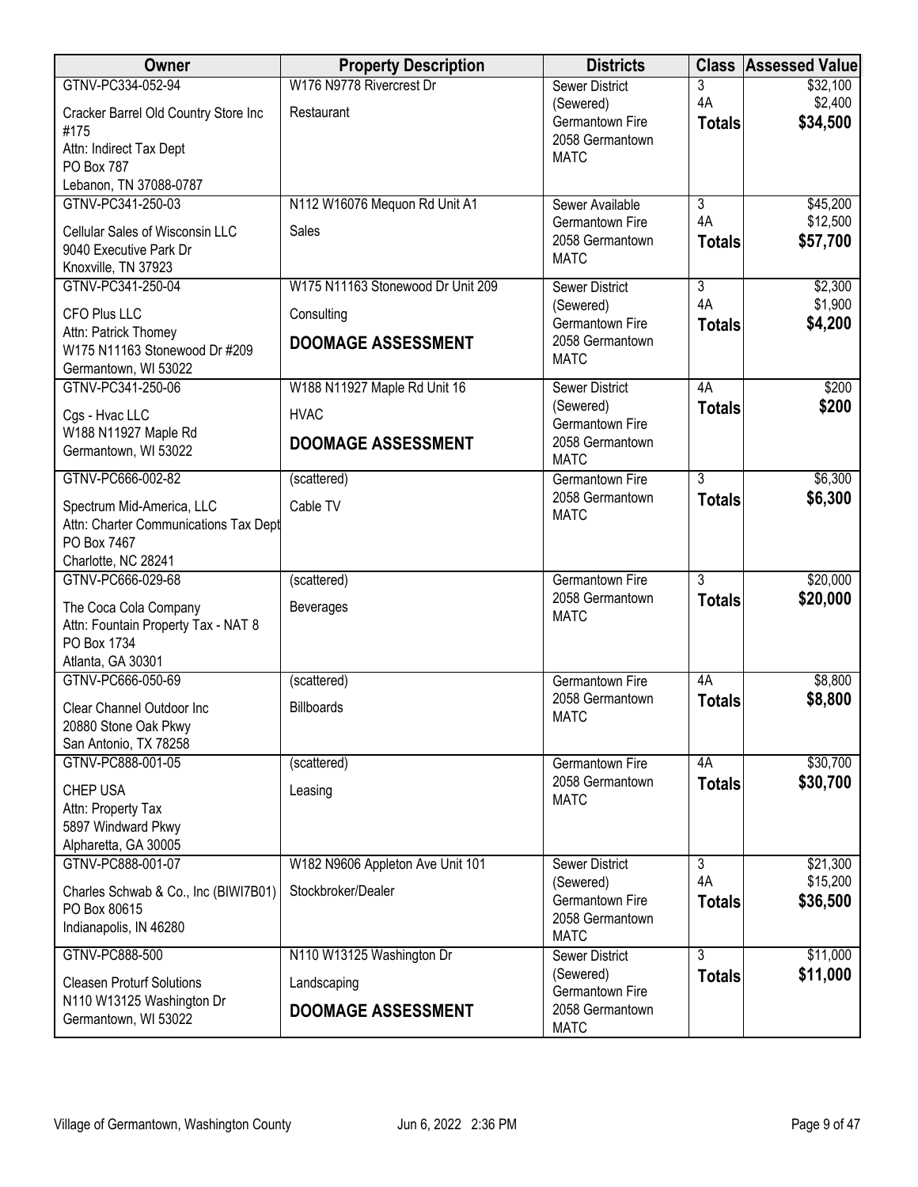| Owner | Property Description | Districts | Class | Assessed Value |
|---|---|---|---|---|
| GTNV-PC334-052-94<br>Cracker Barrel Old Country Store Inc #175<br>Attn: Indirect Tax Dept<br>PO Box 787<br>Lebanon, TN 37088-0787 | W176 N9778 Rivercrest Dr<br>Restaurant | Sewer District (Sewered)<br>Germantown Fire<br>2058 Germantown<br>MATC | 3<br>4A<br>**Totals** | $32,100<br>$2,400<br>**$34,500** |
| GTNV-PC341-250-03<br>Cellular Sales of Wisconsin LLC<br>9040 Executive Park Dr<br>Knoxville, TN 37923 | N112 W16076 Mequon Rd Unit A1<br>Sales | Sewer Available<br>Germantown Fire<br>2058 Germantown<br>MATC | 3<br>4A<br>**Totals** | $45,200<br>$12,500<br>**$57,700** |
| GTNV-PC341-250-04<br>CFO Plus LLC<br>Attn: Patrick Thomey<br>W175 N11163 Stonewood Dr #209<br>Germantown, WI 53022 | W175 N11163 Stonewood Dr Unit 209<br>Consulting<br>**DOOMAGE ASSESSMENT** | Sewer District (Sewered)<br>Germantown Fire<br>2058 Germantown<br>MATC | 3<br>4A<br>**Totals** | $2,300<br>$1,900<br>**$4,200** |
| GTNV-PC341-250-06<br>Cgs - Hvac LLC<br>W188 N11927 Maple Rd<br>Germantown, WI 53022 | W188 N11927 Maple Rd Unit 16<br>HVAC<br>**DOOMAGE ASSESSMENT** | Sewer District (Sewered)<br>Germantown Fire<br>2058 Germantown<br>MATC | 4A<br>**Totals** | $200<br>**$200** |
| GTNV-PC666-002-82<br>Spectrum Mid-America, LLC<br>Attn: Charter Communications Tax Dept<br>PO Box 7467<br>Charlotte, NC 28241 | (scattered)<br>Cable TV | Germantown Fire<br>2058 Germantown<br>MATC | 3<br>**Totals** | $6,300<br>**$6,300** |
| GTNV-PC666-029-68<br>The Coca Cola Company<br>Attn: Fountain Property Tax - NAT 8<br>PO Box 1734<br>Atlanta, GA 30301 | (scattered)<br>Beverages | Germantown Fire<br>2058 Germantown<br>MATC | 3<br>**Totals** | $20,000<br>**$20,000** |
| GTNV-PC666-050-69<br>Clear Channel Outdoor Inc<br>20880 Stone Oak Pkwy<br>San Antonio, TX 78258 | (scattered)<br>Billboards | Germantown Fire<br>2058 Germantown<br>MATC | 4A<br>**Totals** | $8,800<br>**$8,800** |
| GTNV-PC888-001-05<br>CHEP USA<br>Attn: Property Tax<br>5897 Windward Pkwy<br>Alpharetta, GA 30005 | (scattered)<br>Leasing | Germantown Fire<br>2058 Germantown<br>MATC | 4A<br>**Totals** | $30,700<br>**$30,700** |
| GTNV-PC888-001-07<br>Charles Schwab & Co., Inc (BIWI7B01)<br>PO Box 80615<br>Indianapolis, IN 46280 | W182 N9606 Appleton Ave Unit 101<br>Stockbroker/Dealer | Sewer District (Sewered)<br>Germantown Fire<br>2058 Germantown<br>MATC | 3<br>4A<br>**Totals** | $21,300<br>$15,200<br>**$36,500** |
| GTNV-PC888-500<br>Cleasen Proturf Solutions<br>N110 W13125 Washington Dr<br>Germantown, WI 53022 | N110 W13125 Washington Dr<br>Landscaping<br>**DOOMAGE ASSESSMENT** | Sewer District (Sewered)<br>Germantown Fire<br>2058 Germantown<br>MATC | 3<br>**Totals** | $11,000<br>**$11,000** |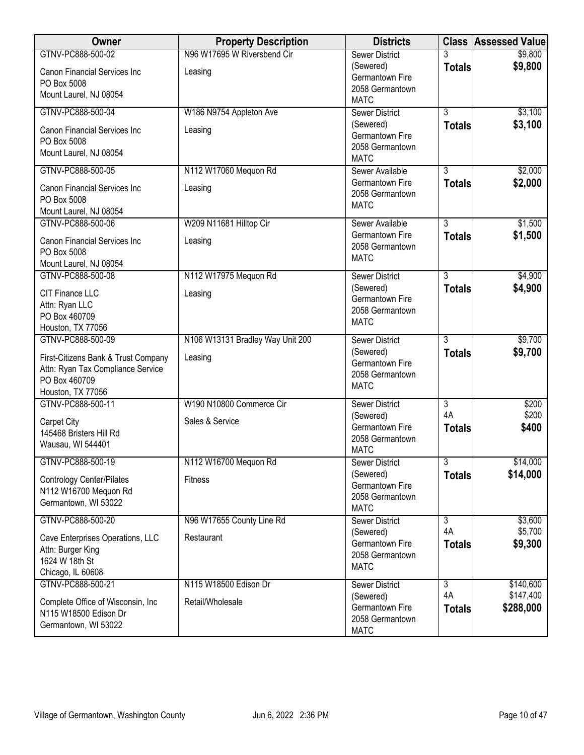| Owner | Property Description | Districts | Class | Assessed Value |
|---|---|---|---|---|
| GTNV-PC888-500-02<br>Canon Financial Services Inc<br>PO Box 5008<br>Mount Laurel, NJ 08054 | N96 W17695 W Riversbend Cir<br>Leasing | Sewer District (Sewered)<br>Germantown Fire<br>2058 Germantown<br>MATC | 3<br>**Totals** | $9,800<br>**$9,800** |
| GTNV-PC888-500-04<br>Canon Financial Services Inc<br>PO Box 5008<br>Mount Laurel, NJ 08054 | W186 N9754 Appleton Ave<br>Leasing | Sewer District (Sewered)<br>Germantown Fire<br>2058 Germantown<br>MATC | 3<br>**Totals** | $3,100<br>**$3,100** |
| GTNV-PC888-500-05<br>Canon Financial Services Inc<br>PO Box 5008<br>Mount Laurel, NJ 08054 | N112 W17060 Mequon Rd<br>Leasing | Sewer Available<br>Germantown Fire<br>2058 Germantown<br>MATC | 3<br>**Totals** | $2,000<br>**$2,000** |
| GTNV-PC888-500-06<br>Canon Financial Services Inc<br>PO Box 5008<br>Mount Laurel, NJ 08054 | W209 N11681 Hilltop Cir<br>Leasing | Sewer Available<br>Germantown Fire<br>2058 Germantown<br>MATC | 3<br>**Totals** | $1,500<br>**$1,500** |
| GTNV-PC888-500-08<br>CIT Finance LLC<br>Attn: Ryan LLC<br>PO Box 460709<br>Houston, TX 77056 | N112 W17975 Mequon Rd<br>Leasing | Sewer District (Sewered)<br>Germantown Fire<br>2058 Germantown<br>MATC | 3<br>**Totals** | $4,900<br>**$4,900** |
| GTNV-PC888-500-09<br>First-Citizens Bank & Trust Company<br>Attn: Ryan Tax Compliance Service<br>PO Box 460709<br>Houston, TX 77056 | N106 W13131 Bradley Way Unit 200<br>Leasing | Sewer District (Sewered)<br>Germantown Fire<br>2058 Germantown<br>MATC | 3<br>**Totals** | $9,700<br>**$9,700** |
| GTNV-PC888-500-11<br>Carpet City<br>145468 Bristers Hill Rd<br>Wausau, WI 544401 | W190 N10800 Commerce Cir<br>Sales & Service | Sewer District (Sewered)<br>Germantown Fire<br>2058 Germantown<br>MATC | 3<br>4A<br>**Totals** | $200<br>$200<br>**$400** |
| GTNV-PC888-500-19<br>Contrology Center/Pilates<br>N112 W16700 Mequon Rd<br>Germantown, WI 53022 | N112 W16700 Mequon Rd<br>Fitness | Sewer District (Sewered)<br>Germantown Fire<br>2058 Germantown<br>MATC | 3<br>**Totals** | $14,000<br>**$14,000** |
| GTNV-PC888-500-20<br>Cave Enterprises Operations, LLC<br>Attn: Burger King<br>1624 W 18th St<br>Chicago, IL 60608 | N96 W17655 County Line Rd<br>Restaurant | Sewer District (Sewered)<br>Germantown Fire<br>2058 Germantown<br>MATC | 3<br>4A<br>**Totals** | $3,600<br>$5,700<br>**$9,300** |
| GTNV-PC888-500-21<br>Complete Office of Wisconsin, Inc<br>N115 W18500 Edison Dr<br>Germantown, WI 53022 | N115 W18500 Edison Dr<br>Retail/Wholesale | Sewer District (Sewered)<br>Germantown Fire<br>2058 Germantown<br>MATC | 3<br>4A<br>**Totals** | $140,600<br>$147,400<br>**$288,000** |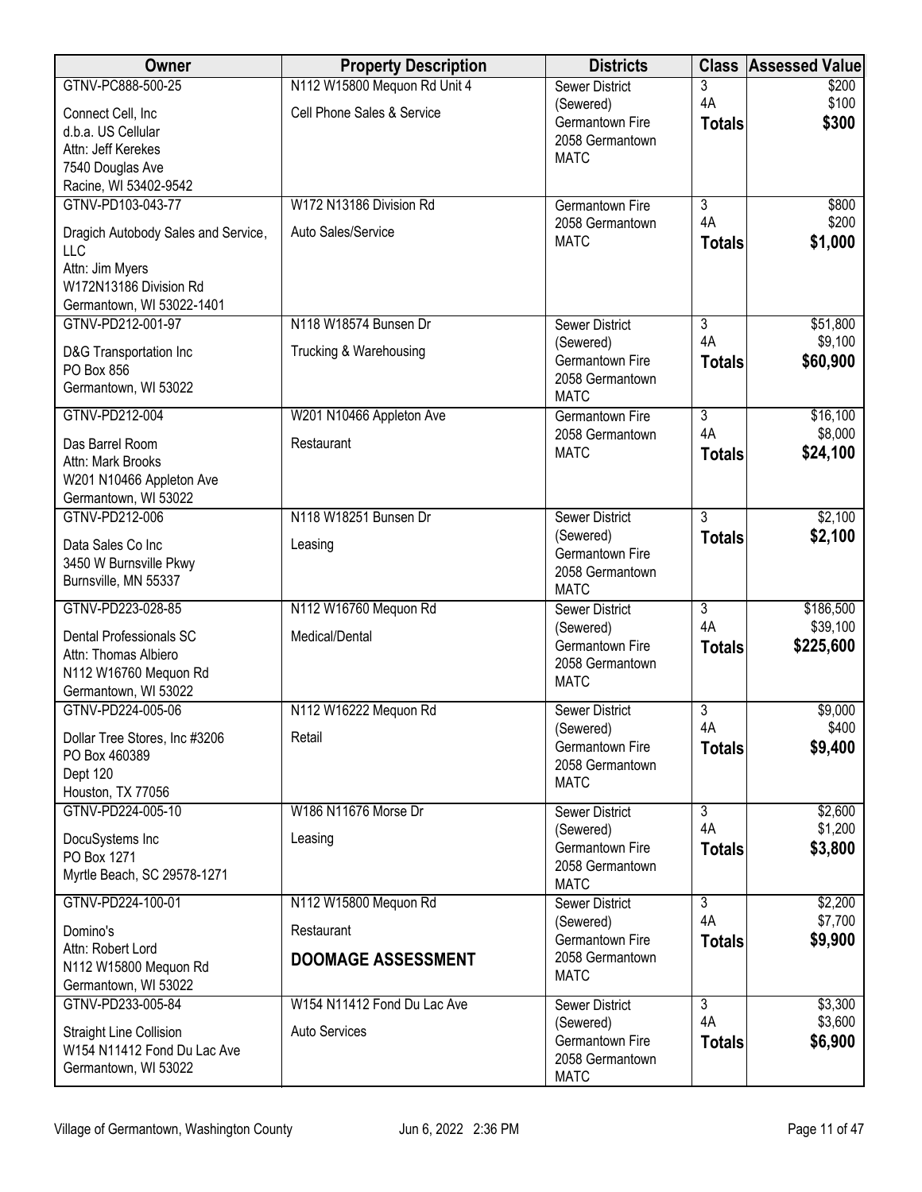| Owner | Property Description | Districts | Class | Assessed Value |
|---|---|---|---|---|
| GTNV-PC888-500-25<br>Connect Cell, Inc<br>d.b.a. US Cellular<br>Attn: Jeff Kerekes<br>7540 Douglas Ave<br>Racine, WI 53402-9542 | N112 W15800 Mequon Rd Unit 4<br>Cell Phone Sales & Service | Sewer District (Sewered)<br>Germantown Fire<br>2058 Germantown<br>MATC | 3<br>4A<br>**Totals** | $200<br>$100<br>**$300** |
| GTNV-PD103-043-77<br>Dragich Autobody Sales and Service, LLC<br>Attn: Jim Myers<br>W172N13186 Division Rd<br>Germantown, WI 53022-1401 | W172 N13186 Division Rd<br>Auto Sales/Service | Germantown Fire<br>2058 Germantown<br>MATC | 3<br>4A<br>**Totals** | $800<br>$200<br>**$1,000** |
| GTNV-PD212-001-97<br>D&G Transportation Inc<br>PO Box 856<br>Germantown, WI 53022 | N118 W18574 Bunsen Dr<br>Trucking & Warehousing | Sewer District (Sewered)<br>Germantown Fire<br>2058 Germantown<br>MATC | 3<br>4A<br>**Totals** | $51,800<br>$9,100<br>**$60,900** |
| GTNV-PD212-004<br>Das Barrel Room<br>Attn: Mark Brooks<br>W201 N10466 Appleton Ave<br>Germantown, WI 53022 | W201 N10466 Appleton Ave<br>Restaurant | Germantown Fire<br>2058 Germantown<br>MATC | 3<br>4A<br>**Totals** | $16,100<br>$8,000<br>**$24,100** |
| GTNV-PD212-006<br>Data Sales Co Inc<br>3450 W Burnsville Pkwy<br>Burnsville, MN 55337 | N118 W18251 Bunsen Dr<br>Leasing | Sewer District (Sewered)<br>Germantown Fire<br>2058 Germantown<br>MATC | 3<br>**Totals** | $2,100<br>**$2,100** |
| GTNV-PD223-028-85<br>Dental Professionals SC<br>Attn: Thomas Albiero<br>N112 W16760 Mequon Rd<br>Germantown, WI 53022 | N112 W16760 Mequon Rd<br>Medical/Dental | Sewer District (Sewered)<br>Germantown Fire<br>2058 Germantown<br>MATC | 3<br>4A<br>**Totals** | $186,500<br>$39,100<br>**$225,600** |
| GTNV-PD224-005-06<br>Dollar Tree Stores, Inc #3206<br>PO Box 460389<br>Dept 120<br>Houston, TX 77056 | N112 W16222 Mequon Rd<br>Retail | Sewer District (Sewered)<br>Germantown Fire<br>2058 Germantown<br>MATC | 3<br>4A<br>**Totals** | $9,000<br>$400<br>**$9,400** |
| GTNV-PD224-005-10<br>DocuSystems Inc<br>PO Box 1271<br>Myrtle Beach, SC 29578-1271 | W186 N11676 Morse Dr<br>Leasing | Sewer District (Sewered)<br>Germantown Fire<br>2058 Germantown<br>MATC | 3<br>4A<br>**Totals** | $2,600<br>$1,200<br>**$3,800** |
| GTNV-PD224-100-01<br>Domino's<br>Attn: Robert Lord<br>N112 W15800 Mequon Rd<br>Germantown, WI 53022 | N112 W15800 Mequon Rd<br>Restaurant<br>**DOOMAGE ASSESSMENT** | Sewer District (Sewered)<br>Germantown Fire<br>2058 Germantown<br>MATC | 3<br>4A<br>**Totals** | $2,200<br>$7,700<br>**$9,900** |
| GTNV-PD233-005-84<br>Straight Line Collision<br>W154 N11412 Fond Du Lac Ave<br>Germantown, WI 53022 | W154 N11412 Fond Du Lac Ave<br>Auto Services | Sewer District (Sewered)<br>Germantown Fire<br>2058 Germantown<br>MATC | 3<br>4A<br>**Totals** | $3,300<br>$3,600<br>**$6,900** |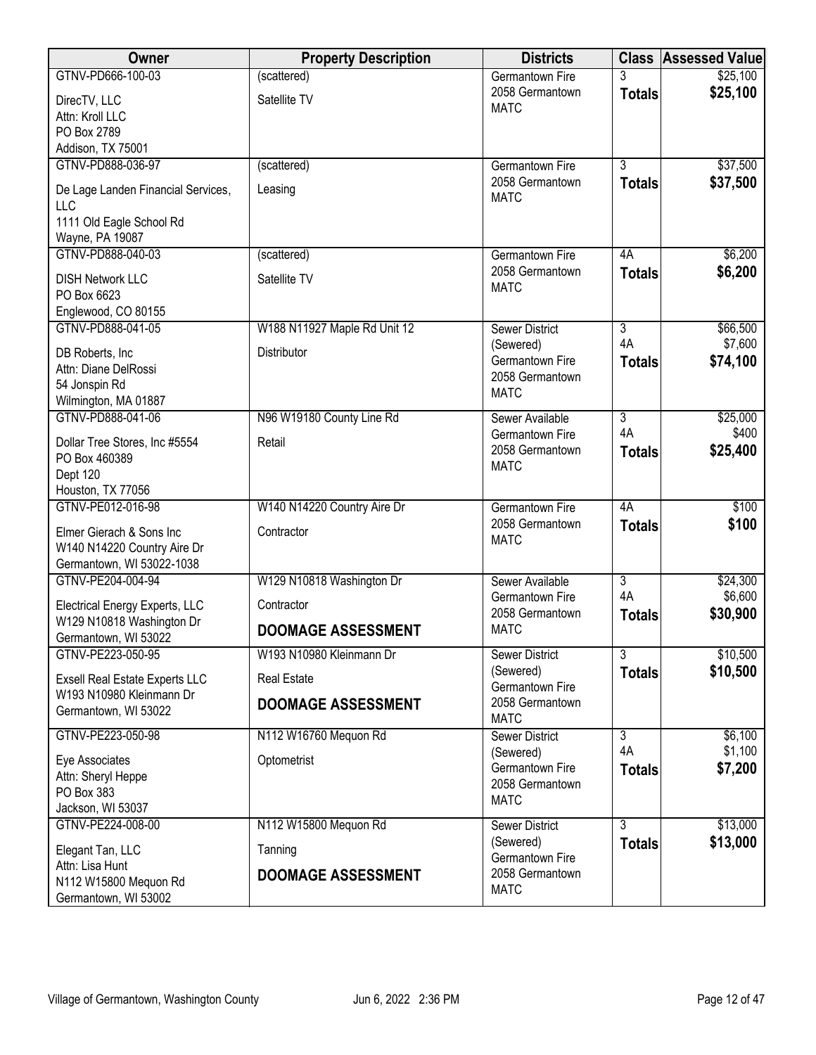| Owner | Property Description | Districts | Class | Assessed Value |
|---|---|---|---|---|
| GTNV-PD666-100-03<br>DirecTV, LLC<br>Attn: Kroll LLC<br>PO Box 2789<br>Addison, TX 75001 | (scattered)<br>Satellite TV | Germantown Fire<br>2058 Germantown<br>MATC | 3<br>**Totals** | $25,100<br>**$25,100** |
| GTNV-PD888-036-97<br>De Lage Landen Financial Services, LLC<br>1111 Old Eagle School Rd<br>Wayne, PA 19087 | (scattered)<br>Leasing | Germantown Fire<br>2058 Germantown<br>MATC | 3<br>**Totals** | $37,500<br>**$37,500** |
| GTNV-PD888-040-03<br>DISH Network LLC<br>PO Box 6623<br>Englewood, CO 80155 | (scattered)<br>Satellite TV | Germantown Fire<br>2058 Germantown<br>MATC | 4A<br>**Totals** | $6,200<br>**$6,200** |
| GTNV-PD888-041-05<br>DB Roberts, Inc<br>Attn: Diane DelRossi<br>54 Jonspin Rd<br>Wilmington, MA 01887 | W188 N11927 Maple Rd Unit 12<br>Distributor | Sewer District (Sewered)<br>Germantown Fire<br>2058 Germantown<br>MATC | 3<br>4A<br>**Totals** | $66,500<br>$7,600<br>**$74,100** |
| GTNV-PD888-041-06<br>Dollar Tree Stores, Inc #5554<br>PO Box 460389<br>Dept 120<br>Houston, TX 77056 | N96 W19180 County Line Rd<br>Retail | Sewer Available<br>Germantown Fire<br>2058 Germantown<br>MATC | 3<br>4A<br>**Totals** | $25,000<br>$400<br>**$25,400** |
| GTNV-PE012-016-98<br>Elmer Gierach & Sons Inc<br>W140 N14220 Country Aire Dr<br>Germantown, WI 53022-1038 | W140 N14220 Country Aire Dr<br>Contractor | Germantown Fire<br>2058 Germantown<br>MATC | 4A<br>**Totals** | $100<br>**$100** |
| GTNV-PE204-004-94<br>Electrical Energy Experts, LLC<br>W129 N10818 Washington Dr<br>Germantown, WI 53022 | W129 N10818 Washington Dr<br>Contractor<br>**DOOMAGE ASSESSMENT** | Sewer Available<br>Germantown Fire<br>2058 Germantown<br>MATC | 3<br>4A<br>**Totals** | $24,300<br>$6,600<br>**$30,900** |
| GTNV-PE223-050-95<br>Exsell Real Estate Experts LLC<br>W193 N10980 Kleinmann Dr<br>Germantown, WI 53022 | W193 N10980 Kleinmann Dr<br>Real Estate<br>**DOOMAGE ASSESSMENT** | Sewer District (Sewered)<br>Germantown Fire<br>2058 Germantown<br>MATC | 3<br>**Totals** | $10,500<br>**$10,500** |
| GTNV-PE223-050-98<br>Eye Associates<br>Attn: Sheryl Heppe<br>PO Box 383<br>Jackson, WI 53037 | N112 W16760 Mequon Rd<br>Optometrist | Sewer District (Sewered)<br>Germantown Fire<br>2058 Germantown<br>MATC | 3<br>4A<br>**Totals** | $6,100<br>$1,100<br>**$7,200** |
| GTNV-PE224-008-00<br>Elegant Tan, LLC<br>Attn: Lisa Hunt<br>N112 W15800 Mequon Rd<br>Germantown, WI 53002 | N112 W15800 Mequon Rd<br>Tanning<br>**DOOMAGE ASSESSMENT** | Sewer District (Sewered)<br>Germantown Fire<br>2058 Germantown<br>MATC | 3<br>**Totals** | $13,000<br>**$13,000** |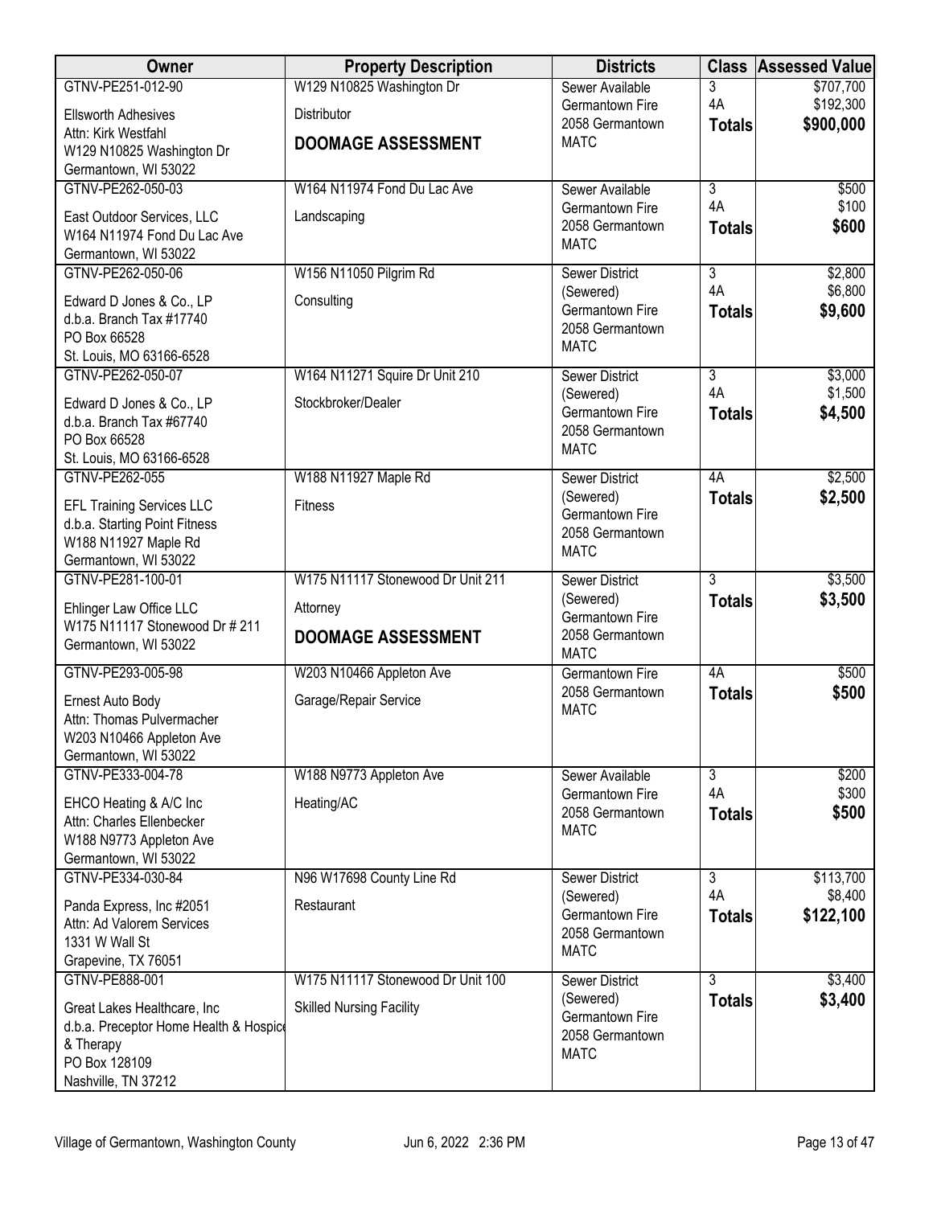| Owner | Property Description | Districts | Class | Assessed Value |
|---|---|---|---|---|
| GTNV-PE251-012-90<br>Ellsworth Adhesives<br>Attn: Kirk Westfahl<br>W129 N10825 Washington Dr<br>Germantown, WI 53022 | W129 N10825 Washington Dr<br>Distributor<br>**DOOMAGE ASSESSMENT** | Sewer Available<br>Germantown Fire<br>2058 Germantown<br>MATC | 3<br>4A<br>**Totals** | $707,700<br>$192,300<br>**$900,000** |
| GTNV-PE262-050-03<br>East Outdoor Services, LLC<br>W164 N11974 Fond Du Lac Ave<br>Germantown, WI 53022 | W164 N11974 Fond Du Lac Ave<br>Landscaping | Sewer Available<br>Germantown Fire<br>2058 Germantown<br>MATC | 3<br>4A<br>**Totals** | $500<br>$100<br>**$600** |
| GTNV-PE262-050-06<br>Edward D Jones & Co., LP<br>d.b.a. Branch Tax #17740<br>PO Box 66528<br>St. Louis, MO 63166-6528 | W156 N11050 Pilgrim Rd<br>Consulting | Sewer District (Sewered)<br>Germantown Fire<br>2058 Germantown<br>MATC | 3<br>4A<br>**Totals** | $2,800<br>$6,800<br>**$9,600** |
| GTNV-PE262-050-07<br>Edward D Jones & Co., LP<br>d.b.a. Branch Tax #67740<br>PO Box 66528<br>St. Louis, MO 63166-6528 | W164 N11271 Squire Dr Unit 210<br>Stockbroker/Dealer | Sewer District (Sewered)<br>Germantown Fire<br>2058 Germantown<br>MATC | 3<br>4A<br>**Totals** | $3,000<br>$1,500<br>**$4,500** |
| GTNV-PE262-055<br>EFL Training Services LLC<br>d.b.a. Starting Point Fitness<br>W188 N11927 Maple Rd<br>Germantown, WI 53022 | W188 N11927 Maple Rd<br>Fitness | Sewer District (Sewered)<br>Germantown Fire<br>2058 Germantown<br>MATC | 4A<br>**Totals** | $2,500<br>**$2,500** |
| GTNV-PE281-100-01<br>Ehlinger Law Office LLC<br>W175 N11117 Stonewood Dr # 211<br>Germantown, WI 53022 | W175 N11117 Stonewood Dr Unit 211<br>Attorney<br>**DOOMAGE ASSESSMENT** | Sewer District (Sewered)<br>Germantown Fire<br>2058 Germantown<br>MATC | 3<br>**Totals** | $3,500<br>**$3,500** |
| GTNV-PE293-005-98<br>Ernest Auto Body<br>Attn: Thomas Pulvermacher<br>W203 N10466 Appleton Ave<br>Germantown, WI 53022 | W203 N10466 Appleton Ave<br>Garage/Repair Service | Germantown Fire<br>2058 Germantown<br>MATC | 4A<br>**Totals** | $500<br>**$500** |
| GTNV-PE333-004-78<br>EHCO Heating & A/C Inc<br>Attn: Charles Ellenbecker<br>W188 N9773 Appleton Ave<br>Germantown, WI 53022 | W188 N9773 Appleton Ave<br>Heating/AC | Sewer Available<br>Germantown Fire<br>2058 Germantown<br>MATC | 3<br>4A<br>**Totals** | $200<br>$300<br>**$500** |
| GTNV-PE334-030-84<br>Panda Express, Inc #2051<br>Attn: Ad Valorem Services<br>1331 W Wall St<br>Grapevine, TX 76051 | N96 W17698 County Line Rd<br>Restaurant | Sewer District (Sewered)<br>Germantown Fire<br>2058 Germantown<br>MATC | 3<br>4A<br>**Totals** | $113,700<br>$8,400<br>**$122,100** |
| GTNV-PE888-001<br>Great Lakes Healthcare, Inc<br>d.b.a. Preceptor Home Health & Hospice & Therapy<br>PO Box 128109<br>Nashville, TN 37212 | W175 N11117 Stonewood Dr Unit 100<br>Skilled Nursing Facility | Sewer District (Sewered)<br>Germantown Fire<br>2058 Germantown<br>MATC | 3<br>**Totals** | $3,400<br>**$3,400** |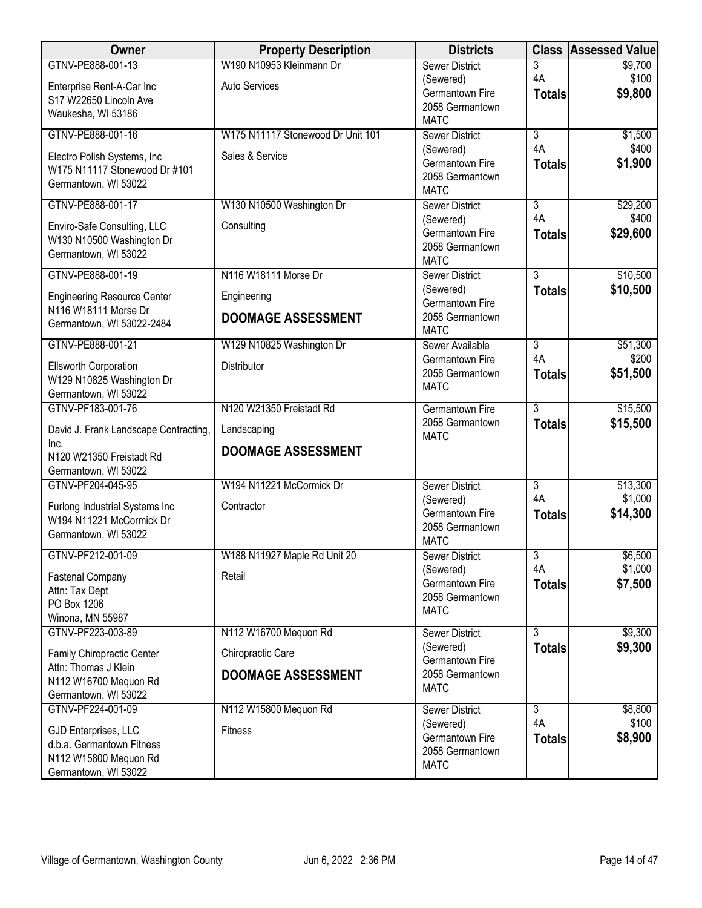| Owner | Property Description | Districts | Class | Assessed Value |
|---|---|---|---|---|
| GTNV-PE888-001-13<br>Enterprise Rent-A-Car Inc<br>S17 W22650 Lincoln Ave<br>Waukesha, WI 53186 | W190 N10953 Kleinmann Dr<br>Auto Services | Sewer District (Sewered)<br>Germantown Fire<br>2058 Germantown<br>MATC | 3<br>4A<br>**Totals** | $9,700<br>$100<br>**$9,800** |
| GTNV-PE888-001-16<br>Electro Polish Systems, Inc<br>W175 N11117 Stonewood Dr #101<br>Germantown, WI 53022 | W175 N11117 Stonewood Dr Unit 101<br>Sales & Service | Sewer District (Sewered)<br>Germantown Fire<br>2058 Germantown<br>MATC | 3<br>4A<br>**Totals** | $1,500<br>$400<br>**$1,900** |
| GTNV-PE888-001-17<br>Enviro-Safe Consulting, LLC<br>W130 N10500 Washington Dr<br>Germantown, WI 53022 | W130 N10500 Washington Dr<br>Consulting | Sewer District (Sewered)<br>Germantown Fire<br>2058 Germantown<br>MATC | 3<br>4A<br>**Totals** | $29,200<br>$400<br>**$29,600** |
| GTNV-PE888-001-19<br>Engineering Resource Center<br>N116 W18111 Morse Dr<br>Germantown, WI 53022-2484 | N116 W18111 Morse Dr<br>Engineering<br>**DOOMAGE ASSESSMENT** | Sewer District (Sewered)<br>Germantown Fire<br>2058 Germantown<br>MATC | 3<br>**Totals** | $10,500<br>**$10,500** |
| GTNV-PE888-001-21<br>Ellsworth Corporation<br>W129 N10825 Washington Dr<br>Germantown, WI 53022 | W129 N10825 Washington Dr<br>Distributor | Sewer Available<br>Germantown Fire<br>2058 Germantown<br>MATC | 3<br>4A<br>**Totals** | $51,300<br>$200<br>**$51,500** |
| GTNV-PF183-001-76<br>David J. Frank Landscape Contracting, Inc.<br>N120 W21350 Freistadt Rd<br>Germantown, WI 53022 | N120 W21350 Freistadt Rd<br>Landscaping<br>**DOOMAGE ASSESSMENT** | Germantown Fire<br>2058 Germantown<br>MATC | 3<br>**Totals** | $15,500<br>**$15,500** |
| GTNV-PF204-045-95<br>Furlong Industrial Systems Inc<br>W194 N11221 McCormick Dr<br>Germantown, WI 53022 | W194 N11221 McCormick Dr<br>Contractor | Sewer District (Sewered)<br>Germantown Fire<br>2058 Germantown<br>MATC | 3<br>4A<br>**Totals** | $13,300<br>$1,000<br>**$14,300** |
| GTNV-PF212-001-09<br>Fastenal Company<br>Attn: Tax Dept<br>PO Box 1206<br>Winona, MN 55987 | W188 N11927 Maple Rd Unit 20<br>Retail | Sewer District (Sewered)<br>Germantown Fire<br>2058 Germantown<br>MATC | 3<br>4A<br>**Totals** | $6,500<br>$1,000<br>**$7,500** |
| GTNV-PF223-003-89<br>Family Chiropractic Center<br>Attn: Thomas J Klein<br>N112 W16700 Mequon Rd<br>Germantown, WI 53022 | N112 W16700 Mequon Rd<br>Chiropractic Care<br>**DOOMAGE ASSESSMENT** | Sewer District (Sewered)<br>Germantown Fire<br>2058 Germantown<br>MATC | 3<br>**Totals** | $9,300<br>**$9,300** |
| GTNV-PF224-001-09<br>GJD Enterprises, LLC<br>d.b.a. Germantown Fitness<br>N112 W15800 Mequon Rd<br>Germantown, WI 53022 | N112 W15800 Mequon Rd<br>Fitness | Sewer District (Sewered)<br>Germantown Fire<br>2058 Germantown<br>MATC | 3<br>4A<br>**Totals** | $8,800<br>$100<br>**$8,900** |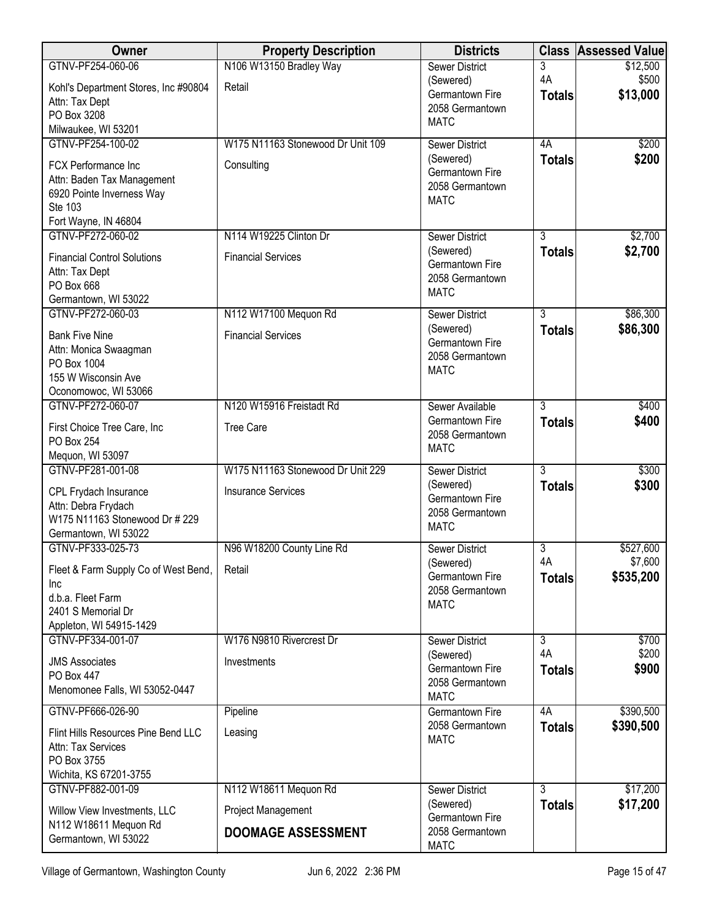| Owner | Property Description | Districts | Class | Assessed Value |
|---|---|---|---|---|
| GTNV-PF254-060-06<br>Kohl's Department Stores, Inc #90804<br>Attn: Tax Dept<br>PO Box 3208<br>Milwaukee, WI 53201 | N106 W13150 Bradley Way<br>Retail | Sewer District (Sewered)<br>Germantown Fire<br>2058 Germantown<br>MATC | 3<br>4A<br>**Totals** | $12,500<br>$500<br>**$13,000** |
| GTNV-PF254-100-02<br>FCX Performance Inc<br>Attn: Baden Tax Management<br>6920 Pointe Inverness Way<br>Ste 103<br>Fort Wayne, IN 46804 | W175 N11163 Stonewood Dr Unit 109<br>Consulting | Sewer District (Sewered)<br>Germantown Fire<br>2058 Germantown<br>MATC | 4A<br>**Totals** | $200<br>**$200** |
| GTNV-PF272-060-02<br>Financial Control Solutions<br>Attn: Tax Dept<br>PO Box 668<br>Germantown, WI 53022 | N114 W19225 Clinton Dr<br>Financial Services | Sewer District (Sewered)<br>Germantown Fire<br>2058 Germantown<br>MATC | 3<br>**Totals** | $2,700<br>**$2,700** |
| GTNV-PF272-060-03<br>Bank Five Nine<br>Attn: Monica Swaagman<br>PO Box 1004<br>155 W Wisconsin Ave<br>Oconomowoc, WI 53066 | N112 W17100 Mequon Rd<br>Financial Services | Sewer District (Sewered)<br>Germantown Fire<br>2058 Germantown<br>MATC | 3<br>**Totals** | $86,300<br>**$86,300** |
| GTNV-PF272-060-07<br>First Choice Tree Care, Inc<br>PO Box 254<br>Mequon, WI 53097 | N120 W15916 Freistadt Rd<br>Tree Care | Sewer Available<br>Germantown Fire<br>2058 Germantown<br>MATC | 3<br>**Totals** | $400<br>**$400** |
| GTNV-PF281-001-08<br>CPL Frydach Insurance<br>Attn: Debra Frydach<br>W175 N11163 Stonewood Dr # 229<br>Germantown, WI 53022 | W175 N11163 Stonewood Dr Unit 229<br>Insurance Services | Sewer District (Sewered)<br>Germantown Fire<br>2058 Germantown<br>MATC | 3<br>**Totals** | $300<br>**$300** |
| GTNV-PF333-025-73<br>Fleet & Farm Supply Co of West Bend, Inc<br>d.b.a. Fleet Farm<br>2401 S Memorial Dr<br>Appleton, WI 54915-1429 | N96 W18200 County Line Rd<br>Retail | Sewer District (Sewered)<br>Germantown Fire<br>2058 Germantown<br>MATC | 3<br>4A<br>**Totals** | $527,600<br>$7,600<br>**$535,200** |
| GTNV-PF334-001-07<br>JMS Associates<br>PO Box 447<br>Menomonee Falls, WI 53052-0447 | W176 N9810 Rivercrest Dr<br>Investments | Sewer District (Sewered)<br>Germantown Fire<br>2058 Germantown<br>MATC | 3<br>4A<br>**Totals** | $700<br>$200<br>**$900** |
| GTNV-PF666-026-90<br>Flint Hills Resources Pine Bend LLC<br>Attn: Tax Services<br>PO Box 3755<br>Wichita, KS 67201-3755 | Pipeline<br>Leasing | Germantown Fire<br>2058 Germantown<br>MATC | 4A<br>**Totals** | $390,500<br>**$390,500** |
| GTNV-PF882-001-09<br>Willow View Investments, LLC<br>N112 W18611 Mequon Rd<br>Germantown, WI 53022 | N112 W18611 Mequon Rd<br>Project Management<br>**DOOMAGE ASSESSMENT** | Sewer District (Sewered)<br>Germantown Fire<br>2058 Germantown<br>MATC | 3<br>**Totals** | $17,200<br>**$17,200** |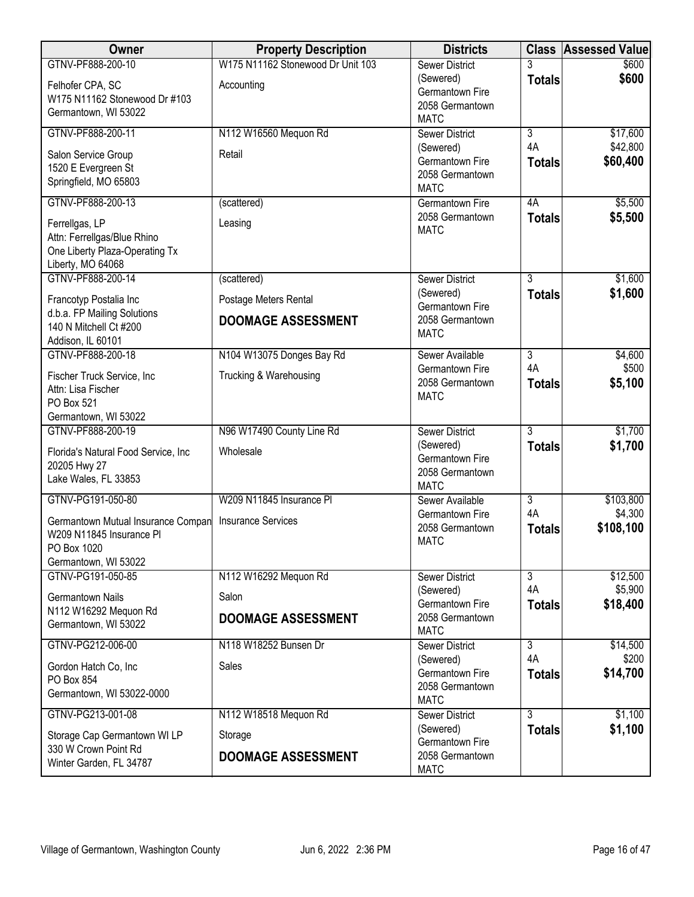| Owner | Property Description | Districts | Class | Assessed Value |
|---|---|---|---|---|
| GTNV-PF888-200-10<br>Felhofer CPA, SC<br>W175 N11162 Stonewood Dr #103<br>Germantown, WI 53022 | W175 N11162 Stonewood Dr Unit 103<br>Accounting | Sewer District (Sewered)<br>Germantown Fire<br>2058 Germantown<br>MATC | 3<br>**Totals** | $600<br>**$600** |
| GTNV-PF888-200-11<br>Salon Service Group<br>1520 E Evergreen St<br>Springfield, MO 65803 | N112 W16560 Mequon Rd<br>Retail | Sewer District (Sewered)<br>Germantown Fire<br>2058 Germantown<br>MATC | 3<br>4A<br>**Totals** | $17,600<br>$42,800<br>**$60,400** |
| GTNV-PF888-200-13<br>Ferrellgas, LP<br>Attn: Ferrellgas/Blue Rhino<br>One Liberty Plaza-Operating Tx<br>Liberty, MO 64068 | (scattered)<br>Leasing | Germantown Fire<br>2058 Germantown<br>MATC | 4A<br>**Totals** | $5,500<br>**$5,500** |
| GTNV-PF888-200-14<br>Francotyp Postalia Inc<br>d.b.a. FP Mailing Solutions<br>140 N Mitchell Ct #200<br>Addison, IL 60101 | (scattered)<br>Postage Meters Rental<br>**DOOMAGE ASSESSMENT** | Sewer District (Sewered)<br>Germantown Fire<br>2058 Germantown<br>MATC | 3<br>**Totals** | $1,600<br>**$1,600** |
| GTNV-PF888-200-18<br>Fischer Truck Service, Inc<br>Attn: Lisa Fischer<br>PO Box 521<br>Germantown, WI 53022 | N104 W13075 Donges Bay Rd<br>Trucking & Warehousing | Sewer Available<br>Germantown Fire<br>2058 Germantown<br>MATC | 3<br>4A<br>**Totals** | $4,600<br>$500<br>**$5,100** |
| GTNV-PF888-200-19<br>Florida's Natural Food Service, Inc<br>20205 Hwy 27<br>Lake Wales, FL 33853 | N96 W17490 County Line Rd<br>Wholesale | Sewer District (Sewered)<br>Germantown Fire<br>2058 Germantown<br>MATC | 3<br>**Totals** | $1,700<br>**$1,700** |
| GTNV-PG191-050-80<br>Germantown Mutual Insurance Compan<br>W209 N11845 Insurance Pl<br>PO Box 1020<br>Germantown, WI 53022 | W209 N11845 Insurance Pl<br>Insurance Services | Sewer Available<br>Germantown Fire<br>2058 Germantown<br>MATC | 3<br>4A<br>**Totals** | $103,800<br>$4,300<br>**$108,100** |
| GTNV-PG191-050-85<br>Germantown Nails<br>N112 W16292 Mequon Rd<br>Germantown, WI 53022 | N112 W16292 Mequon Rd<br>Salon<br>**DOOMAGE ASSESSMENT** | Sewer District (Sewered)<br>Germantown Fire<br>2058 Germantown<br>MATC | 3<br>4A<br>**Totals** | $12,500<br>$5,900<br>**$18,400** |
| GTNV-PG212-006-00<br>Gordon Hatch Co, Inc<br>PO Box 854<br>Germantown, WI 53022-0000 | N118 W18252 Bunsen Dr<br>Sales | Sewer District (Sewered)<br>Germantown Fire<br>2058 Germantown<br>MATC | 3<br>4A<br>**Totals** | $14,500<br>$200<br>**$14,700** |
| GTNV-PG213-001-08<br>Storage Cap Germantown WI LP<br>330 W Crown Point Rd<br>Winter Garden, FL 34787 | N112 W18518 Mequon Rd<br>Storage<br>**DOOMAGE ASSESSMENT** | Sewer District (Sewered)<br>Germantown Fire<br>2058 Germantown<br>MATC | 3<br>**Totals** | $1,100<br>**$1,100** |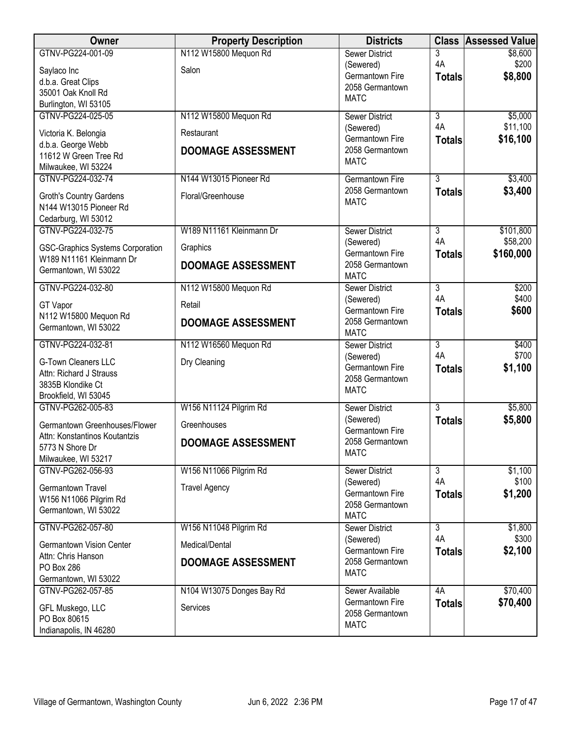| Owner | Property Description | Districts | Class | Assessed Value |
|---|---|---|---|---|
| GTNV-PG224-001-09<br>Saylaco Inc<br>d.b.a. Great Clips<br>35001 Oak Knoll Rd<br>Burlington, WI 53105 | N112 W15800 Mequon Rd<br>Salon | Sewer District (Sewered)<br>Germantown Fire<br>2058 Germantown<br>MATC | 3<br>4A<br>**Totals** | $8,600<br>$200<br>**$8,800** |
| GTNV-PG224-025-05<br>Victoria K. Belongia<br>d.b.a. George Webb<br>11612 W Green Tree Rd<br>Milwaukee, WI 53224 | N112 W15800 Mequon Rd<br>Restaurant<br>**DOOMAGE ASSESSMENT** | Sewer District (Sewered)<br>Germantown Fire<br>2058 Germantown<br>MATC | 3<br>4A<br>**Totals** | $5,000<br>$11,100<br>**$16,100** |
| GTNV-PG224-032-74<br>Groth's Country Gardens<br>N144 W13015 Pioneer Rd<br>Cedarburg, WI 53012 | N144 W13015 Pioneer Rd<br>Floral/Greenhouse | Germantown Fire<br>2058 Germantown<br>MATC | 3<br>**Totals** | $3,400<br>**$3,400** |
| GTNV-PG224-032-75<br>GSC-Graphics Systems Corporation<br>W189 N11161 Kleinmann Dr<br>Germantown, WI 53022 | W189 N11161 Kleinmann Dr<br>Graphics<br>**DOOMAGE ASSESSMENT** | Sewer District (Sewered)<br>Germantown Fire<br>2058 Germantown<br>MATC | 3<br>4A<br>**Totals** | $101,800<br>$58,200<br>**$160,000** |
| GTNV-PG224-032-80<br>GT Vapor<br>N112 W15800 Mequon Rd<br>Germantown, WI 53022 | N112 W15800 Mequon Rd<br>Retail<br>**DOOMAGE ASSESSMENT** | Sewer District (Sewered)<br>Germantown Fire<br>2058 Germantown<br>MATC | 3<br>4A<br>**Totals** | $200<br>$400<br>**$600** |
| GTNV-PG224-032-81<br>G-Town Cleaners LLC<br>Attn: Richard J Strauss<br>3835B Klondike Ct<br>Brookfield, WI 53045 | N112 W16560 Mequon Rd<br>Dry Cleaning | Sewer District (Sewered)<br>Germantown Fire<br>2058 Germantown<br>MATC | 3<br>4A<br>**Totals** | $400<br>$700<br>**$1,100** |
| GTNV-PG262-005-83<br>Germantown Greenhouses/Flower<br>Attn: Konstantinos Koutantzis<br>5773 N Shore Dr<br>Milwaukee, WI 53217 | W156 N11124 Pilgrim Rd<br>Greenhouses<br>**DOOMAGE ASSESSMENT** | Sewer District (Sewered)<br>Germantown Fire<br>2058 Germantown<br>MATC | 3<br>**Totals** | $5,800<br>**$5,800** |
| GTNV-PG262-056-93<br>Germantown Travel<br>W156 N11066 Pilgrim Rd<br>Germantown, WI 53022 | W156 N11066 Pilgrim Rd<br>Travel Agency | Sewer District (Sewered)<br>Germantown Fire<br>2058 Germantown<br>MATC | 3<br>4A<br>**Totals** | $1,100<br>$100<br>**$1,200** |
| GTNV-PG262-057-80<br>Germantown Vision Center<br>Attn: Chris Hanson<br>PO Box 286<br>Germantown, WI 53022 | W156 N11048 Pilgrim Rd<br>Medical/Dental<br>**DOOMAGE ASSESSMENT** | Sewer District (Sewered)<br>Germantown Fire<br>2058 Germantown<br>MATC | 3<br>4A<br>**Totals** | $1,800<br>$300<br>**$2,100** |
| GTNV-PG262-057-85<br>GFL Muskego, LLC<br>PO Box 80615<br>Indianapolis, IN 46280 | N104 W13075 Donges Bay Rd<br>Services | Sewer Available<br>Germantown Fire<br>2058 Germantown<br>MATC | 4A<br>**Totals** | $70,400<br>**$70,400** |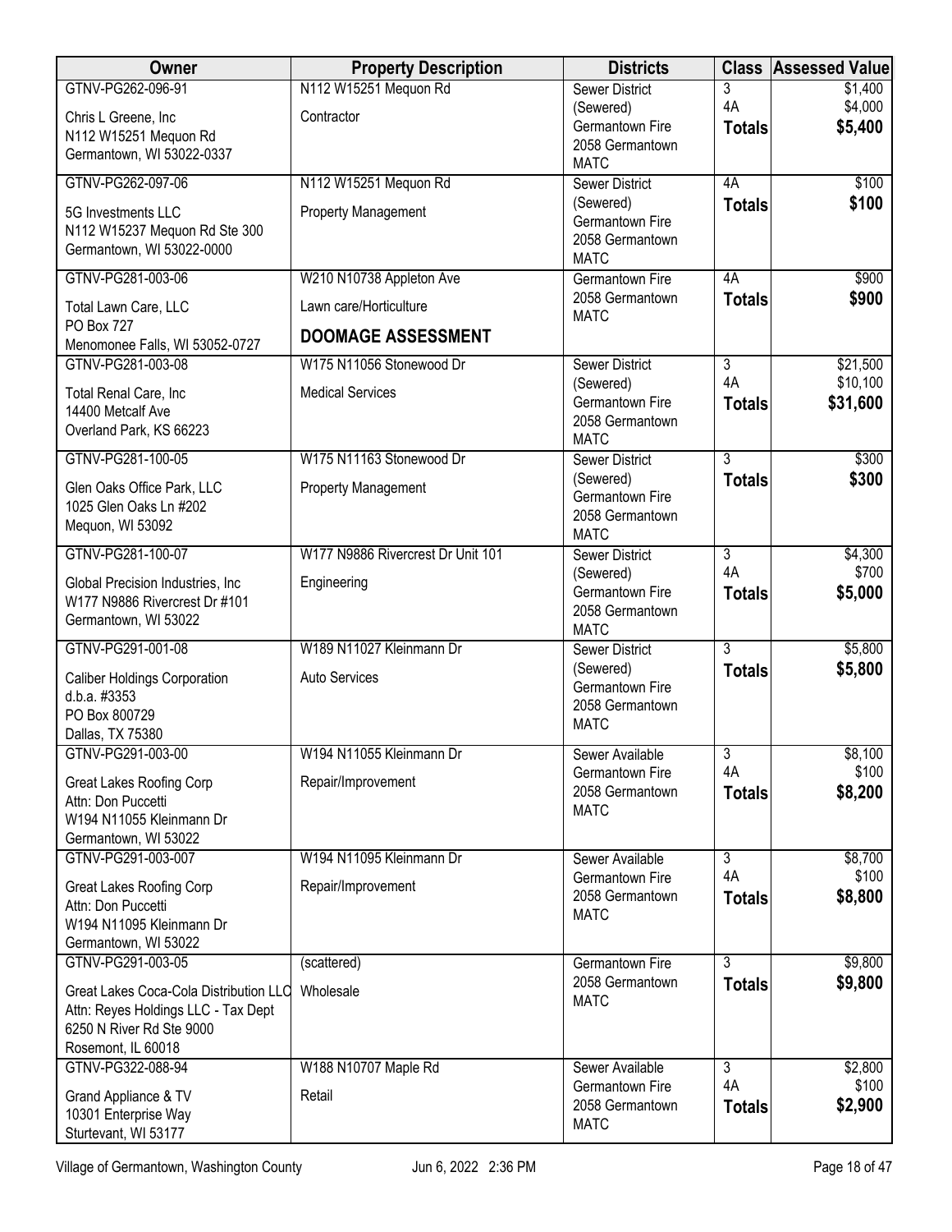| Owner | Property Description | Districts | Class | Assessed Value |
|---|---|---|---|---|
| GTNV-PG262-096-91<br>Chris L Greene, Inc<br>N112 W15251 Mequon Rd<br>Germantown, WI 53022-0337 | N112 W15251 Mequon Rd<br>Contractor | Sewer District (Sewered)<br>Germantown Fire<br>2058 Germantown<br>MATC | 3<br>4A<br>**Totals** | $1,400<br>$4,000<br>**$5,400** |
| GTNV-PG262-097-06<br>5G Investments LLC<br>N112 W15237 Mequon Rd Ste 300<br>Germantown, WI 53022-0000 | N112 W15251 Mequon Rd<br>Property Management | Sewer District (Sewered)<br>Germantown Fire<br>2058 Germantown<br>MATC | 4A<br>**Totals** | $100<br>**$100** |
| GTNV-PG281-003-06<br>Total Lawn Care, LLC<br>PO Box 727<br>Menomonee Falls, WI 53052-0727 | W210 N10738 Appleton Ave<br>Lawn care/Horticulture<br>**DOOMAGE ASSESSMENT** | Germantown Fire<br>2058 Germantown<br>MATC | 4A<br>**Totals** | $900<br>**$900** |
| GTNV-PG281-003-08<br>Total Renal Care, Inc<br>14400 Metcalf Ave<br>Overland Park, KS 66223 | W175 N11056 Stonewood Dr<br>Medical Services | Sewer District (Sewered)<br>Germantown Fire<br>2058 Germantown<br>MATC | 3<br>4A<br>**Totals** | $21,500<br>$10,100<br>**$31,600** |
| GTNV-PG281-100-05<br>Glen Oaks Office Park, LLC<br>1025 Glen Oaks Ln #202<br>Mequon, WI 53092 | W175 N11163 Stonewood Dr<br>Property Management | Sewer District (Sewered)<br>Germantown Fire<br>2058 Germantown<br>MATC | 3<br>**Totals** | $300<br>**$300** |
| GTNV-PG281-100-07<br>Global Precision Industries, Inc<br>W177 N9886 Rivercrest Dr #101<br>Germantown, WI 53022 | W177 N9886 Rivercrest Dr Unit 101<br>Engineering | Sewer District (Sewered)<br>Germantown Fire<br>2058 Germantown<br>MATC | 3<br>4A<br>**Totals** | $4,300<br>$700<br>**$5,000** |
| GTNV-PG291-001-08<br>Caliber Holdings Corporation<br>d.b.a. #3353<br>PO Box 800729<br>Dallas, TX 75380 | W189 N11027 Kleinmann Dr<br>Auto Services | Sewer District (Sewered)<br>Germantown Fire<br>2058 Germantown<br>MATC | 3<br>**Totals** | $5,800<br>**$5,800** |
| GTNV-PG291-003-00<br>Great Lakes Roofing Corp<br>Attn: Don Puccetti<br>W194 N11055 Kleinmann Dr<br>Germantown, WI 53022 | W194 N11055 Kleinmann Dr<br>Repair/Improvement | Sewer Available<br>Germantown Fire<br>2058 Germantown<br>MATC | 3<br>4A<br>**Totals** | $8,100<br>$100<br>**$8,200** |
| GTNV-PG291-003-007<br>Great Lakes Roofing Corp<br>Attn: Don Puccetti<br>W194 N11095 Kleinmann Dr<br>Germantown, WI 53022 | W194 N11095 Kleinmann Dr<br>Repair/Improvement | Sewer Available<br>Germantown Fire<br>2058 Germantown<br>MATC | 3<br>4A<br>**Totals** | $8,700<br>$100<br>**$8,800** |
| GTNV-PG291-003-05<br>Great Lakes Coca-Cola Distribution LLC<br>Attn: Reyes Holdings LLC - Tax Dept<br>6250 N River Rd Ste 9000<br>Rosemont, IL 60018 | (scattered)<br>Wholesale | Germantown Fire<br>2058 Germantown<br>MATC | 3<br>**Totals** | $9,800<br>**$9,800** |
| GTNV-PG322-088-94<br>Grand Appliance & TV<br>10301 Enterprise Way<br>Sturtevant, WI 53177 | W188 N10707 Maple Rd<br>Retail | Sewer Available<br>Germantown Fire<br>2058 Germantown<br>MATC | 3<br>4A<br>**Totals** | $2,800<br>$100<br>**$2,900** |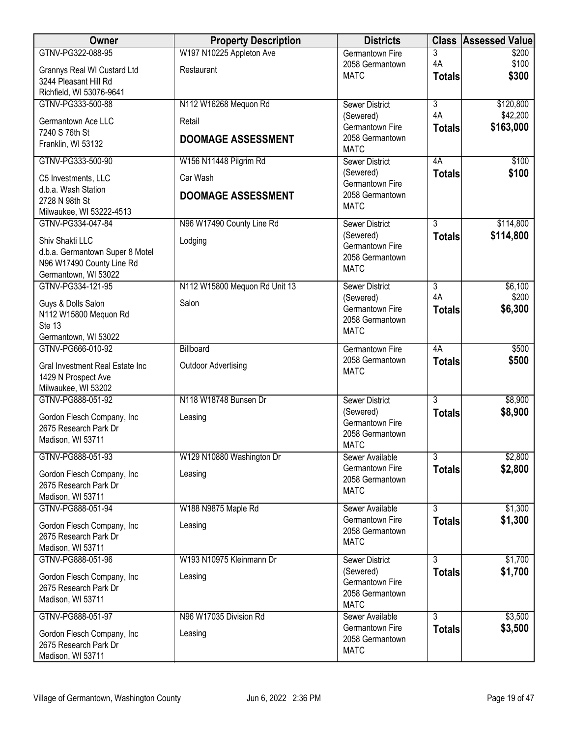| Owner | Property Description | Districts | Class | Assessed Value |
|---|---|---|---|---|
| GTNV-PG322-088-95<br>Grannys Real WI Custard Ltd<br>3244 Pleasant Hill Rd<br>Richfield, WI 53076-9641 | W197 N10225 Appleton Ave<br>Restaurant | Germantown Fire<br>2058 Germantown<br>MATC | 3<br>4A<br>**Totals** | $200<br>$100<br>**$300** |
| GTNV-PG333-500-88<br>Germantown Ace LLC<br>7240 S 76th St<br>Franklin, WI 53132 | N112 W16268 Mequon Rd<br>Retail<br>**DOOMAGE ASSESSMENT** | Sewer District (Sewered)<br>Germantown Fire<br>2058 Germantown<br>MATC | 3<br>4A<br>**Totals** | $120,800<br>$42,200<br>**$163,000** |
| GTNV-PG333-500-90<br>C5 Investments, LLC<br>d.b.a. Wash Station<br>2728 N 98th St<br>Milwaukee, WI 53222-4513 | W156 N11448 Pilgrim Rd<br>Car Wash<br>**DOOMAGE ASSESSMENT** | Sewer District (Sewered)<br>Germantown Fire<br>2058 Germantown<br>MATC | 4A<br>**Totals** | $100<br>**$100** |
| GTNV-PG334-047-84<br>Shiv Shakti LLC<br>d.b.a. Germantown Super 8 Motel<br>N96 W17490 County Line Rd<br>Germantown, WI 53022 | N96 W17490 County Line Rd<br>Lodging | Sewer District (Sewered)<br>Germantown Fire<br>2058 Germantown<br>MATC | 3<br>**Totals** | $114,800<br>**$114,800** |
| GTNV-PG334-121-95<br>Guys & Dolls Salon<br>N112 W15800 Mequon Rd<br>Ste 13<br>Germantown, WI 53022 | N112 W15800 Mequon Rd Unit 13<br>Salon | Sewer District (Sewered)<br>Germantown Fire<br>2058 Germantown<br>MATC | 3<br>4A<br>**Totals** | $6,100<br>$200<br>**$6,300** |
| GTNV-PG666-010-92<br>Gral Investment Real Estate Inc<br>1429 N Prospect Ave<br>Milwaukee, WI 53202 | Billboard<br>Outdoor Advertising | Germantown Fire<br>2058 Germantown<br>MATC | 4A<br>**Totals** | $500<br>**$500** |
| GTNV-PG888-051-92<br>Gordon Flesch Company, Inc<br>2675 Research Park Dr<br>Madison, WI 53711 | N118 W18748 Bunsen Dr<br>Leasing | Sewer District (Sewered)<br>Germantown Fire<br>2058 Germantown<br>MATC | 3<br>**Totals** | $8,900<br>**$8,900** |
| GTNV-PG888-051-93<br>Gordon Flesch Company, Inc<br>2675 Research Park Dr<br>Madison, WI 53711 | W129 N10880 Washington Dr<br>Leasing | Sewer Available<br>Germantown Fire<br>2058 Germantown<br>MATC | 3<br>**Totals** | $2,800<br>**$2,800** |
| GTNV-PG888-051-94<br>Gordon Flesch Company, Inc<br>2675 Research Park Dr<br>Madison, WI 53711 | W188 N9875 Maple Rd<br>Leasing | Sewer Available<br>Germantown Fire<br>2058 Germantown<br>MATC | 3<br>**Totals** | $1,300<br>**$1,300** |
| GTNV-PG888-051-96<br>Gordon Flesch Company, Inc<br>2675 Research Park Dr<br>Madison, WI 53711 | W193 N10975 Kleinmann Dr<br>Leasing | Sewer District (Sewered)<br>Germantown Fire<br>2058 Germantown<br>MATC | 3<br>**Totals** | $1,700<br>**$1,700** |
| GTNV-PG888-051-97<br>Gordon Flesch Company, Inc<br>2675 Research Park Dr<br>Madison, WI 53711 | N96 W17035 Division Rd<br>Leasing | Sewer Available<br>Germantown Fire<br>2058 Germantown<br>MATC | 3<br>**Totals** | $3,500<br>**$3,500** |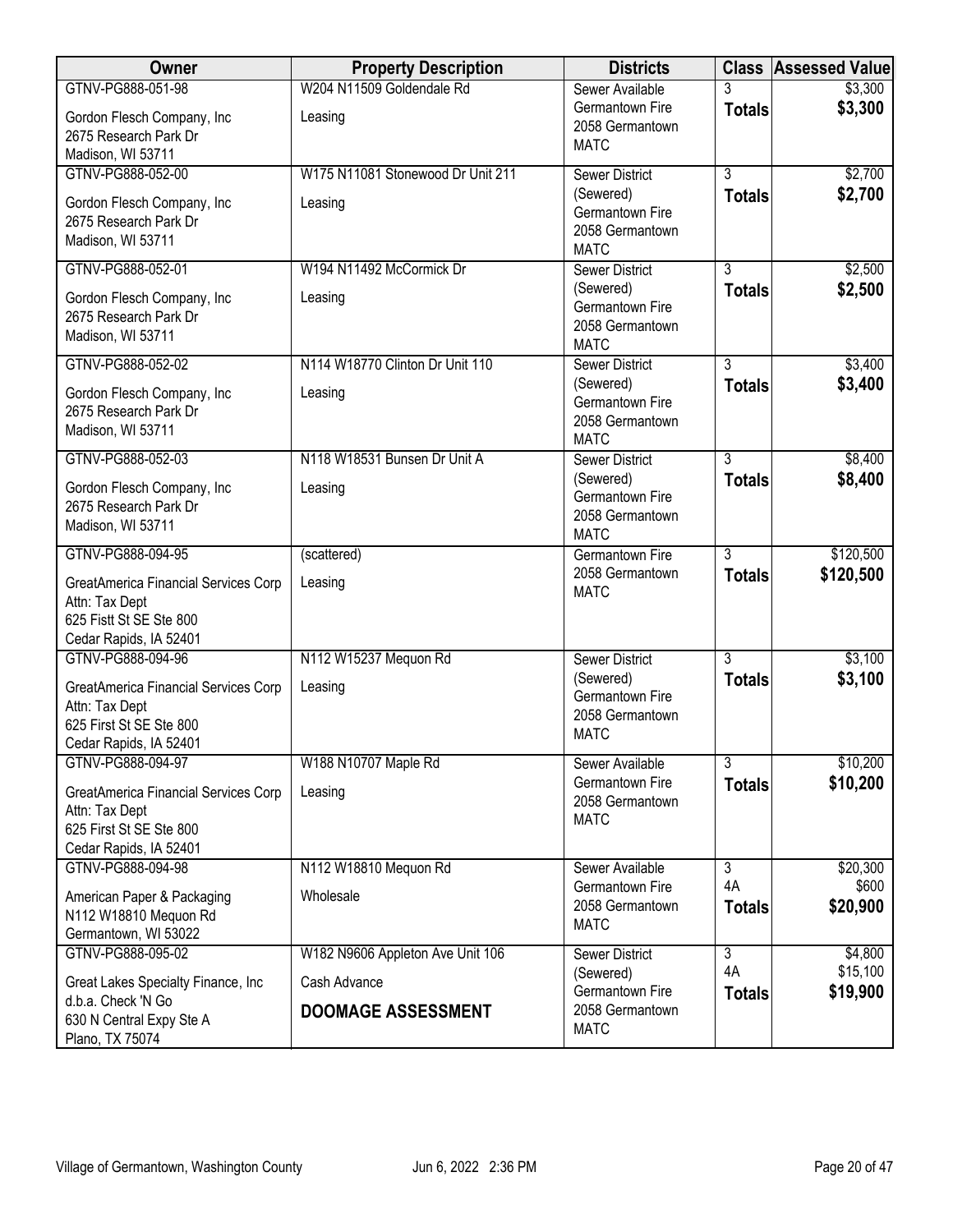| Owner | Property Description | Districts | Class | Assessed Value |
|---|---|---|---|---|
| GTNV-PG888-051-98<br>Gordon Flesch Company, Inc<br>2675 Research Park Dr<br>Madison, WI 53711 | W204 N11509 Goldendale Rd<br>Leasing | Sewer Available<br>Germantown Fire<br>2058 Germantown<br>MATC | 3<br>**Totals** | $3,300<br>**$3,300** |
| GTNV-PG888-052-00<br>Gordon Flesch Company, Inc<br>2675 Research Park Dr<br>Madison, WI 53711 | W175 N11081 Stonewood Dr Unit 211<br>Leasing | Sewer District (Sewered)<br>Germantown Fire<br>2058 Germantown<br>MATC | 3<br>**Totals** | $2,700<br>**$2,700** |
| GTNV-PG888-052-01<br>Gordon Flesch Company, Inc<br>2675 Research Park Dr<br>Madison, WI 53711 | W194 N11492 McCormick Dr<br>Leasing | Sewer District (Sewered)<br>Germantown Fire<br>2058 Germantown<br>MATC | 3<br>**Totals** | $2,500<br>**$2,500** |
| GTNV-PG888-052-02<br>Gordon Flesch Company, Inc<br>2675 Research Park Dr<br>Madison, WI 53711 | N114 W18770 Clinton Dr Unit 110<br>Leasing | Sewer District (Sewered)<br>Germantown Fire<br>2058 Germantown<br>MATC | 3<br>**Totals** | $3,400<br>**$3,400** |
| GTNV-PG888-052-03<br>Gordon Flesch Company, Inc<br>2675 Research Park Dr<br>Madison, WI 53711 | N118 W18531 Bunsen Dr Unit A<br>Leasing | Sewer District (Sewered)<br>Germantown Fire<br>2058 Germantown<br>MATC | 3<br>**Totals** | $8,400<br>**$8,400** |
| GTNV-PG888-094-95<br>GreatAmerica Financial Services Corp<br>Attn: Tax Dept<br>625 Fistt St SE Ste 800<br>Cedar Rapids, IA 52401 | (scattered)<br>Leasing | Germantown Fire<br>2058 Germantown<br>MATC | 3<br>**Totals** | $120,500<br>**$120,500** |
| GTNV-PG888-094-96<br>GreatAmerica Financial Services Corp<br>Attn: Tax Dept<br>625 First St SE Ste 800<br>Cedar Rapids, IA 52401 | N112 W15237 Mequon Rd<br>Leasing | Sewer District (Sewered)<br>Germantown Fire<br>2058 Germantown<br>MATC | 3<br>**Totals** | $3,100<br>**$3,100** |
| GTNV-PG888-094-97<br>GreatAmerica Financial Services Corp<br>Attn: Tax Dept<br>625 First St SE Ste 800<br>Cedar Rapids, IA 52401 | W188 N10707 Maple Rd<br>Leasing | Sewer Available<br>Germantown Fire<br>2058 Germantown<br>MATC | 3<br>**Totals** | $10,200<br>**$10,200** |
| GTNV-PG888-094-98<br>American Paper & Packaging<br>N112 W18810 Mequon Rd<br>Germantown, WI 53022 | N112 W18810 Mequon Rd<br>Wholesale | Sewer Available<br>Germantown Fire<br>2058 Germantown<br>MATC | 3<br>4A<br>**Totals** | $20,300<br>$600<br>**$20,900** |
| GTNV-PG888-095-02<br>Great Lakes Specialty Finance, Inc<br>d.b.a. Check 'N Go<br>630 N Central Expy Ste A<br>Plano, TX 75074 | W182 N9606 Appleton Ave Unit 106<br>Cash Advance<br>**DOOMAGE ASSESSMENT** | Sewer District (Sewered)<br>Germantown Fire<br>2058 Germantown<br>MATC | 3<br>4A<br>**Totals** | $4,800<br>$15,100<br>**$19,900** |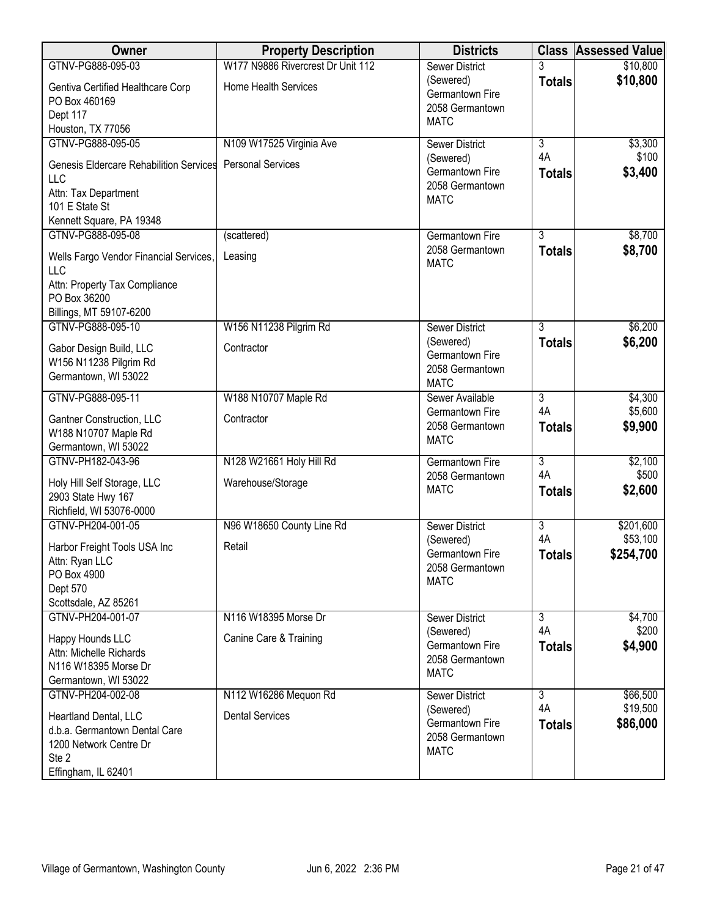| Owner | Property Description | Districts | Class | Assessed Value |
|---|---|---|---|---|
| GTNV-PG888-095-03<br>Gentiva Certified Healthcare Corp<br>PO Box 460169<br>Dept 117<br>Houston, TX 77056 | W177 N9886 Rivercrest Dr Unit 112<br>Home Health Services | Sewer District (Sewered)<br>Germantown Fire<br>2058 Germantown<br>MATC | 3<br>**Totals** | $10,800<br>**$10,800** |
| GTNV-PG888-095-05<br>Genesis Eldercare Rehabilitation Services LLC<br>Attn: Tax Department<br>101 E State St<br>Kennett Square, PA 19348 | N109 W17525 Virginia Ave<br>Personal Services | Sewer District (Sewered)<br>Germantown Fire<br>2058 Germantown<br>MATC | 3<br>4A<br>**Totals** | $3,300<br>$100<br>**$3,400** |
| GTNV-PG888-095-08<br>Wells Fargo Vendor Financial Services, LLC<br>Attn: Property Tax Compliance<br>PO Box 36200<br>Billings, MT 59107-6200 | (scattered)<br>Leasing | Germantown Fire<br>2058 Germantown<br>MATC | 3<br>**Totals** | $8,700<br>**$8,700** |
| GTNV-PG888-095-10<br>Gabor Design Build, LLC<br>W156 N11238 Pilgrim Rd<br>Germantown, WI 53022 | W156 N11238 Pilgrim Rd<br>Contractor | Sewer District (Sewered)<br>Germantown Fire<br>2058 Germantown<br>MATC | 3<br>**Totals** | $6,200<br>**$6,200** |
| GTNV-PG888-095-11<br>Gantner Construction, LLC<br>W188 N10707 Maple Rd<br>Germantown, WI 53022 | W188 N10707 Maple Rd<br>Contractor | Sewer Available<br>Germantown Fire<br>2058 Germantown<br>MATC | 3<br>4A<br>**Totals** | $4,300<br>$5,600<br>**$9,900** |
| GTNV-PH182-043-96<br>Holy Hill Self Storage, LLC<br>2903 State Hwy 167<br>Richfield, WI 53076-0000 | N128 W21661 Holy Hill Rd<br>Warehouse/Storage | Germantown Fire<br>2058 Germantown<br>MATC | 3<br>4A<br>**Totals** | $2,100<br>$500<br>**$2,600** |
| GTNV-PH204-001-05<br>Harbor Freight Tools USA Inc<br>Attn: Ryan LLC<br>PO Box 4900<br>Dept 570<br>Scottsdale, AZ 85261 | N96 W18650 County Line Rd<br>Retail | Sewer District (Sewered)<br>Germantown Fire<br>2058 Germantown<br>MATC | 3<br>4A<br>**Totals** | $201,600<br>$53,100<br>**$254,700** |
| GTNV-PH204-001-07<br>Happy Hounds LLC<br>Attn: Michelle Richards<br>N116 W18395 Morse Dr<br>Germantown, WI 53022 | N116 W18395 Morse Dr<br>Canine Care & Training | Sewer District (Sewered)<br>Germantown Fire<br>2058 Germantown<br>MATC | 3<br>4A<br>**Totals** | $4,700<br>$200<br>**$4,900** |
| GTNV-PH204-002-08<br>Heartland Dental, LLC<br>d.b.a. Germantown Dental Care<br>1200 Network Centre Dr<br>Ste 2<br>Effingham, IL 62401 | N112 W16286 Mequon Rd<br>Dental Services | Sewer District (Sewered)<br>Germantown Fire<br>2058 Germantown<br>MATC | 3<br>4A<br>**Totals** | $66,500<br>$19,500<br>**$86,000** |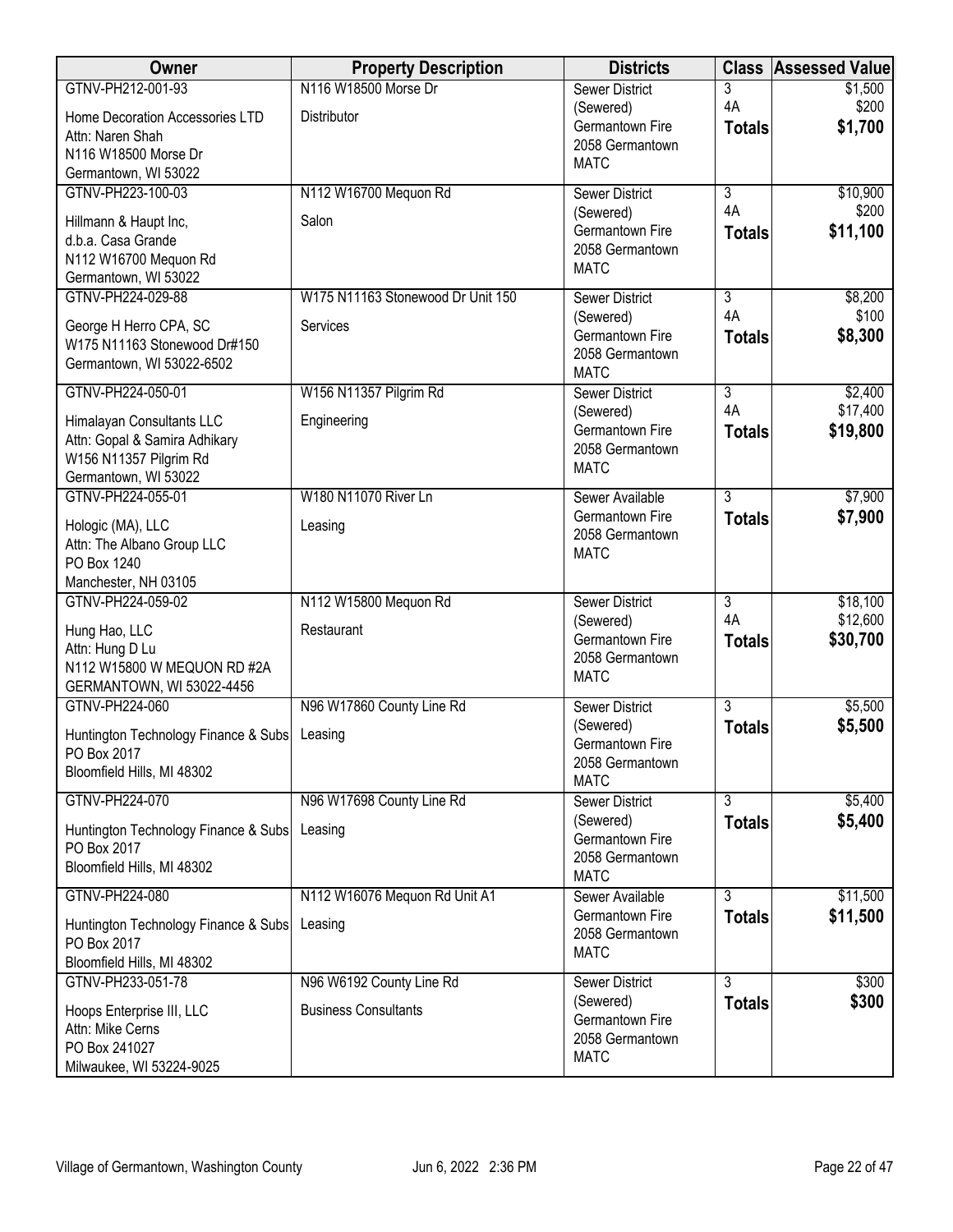| Owner | Property Description | Districts | Class | Assessed Value |
|---|---|---|---|---|
| GTNV-PH212-001-93<br>Home Decoration Accessories LTD<br>Attn: Naren Shah<br>N116 W18500 Morse Dr<br>Germantown, WI 53022 | N116 W18500 Morse Dr<br>Distributor | Sewer District (Sewered)<br>Germantown Fire<br>2058 Germantown<br>MATC | 3<br>4A<br>**Totals** | $1,500<br>$200<br>**$1,700** |
| GTNV-PH223-100-03<br>Hillmann & Haupt Inc,<br>d.b.a. Casa Grande<br>N112 W16700 Mequon Rd<br>Germantown, WI 53022 | N112 W16700 Mequon Rd<br>Salon | Sewer District (Sewered)<br>Germantown Fire<br>2058 Germantown<br>MATC | 3<br>4A<br>**Totals** | $10,900<br>$200<br>**$11,100** |
| GTNV-PH224-029-88<br>George H Herro CPA, SC<br>W175 N11163 Stonewood Dr#150<br>Germantown, WI 53022-6502 | W175 N11163 Stonewood Dr Unit 150<br>Services | Sewer District (Sewered)<br>Germantown Fire<br>2058 Germantown<br>MATC | 3<br>4A<br>**Totals** | $8,200<br>$100<br>**$8,300** |
| GTNV-PH224-050-01<br>Himalayan Consultants LLC<br>Attn: Gopal & Samira Adhikary<br>W156 N11357 Pilgrim Rd<br>Germantown, WI 53022 | W156 N11357 Pilgrim Rd<br>Engineering | Sewer District (Sewered)<br>Germantown Fire<br>2058 Germantown<br>MATC | 3<br>4A<br>**Totals** | $2,400<br>$17,400<br>**$19,800** |
| GTNV-PH224-055-01<br>Hologic (MA), LLC<br>Attn: The Albano Group LLC<br>PO Box 1240<br>Manchester, NH 03105 | W180 N11070 River Ln<br>Leasing | Sewer Available<br>Germantown Fire<br>2058 Germantown<br>MATC | 3<br>**Totals** | $7,900<br>**$7,900** |
| GTNV-PH224-059-02<br>Hung Hao, LLC<br>Attn: Hung D Lu<br>N112 W15800 W MEQUON RD #2A<br>GERMANTOWN, WI 53022-4456 | N112 W15800 Mequon Rd<br>Restaurant | Sewer District (Sewered)<br>Germantown Fire<br>2058 Germantown<br>MATC | 3<br>4A<br>**Totals** | $18,100<br>$12,600<br>**$30,700** |
| GTNV-PH224-060<br>Huntington Technology Finance & Subs<br>PO Box 2017<br>Bloomfield Hills, MI 48302 | N96 W17860 County Line Rd<br>Leasing | Sewer District (Sewered)<br>Germantown Fire<br>2058 Germantown<br>MATC | 3<br>**Totals** | $5,500<br>**$5,500** |
| GTNV-PH224-070<br>Huntington Technology Finance & Subs<br>PO Box 2017<br>Bloomfield Hills, MI 48302 | N96 W17698 County Line Rd<br>Leasing | Sewer District (Sewered)<br>Germantown Fire<br>2058 Germantown<br>MATC | 3<br>**Totals** | $5,400<br>**$5,400** |
| GTNV-PH224-080<br>Huntington Technology Finance & Subs<br>PO Box 2017<br>Bloomfield Hills, MI 48302 | N112 W16076 Mequon Rd Unit A1<br>Leasing | Sewer Available<br>Germantown Fire<br>2058 Germantown<br>MATC | 3<br>**Totals** | $11,500<br>**$11,500** |
| GTNV-PH233-051-78<br>Hoops Enterprise III, LLC<br>Attn: Mike Cerns<br>PO Box 241027<br>Milwaukee, WI 53224-9025 | N96 W6192 County Line Rd<br>Business Consultants | Sewer District (Sewered)<br>Germantown Fire<br>2058 Germantown<br>MATC | 3<br>**Totals** | $300<br>**$300** |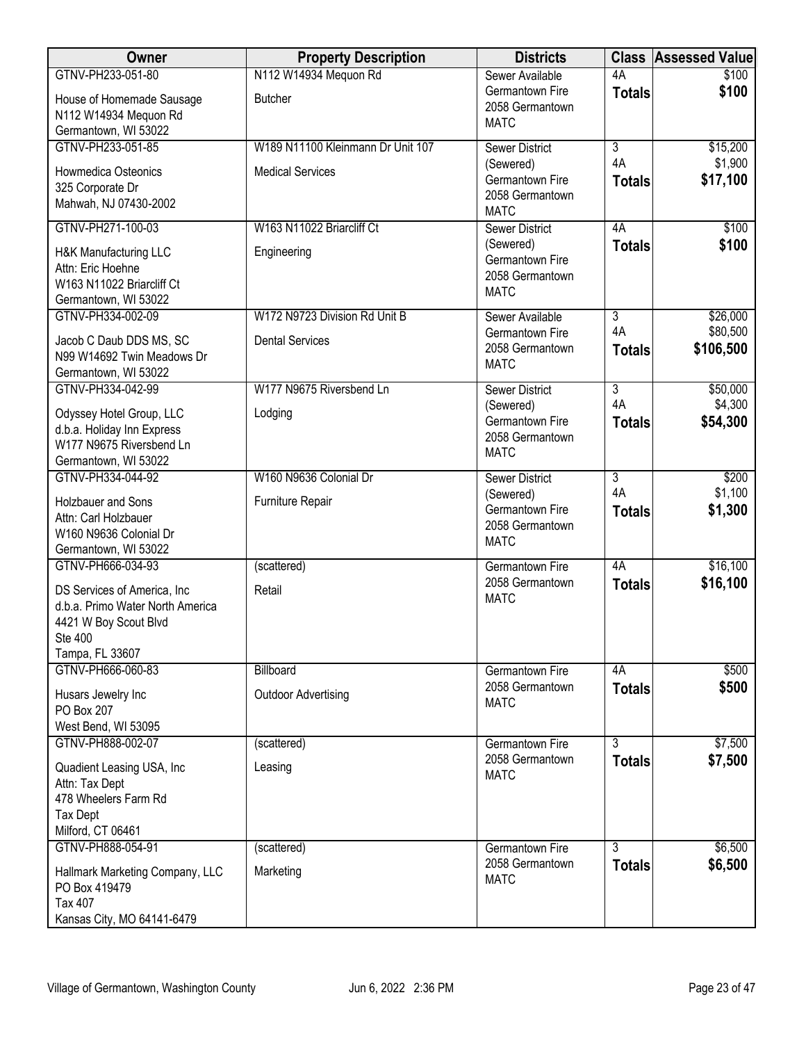| Owner | Property Description | Districts | Class | Assessed Value |
|---|---|---|---|---|
| GTNV-PH233-051-80<br>House of Homemade Sausage<br>N112 W14934 Mequon Rd<br>Germantown, WI 53022 | N112 W14934 Mequon Rd<br>Butcher | Sewer Available<br>Germantown Fire<br>2058 Germantown<br>MATC | 4A<br>**Totals** | $100<br>**$100** |
| GTNV-PH233-051-85<br>Howmedica Osteonics<br>325 Corporate Dr<br>Mahwah, NJ 07430-2002 | W189 N11100 Kleinmann Dr Unit 107<br>Medical Services | Sewer District (Sewered)<br>Germantown Fire<br>2058 Germantown<br>MATC | 3<br>4A<br>**Totals** | $15,200<br>$1,900<br>**$17,100** |
| GTNV-PH271-100-03<br>H&K Manufacturing LLC<br>Attn: Eric Hoehne<br>W163 N11022 Briarcliff Ct<br>Germantown, WI 53022 | W163 N11022 Briarcliff Ct<br>Engineering | Sewer District (Sewered)<br>Germantown Fire<br>2058 Germantown<br>MATC | 4A<br>**Totals** | $100<br>**$100** |
| GTNV-PH334-002-09<br>Jacob C Daub DDS MS, SC<br>N99 W14692 Twin Meadows Dr<br>Germantown, WI 53022 | W172 N9723 Division Rd Unit B<br>Dental Services | Sewer Available<br>Germantown Fire<br>2058 Germantown<br>MATC | 3<br>4A<br>**Totals** | $26,000<br>$80,500<br>**$106,500** |
| GTNV-PH334-042-99<br>Odyssey Hotel Group, LLC<br>d.b.a. Holiday Inn Express<br>W177 N9675 Riversbend Ln<br>Germantown, WI 53022 | W177 N9675 Riversbend Ln<br>Lodging | Sewer District (Sewered)<br>Germantown Fire<br>2058 Germantown<br>MATC | 3<br>4A<br>**Totals** | $50,000<br>$4,300<br>**$54,300** |
| GTNV-PH334-044-92<br>Holzbauer and Sons<br>Attn: Carl Holzbauer<br>W160 N9636 Colonial Dr<br>Germantown, WI 53022 | W160 N9636 Colonial Dr<br>Furniture Repair | Sewer District (Sewered)<br>Germantown Fire<br>2058 Germantown<br>MATC | 3<br>4A<br>**Totals** | $200<br>$1,100<br>**$1,300** |
| GTNV-PH666-034-93<br>DS Services of America, Inc<br>d.b.a. Primo Water North America<br>4421 W Boy Scout Blvd<br>Ste 400<br>Tampa, FL 33607 | (scattered)<br>Retail | Germantown Fire<br>2058 Germantown<br>MATC | 4A<br>**Totals** | $16,100<br>**$16,100** |
| GTNV-PH666-060-83<br>Husars Jewelry Inc<br>PO Box 207<br>West Bend, WI 53095 | Billboard<br>Outdoor Advertising | Germantown Fire<br>2058 Germantown<br>MATC | 4A<br>**Totals** | $500<br>**$500** |
| GTNV-PH888-002-07<br>Quadient Leasing USA, Inc<br>Attn: Tax Dept<br>478 Wheelers Farm Rd<br>Tax Dept<br>Milford, CT 06461 | (scattered)<br>Leasing | Germantown Fire<br>2058 Germantown<br>MATC | 3<br>**Totals** | $7,500<br>**$7,500** |
| GTNV-PH888-054-91<br>Hallmark Marketing Company, LLC<br>PO Box 419479<br>Tax 407<br>Kansas City, MO 64141-6479 | (scattered)<br>Marketing | Germantown Fire<br>2058 Germantown<br>MATC | 3<br>**Totals** | $6,500<br>**$6,500** |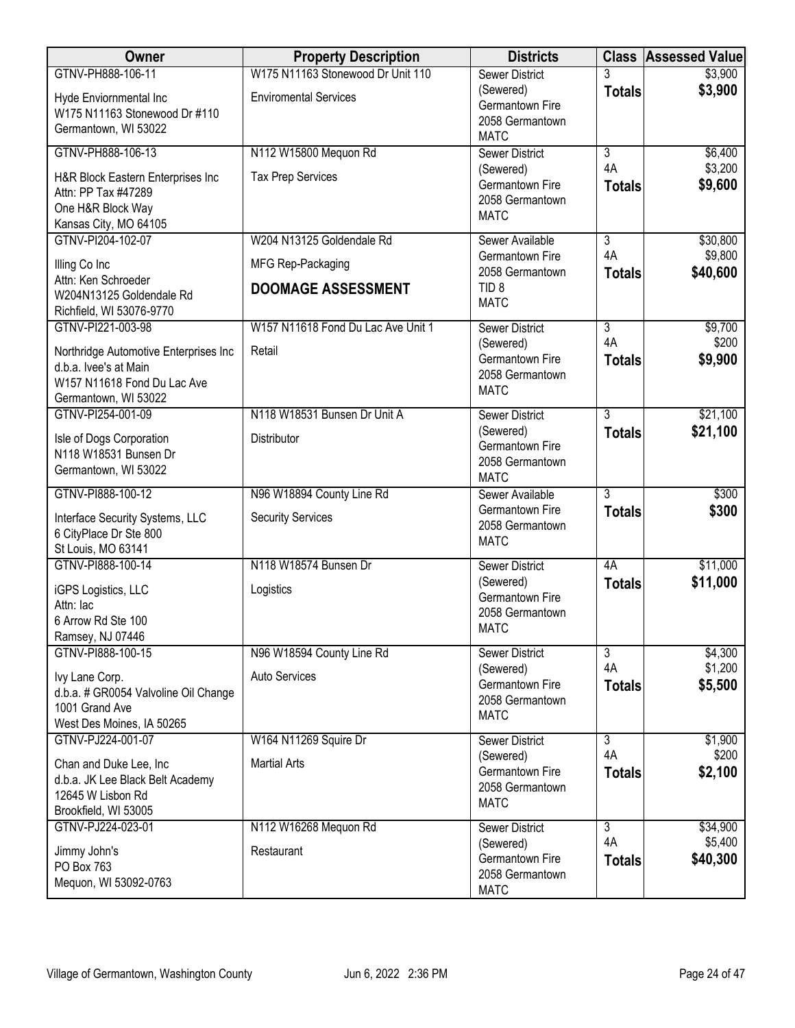| Owner | Property Description | Districts | Class | Assessed Value |
|---|---|---|---|---|
| GTNV-PH888-106-11<br>Hyde Enviornmental Inc<br>W175 N11163 Stonewood Dr #110<br>Germantown, WI 53022 | W175 N11163 Stonewood Dr Unit 110<br>Enviromental Services | Sewer District (Sewered)<br>Germantown Fire<br>2058 Germantown<br>MATC | 3<br>**Totals** | $3,900<br>**$3,900** |
| GTNV-PH888-106-13<br>H&R Block Eastern Enterprises Inc<br>Attn: PP Tax #47289<br>One H&R Block Way<br>Kansas City, MO 64105 | N112 W15800 Mequon Rd<br>Tax Prep Services | Sewer District (Sewered)<br>Germantown Fire<br>2058 Germantown<br>MATC | 3<br>4A<br>**Totals** | $6,400<br>$3,200<br>**$9,600** |
| GTNV-PI204-102-07<br>Illing Co Inc<br>Attn: Ken Schroeder<br>W204N13125 Goldendale Rd<br>Richfield, WI 53076-9770 | W204 N13125 Goldendale Rd<br>MFG Rep-Packaging<br>**DOOMAGE ASSESSMENT** | Sewer Available<br>Germantown Fire<br>2058 Germantown<br>TID 8<br>MATC | 3<br>4A<br>**Totals** | $30,800<br>$9,800<br>**$40,600** |
| GTNV-PI221-003-98<br>Northridge Automotive Enterprises Inc<br>d.b.a. Ivee's at Main<br>W157 N11618 Fond Du Lac Ave<br>Germantown, WI 53022 | W157 N11618 Fond Du Lac Ave Unit 1<br>Retail | Sewer District (Sewered)<br>Germantown Fire<br>2058 Germantown<br>MATC | 3<br>4A<br>**Totals** | $9,700<br>$200<br>**$9,900** |
| GTNV-PI254-001-09<br>Isle of Dogs Corporation<br>N118 W18531 Bunsen Dr<br>Germantown, WI 53022 | N118 W18531 Bunsen Dr Unit A<br>Distributor | Sewer District (Sewered)<br>Germantown Fire<br>2058 Germantown<br>MATC | 3<br>**Totals** | $21,100<br>**$21,100** |
| GTNV-PI888-100-12<br>Interface Security Systems, LLC<br>6 CityPlace Dr Ste 800<br>St Louis, MO 63141 | N96 W18894 County Line Rd<br>Security Services | Sewer Available<br>Germantown Fire<br>2058 Germantown<br>MATC | 3<br>**Totals** | $300<br>**$300** |
| GTNV-PI888-100-14<br>iGPS Logistics, LLC<br>Attn: lac<br>6 Arrow Rd Ste 100<br>Ramsey, NJ 07446 | N118 W18574 Bunsen Dr<br>Logistics | Sewer District (Sewered)<br>Germantown Fire<br>2058 Germantown<br>MATC | 4A<br>**Totals** | $11,000<br>**$11,000** |
| GTNV-PI888-100-15<br>Ivy Lane Corp.<br>d.b.a. # GR0054 Valvoline Oil Change<br>1001 Grand Ave<br>West Des Moines, IA 50265 | N96 W18594 County Line Rd<br>Auto Services | Sewer District (Sewered)<br>Germantown Fire<br>2058 Germantown<br>MATC | 3<br>4A<br>**Totals** | $4,300<br>$1,200<br>**$5,500** |
| GTNV-PJ224-001-07<br>Chan and Duke Lee, Inc<br>d.b.a. JK Lee Black Belt Academy<br>12645 W Lisbon Rd<br>Brookfield, WI 53005 | W164 N11269 Squire Dr<br>Martial Arts | Sewer District (Sewered)<br>Germantown Fire<br>2058 Germantown<br>MATC | 3<br>4A<br>**Totals** | $1,900<br>$200<br>**$2,100** |
| GTNV-PJ224-023-01<br>Jimmy John's<br>PO Box 763<br>Mequon, WI 53092-0763 | N112 W16268 Mequon Rd<br>Restaurant | Sewer District (Sewered)<br>Germantown Fire<br>2058 Germantown<br>MATC | 3<br>4A<br>**Totals** | $34,900<br>$5,400<br>**$40,300** |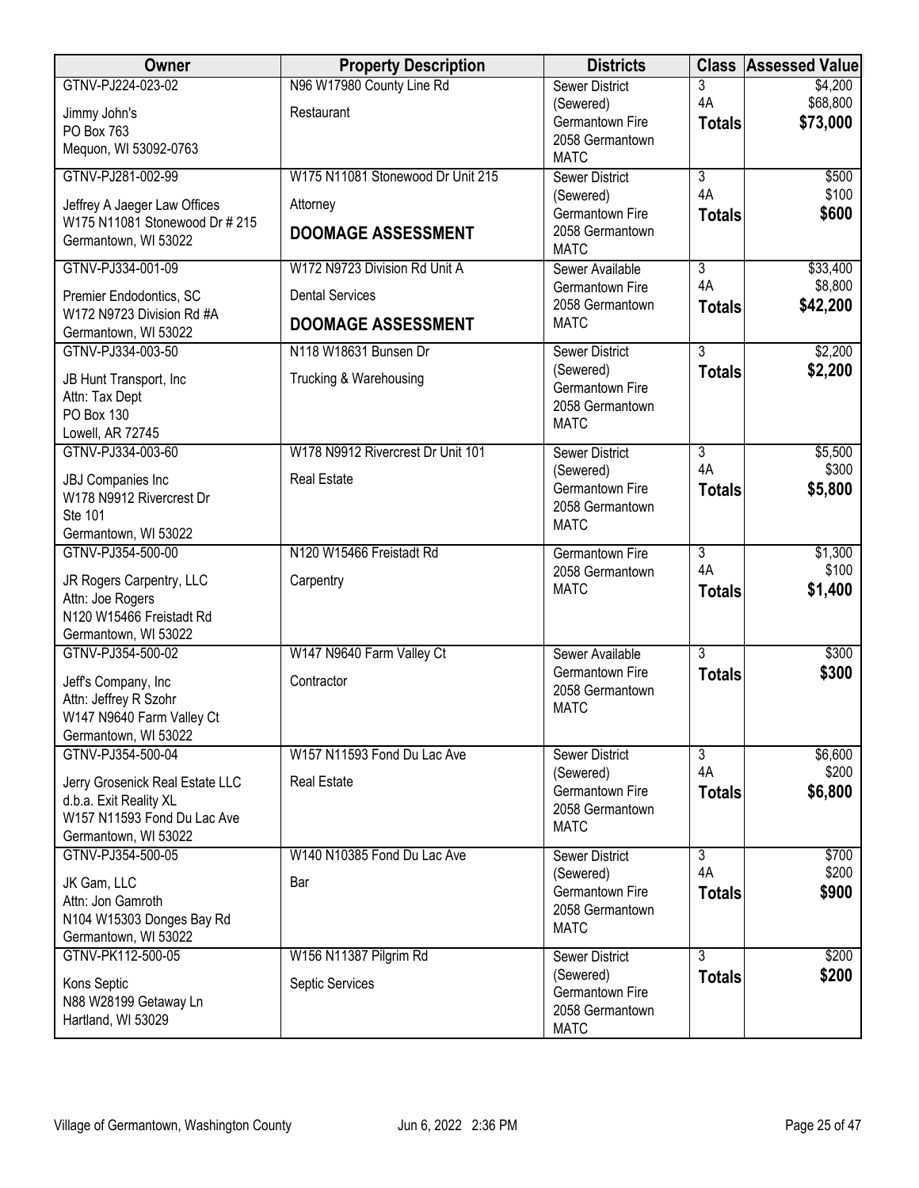| Owner | Property Description | Districts | Class | Assessed Value |
|---|---|---|---|---|
| GTNV-PJ224-023-02<br>Jimmy John's<br>PO Box 763<br>Mequon, WI 53092-0763 | N96 W17980 County Line Rd<br>Restaurant | Sewer District (Sewered)<br>Germantown Fire<br>2058 Germantown<br>MATC | 3<br>4A<br>**Totals** | $4,200<br>$68,800<br>**$73,000** |
| GTNV-PJ281-002-99<br>Jeffrey A Jaeger Law Offices<br>W175 N11081 Stonewood Dr # 215<br>Germantown, WI 53022 | W175 N11081 Stonewood Dr Unit 215<br>Attorney<br>**DOOMAGE ASSESSMENT** | Sewer District (Sewered)<br>Germantown Fire<br>2058 Germantown<br>MATC | 3<br>4A<br>**Totals** | $500<br>$100<br>**$600** |
| GTNV-PJ334-001-09<br>Premier Endodontics, SC<br>W172 N9723 Division Rd #A<br>Germantown, WI 53022 | W172 N9723 Division Rd Unit A<br>Dental Services<br>**DOOMAGE ASSESSMENT** | Sewer Available<br>Germantown Fire<br>2058 Germantown<br>MATC | 3<br>4A<br>**Totals** | $33,400<br>$8,800<br>**$42,200** |
| GTNV-PJ334-003-50<br>JB Hunt Transport, Inc<br>Attn: Tax Dept<br>PO Box 130<br>Lowell, AR 72745 | N118 W18631 Bunsen Dr<br>Trucking & Warehousing | Sewer District (Sewered)<br>Germantown Fire<br>2058 Germantown<br>MATC | 3<br>**Totals** | $2,200<br>**$2,200** |
| GTNV-PJ334-003-60<br>JBJ Companies Inc<br>W178 N9912 Rivercrest Dr<br>Ste 101<br>Germantown, WI 53022 | W178 N9912 Rivercrest Dr Unit 101<br>Real Estate | Sewer District (Sewered)<br>Germantown Fire<br>2058 Germantown<br>MATC | 3<br>4A<br>**Totals** | $5,500<br>$300<br>**$5,800** |
| GTNV-PJ354-500-00<br>JR Rogers Carpentry, LLC<br>Attn: Joe Rogers<br>N120 W15466 Freistadt Rd<br>Germantown, WI 53022 | N120 W15466 Freistadt Rd<br>Carpentry | Germantown Fire<br>2058 Germantown<br>MATC | 3<br>4A<br>**Totals** | $1,300<br>$100<br>**$1,400** |
| GTNV-PJ354-500-02<br>Jeff's Company, Inc<br>Attn: Jeffrey R Szohr<br>W147 N9640 Farm Valley Ct<br>Germantown, WI 53022 | W147 N9640 Farm Valley Ct<br>Contractor | Sewer Available<br>Germantown Fire<br>2058 Germantown<br>MATC | 3<br>**Totals** | $300<br>**$300** |
| GTNV-PJ354-500-04<br>Jerry Grosenick Real Estate LLC<br>d.b.a. Exit Reality XL<br>W157 N11593 Fond Du Lac Ave<br>Germantown, WI 53022 | W157 N11593 Fond Du Lac Ave<br>Real Estate | Sewer District (Sewered)<br>Germantown Fire<br>2058 Germantown<br>MATC | 3<br>4A<br>**Totals** | $6,600<br>$200<br>**$6,800** |
| GTNV-PJ354-500-05<br>JK Gam, LLC<br>Attn: Jon Gamroth<br>N104 W15303 Donges Bay Rd<br>Germantown, WI 53022 | W140 N10385 Fond Du Lac Ave<br>Bar | Sewer District (Sewered)<br>Germantown Fire<br>2058 Germantown<br>MATC | 3<br>4A<br>**Totals** | $700<br>$200<br>**$900** |
| GTNV-PK112-500-05<br>Kons Septic<br>N88 W28199 Getaway Ln<br>Hartland, WI 53029 | W156 N11387 Pilgrim Rd<br>Septic Services | Sewer District (Sewered)<br>Germantown Fire<br>2058 Germantown<br>MATC | 3<br>**Totals** | $200<br>**$200** |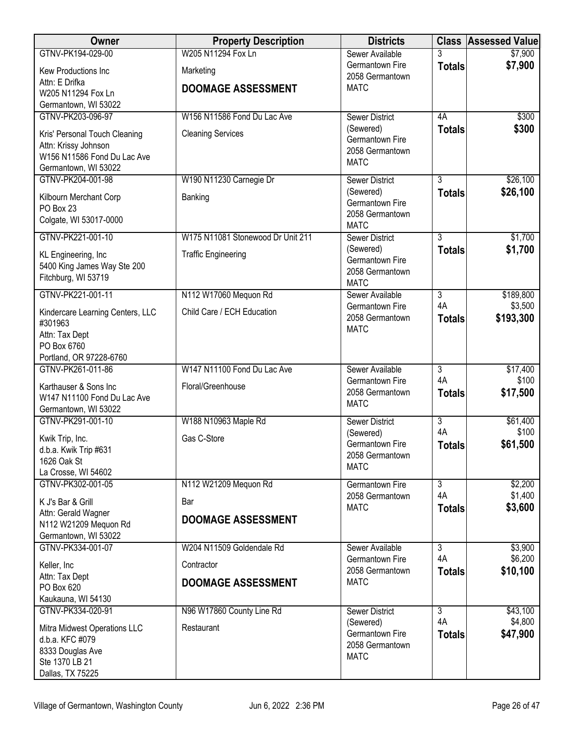| Owner | Property Description | Districts | Class | Assessed Value |
|---|---|---|---|---|
| GTNV-PK194-029-00<br>Kew Productions Inc<br>Attn: E Drifka<br>W205 N11294 Fox Ln<br>Germantown, WI 53022 | W205 N11294 Fox Ln<br>Marketing<br>**DOOMAGE ASSESSMENT** | Sewer Available<br>Germantown Fire<br>2058 Germantown<br>MATC | 3<br>**Totals** | $7,900<br>**$7,900** |
| GTNV-PK203-096-97<br>Kris' Personal Touch Cleaning<br>Attn: Krissy Johnson<br>W156 N11586 Fond Du Lac Ave<br>Germantown, WI 53022 | W156 N11586 Fond Du Lac Ave<br>Cleaning Services | Sewer District (Sewered)<br>Germantown Fire<br>2058 Germantown<br>MATC | 4A<br>**Totals** | $300<br>**$300** |
| GTNV-PK204-001-98<br>Kilbourn Merchant Corp<br>PO Box 23<br>Colgate, WI 53017-0000 | W190 N11230 Carnegie Dr<br>Banking | Sewer District (Sewered)<br>Germantown Fire<br>2058 Germantown<br>MATC | 3<br>**Totals** | $26,100<br>**$26,100** |
| GTNV-PK221-001-10<br>KL Engineering, Inc<br>5400 King James Way Ste 200<br>Fitchburg, WI 53719 | W175 N11081 Stonewood Dr Unit 211<br>Traffic Engineering | Sewer District (Sewered)<br>Germantown Fire<br>2058 Germantown<br>MATC | 3<br>**Totals** | $1,700<br>**$1,700** |
| GTNV-PK221-001-11<br>Kindercare Learning Centers, LLC #301963<br>Attn: Tax Dept<br>PO Box 6760<br>Portland, OR 97228-6760 | N112 W17060 Mequon Rd<br>Child Care / ECH Education | Sewer Available<br>Germantown Fire<br>2058 Germantown<br>MATC | 3<br>4A<br>**Totals** | $189,800<br>$3,500<br>**$193,300** |
| GTNV-PK261-011-86<br>Karthauser & Sons Inc<br>W147 N11100 Fond Du Lac Ave<br>Germantown, WI 53022 | W147 N11100 Fond Du Lac Ave<br>Floral/Greenhouse | Sewer Available<br>Germantown Fire<br>2058 Germantown<br>MATC | 3<br>4A<br>**Totals** | $17,400<br>$100<br>**$17,500** |
| GTNV-PK291-001-10<br>Kwik Trip, Inc.<br>d.b.a. Kwik Trip #631<br>1626 Oak St<br>La Crosse, WI 54602 | W188 N10963 Maple Rd<br>Gas C-Store | Sewer District (Sewered)<br>Germantown Fire<br>2058 Germantown<br>MATC | 3<br>4A<br>**Totals** | $61,400<br>$100<br>**$61,500** |
| GTNV-PK302-001-05<br>K J's Bar & Grill<br>Attn: Gerald Wagner<br>N112 W21209 Mequon Rd<br>Germantown, WI 53022 | N112 W21209 Mequon Rd<br>Bar<br>**DOOMAGE ASSESSMENT** | Germantown Fire<br>2058 Germantown<br>MATC | 3<br>4A<br>**Totals** | $2,200<br>$1,400<br>**$3,600** |
| GTNV-PK334-001-07<br>Keller, Inc<br>Attn: Tax Dept<br>PO Box 620<br>Kaukauna, WI 54130 | W204 N11509 Goldendale Rd<br>Contractor<br>**DOOMAGE ASSESSMENT** | Sewer Available<br>Germantown Fire<br>2058 Germantown<br>MATC | 3<br>4A<br>**Totals** | $3,900<br>$6,200<br>**$10,100** |
| GTNV-PK334-020-91<br>Mitra Midwest Operations LLC<br>d.b.a. KFC #079<br>8333 Douglas Ave<br>Ste 1370 LB 21<br>Dallas, TX 75225 | N96 W17860 County Line Rd<br>Restaurant | Sewer District (Sewered)<br>Germantown Fire<br>2058 Germantown<br>MATC | 3<br>4A<br>**Totals** | $43,100<br>$4,800<br>**$47,900** |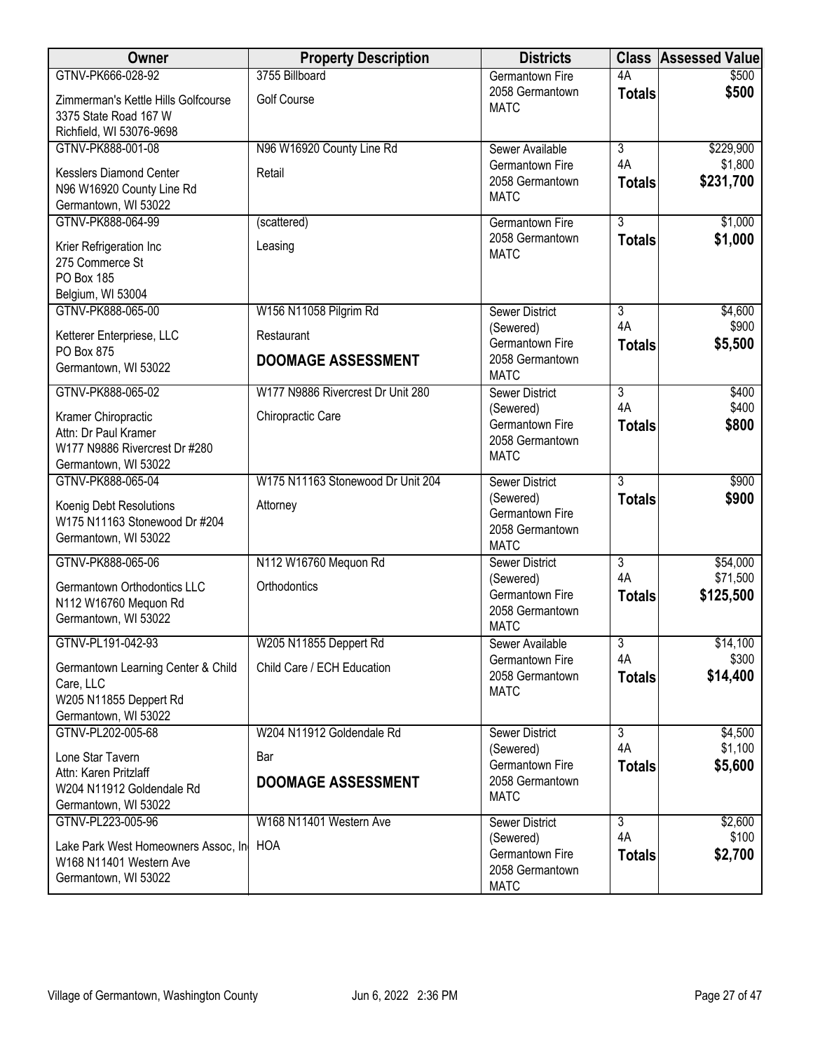| Owner | Property Description | Districts | Class | Assessed Value |
|---|---|---|---|---|
| GTNV-PK666-028-92<br>Zimmerman's Kettle Hills Golfcourse<br>3375 State Road 167 W<br>Richfield, WI 53076-9698 | 3755 Billboard<br>Golf Course | Germantown Fire<br>2058 Germantown<br>MATC | 4A<br>**Totals** | $500<br>**$500** |
| GTNV-PK888-001-08<br>Kesslers Diamond Center<br>N96 W16920 County Line Rd<br>Germantown, WI 53022 | N96 W16920 County Line Rd<br>Retail | Sewer Available<br>Germantown Fire<br>2058 Germantown<br>MATC | 3<br>4A<br>**Totals** | $229,900<br>$1,800<br>**$231,700** |
| GTNV-PK888-064-99<br>Krier Refrigeration Inc<br>275 Commerce St<br>PO Box 185<br>Belgium, WI 53004 | (scattered)<br>Leasing | Germantown Fire<br>2058 Germantown<br>MATC | 3<br>**Totals** | $1,000<br>**$1,000** |
| GTNV-PK888-065-00<br>Ketterer Enterpriese, LLC<br>PO Box 875<br>Germantown, WI 53022 | W156 N11058 Pilgrim Rd<br>Restaurant<br>**DOOMAGE ASSESSMENT** | Sewer District (Sewered)<br>Germantown Fire<br>2058 Germantown<br>MATC | 3<br>4A<br>**Totals** | $4,600<br>$900<br>**$5,500** |
| GTNV-PK888-065-02<br>Kramer Chiropractic<br>Attn: Dr Paul Kramer<br>W177 N9886 Rivercrest Dr #280<br>Germantown, WI 53022 | W177 N9886 Rivercrest Dr Unit 280<br>Chiropractic Care | Sewer District (Sewered)<br>Germantown Fire<br>2058 Germantown<br>MATC | 3<br>4A<br>**Totals** | $400<br>$400<br>**$800** |
| GTNV-PK888-065-04<br>Koenig Debt Resolutions<br>W175 N11163 Stonewood Dr #204<br>Germantown, WI 53022 | W175 N11163 Stonewood Dr Unit 204<br>Attorney | Sewer District (Sewered)<br>Germantown Fire<br>2058 Germantown<br>MATC | 3<br>**Totals** | $900<br>**$900** |
| GTNV-PK888-065-06<br>Germantown Orthodontics LLC<br>N112 W16760 Mequon Rd<br>Germantown, WI 53022 | N112 W16760 Mequon Rd<br>Orthodontics | Sewer District (Sewered)<br>Germantown Fire<br>2058 Germantown<br>MATC | 3<br>4A<br>**Totals** | $54,000<br>$71,500<br>**$125,500** |
| GTNV-PL191-042-93<br>Germantown Learning Center & Child Care, LLC<br>W205 N11855 Deppert Rd<br>Germantown, WI 53022 | W205 N11855 Deppert Rd<br>Child Care / ECH Education | Sewer Available<br>Germantown Fire<br>2058 Germantown<br>MATC | 3<br>4A<br>**Totals** | $14,100<br>$300<br>**$14,400** |
| GTNV-PL202-005-68<br>Lone Star Tavern<br>Attn: Karen Pritzlaff<br>W204 N11912 Goldendale Rd<br>Germantown, WI 53022 | W204 N11912 Goldendale Rd<br>Bar<br>**DOOMAGE ASSESSMENT** | Sewer District (Sewered)<br>Germantown Fire<br>2058 Germantown<br>MATC | 3<br>4A<br>**Totals** | $4,500<br>$1,100<br>**$5,600** |
| GTNV-PL223-005-96<br>Lake Park West Homeowners Assoc, In<br>W168 N11401 Western Ave<br>Germantown, WI 53022 | W168 N11401 Western Ave<br>HOA | Sewer District (Sewered)<br>Germantown Fire<br>2058 Germantown<br>MATC | 3<br>4A<br>**Totals** | $2,600<br>$100<br>**$2,700** |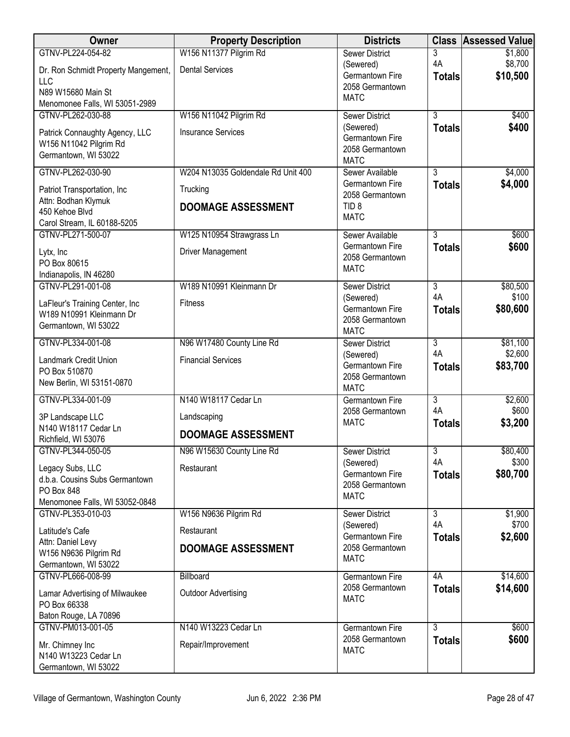| Owner | Property Description | Districts | Class | Assessed Value |
|---|---|---|---|---|
| GTNV-PL224-054-82<br>Dr. Ron Schmidt Property Mangement, LLC<br>N89 W15680 Main St<br>Menomonee Falls, WI 53051-2989 | W156 N11377 Pilgrim Rd<br>Dental Services | Sewer District (Sewered)<br>Germantown Fire<br>2058 Germantown<br>MATC | 3<br>4A<br>**Totals** | $1,800<br>$8,700<br>**$10,500** |
| GTNV-PL262-030-88<br>Patrick Connaughty Agency, LLC<br>W156 N11042 Pilgrim Rd<br>Germantown, WI 53022 | W156 N11042 Pilgrim Rd<br>Insurance Services | Sewer District (Sewered)<br>Germantown Fire<br>2058 Germantown<br>MATC | 3<br>**Totals** | $400<br>**$400** |
| GTNV-PL262-030-90<br>Patriot Transportation, Inc<br>Attn: Bodhan Klymuk<br>450 Kehoe Blvd<br>Carol Stream, IL 60188-5205 | W204 N13035 Goldendale Rd Unit 400<br>Trucking<br>**DOOMAGE ASSESSMENT** | Sewer Available<br>Germantown Fire<br>2058 Germantown<br>TID 8<br>MATC | 3<br>**Totals** | $4,000<br>**$4,000** |
| GTNV-PL271-500-07<br>Lytx, Inc<br>PO Box 80615<br>Indianapolis, IN 46280 | W125 N10954 Strawgrass Ln<br>Driver Management | Sewer Available<br>Germantown Fire<br>2058 Germantown<br>MATC | 3<br>**Totals** | $600<br>**$600** |
| GTNV-PL291-001-08<br>LaFleur's Training Center, Inc<br>W189 N10991 Kleinmann Dr<br>Germantown, WI 53022 | W189 N10991 Kleinmann Dr<br>Fitness | Sewer District (Sewered)<br>Germantown Fire<br>2058 Germantown<br>MATC | 3<br>4A<br>**Totals** | $80,500<br>$100<br>**$80,600** |
| GTNV-PL334-001-08<br>Landmark Credit Union<br>PO Box 510870<br>New Berlin, WI 53151-0870 | N96 W17480 County Line Rd<br>Financial Services | Sewer District (Sewered)<br>Germantown Fire<br>2058 Germantown<br>MATC | 3<br>4A<br>**Totals** | $81,100<br>$2,600<br>**$83,700** |
| GTNV-PL334-001-09<br>3P Landscape LLC<br>N140 W18117 Cedar Ln<br>Richfield, WI 53076 | N140 W18117 Cedar Ln<br>Landscaping<br>**DOOMAGE ASSESSMENT** | Germantown Fire<br>2058 Germantown<br>MATC | 3<br>4A<br>**Totals** | $2,600<br>$600<br>**$3,200** |
| GTNV-PL344-050-05<br>Legacy Subs, LLC<br>d.b.a. Cousins Subs Germantown<br>PO Box 848<br>Menomonee Falls, WI 53052-0848 | N96 W15630 County Line Rd<br>Restaurant | Sewer District (Sewered)<br>Germantown Fire<br>2058 Germantown<br>MATC | 3<br>4A<br>**Totals** | $80,400<br>$300<br>**$80,700** |
| GTNV-PL353-010-03<br>Latitude's Cafe<br>Attn: Daniel Levy<br>W156 N9636 Pilgrim Rd<br>Germantown, WI 53022 | W156 N9636 Pilgrim Rd<br>Restaurant<br>**DOOMAGE ASSESSMENT** | Sewer District (Sewered)<br>Germantown Fire<br>2058 Germantown<br>MATC | 3<br>4A<br>**Totals** | $1,900<br>$700<br>**$2,600** |
| GTNV-PL666-008-99<br>Lamar Advertising of Milwaukee<br>PO Box 66338<br>Baton Rouge, LA 70896 | Billboard<br>Outdoor Advertising | Germantown Fire<br>2058 Germantown<br>MATC | 4A<br>**Totals** | $14,600<br>**$14,600** |
| GTNV-PM013-001-05<br>Mr. Chimney Inc<br>N140 W13223 Cedar Ln<br>Germantown, WI 53022 | N140 W13223 Cedar Ln<br>Repair/Improvement | Germantown Fire<br>2058 Germantown<br>MATC | 3<br>**Totals** | $600<br>**$600** |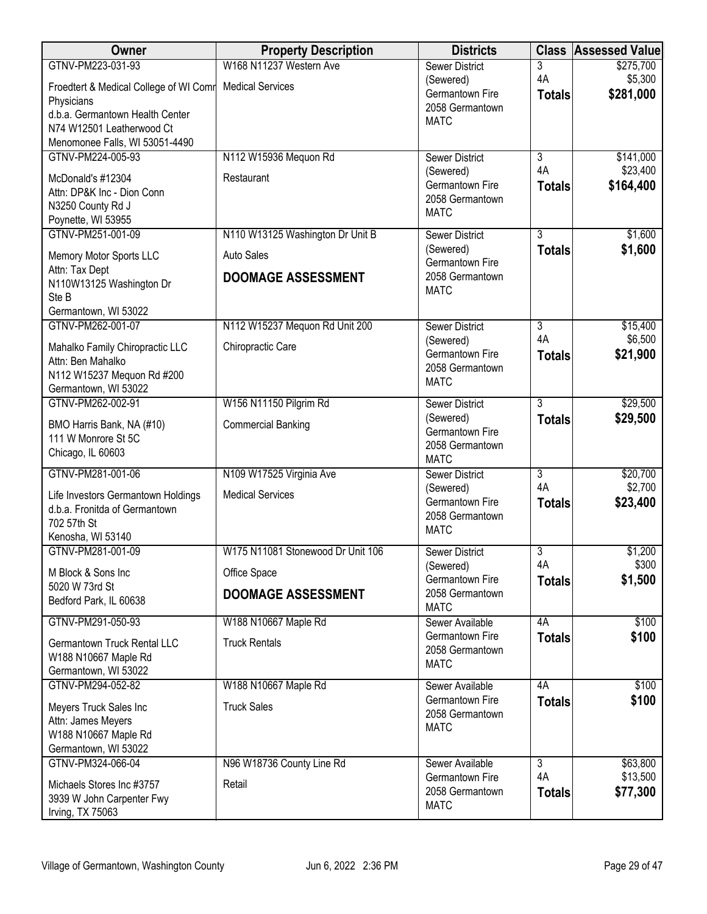| Owner | Property Description | Districts | Class | Assessed Value |
|---|---|---|---|---|
| GTNV-PM223-031-93<br>Froedtert & Medical College of WI Comr Physicians<br>d.b.a. Germantown Health Center<br>N74 W12501 Leatherwood Ct<br>Menomonee Falls, WI 53051-4490 | W168 N11237 Western Ave<br>Medical Services | Sewer District (Sewered)<br>Germantown Fire<br>2058 Germantown<br>MATC | 3<br>4A<br>**Totals** | $275,700<br>$5,300<br>**$281,000** |
| GTNV-PM224-005-93<br>McDonald's #12304<br>Attn: DP&K Inc - Dion Conn<br>N3250 County Rd J<br>Poynette, WI 53955 | N112 W15936 Mequon Rd<br>Restaurant | Sewer District (Sewered)<br>Germantown Fire<br>2058 Germantown<br>MATC | 3<br>4A<br>**Totals** | $141,000<br>$23,400<br>**$164,400** |
| GTNV-PM251-001-09<br>Memory Motor Sports LLC<br>Attn: Tax Dept<br>N110W13125 Washington Dr<br>Ste B<br>Germantown, WI 53022 | N110 W13125 Washington Dr Unit B<br>Auto Sales<br>**DOOMAGE ASSESSMENT** | Sewer District (Sewered)<br>Germantown Fire<br>2058 Germantown<br>MATC | 3<br>**Totals** | $1,600<br>**$1,600** |
| GTNV-PM262-001-07<br>Mahalko Family Chiropractic LLC<br>Attn: Ben Mahalko<br>N112 W15237 Mequon Rd #200<br>Germantown, WI 53022 | N112 W15237 Mequon Rd Unit 200<br>Chiropractic Care | Sewer District (Sewered)<br>Germantown Fire<br>2058 Germantown<br>MATC | 3<br>4A<br>**Totals** | $15,400<br>$6,500<br>**$21,900** |
| GTNV-PM262-002-91<br>BMO Harris Bank, NA (#10)<br>111 W Monrore St 5C<br>Chicago, IL 60603 | W156 N11150 Pilgrim Rd<br>Commercial Banking | Sewer District (Sewered)<br>Germantown Fire<br>2058 Germantown<br>MATC | 3<br>**Totals** | $29,500<br>**$29,500** |
| GTNV-PM281-001-06<br>Life Investors Germantown Holdings<br>d.b.a. Fronitda of Germantown<br>702 57th St<br>Kenosha, WI 53140 | N109 W17525 Virginia Ave<br>Medical Services | Sewer District (Sewered)<br>Germantown Fire<br>2058 Germantown<br>MATC | 3<br>4A<br>**Totals** | $20,700<br>$2,700<br>**$23,400** |
| GTNV-PM281-001-09<br>M Block & Sons Inc<br>5020 W 73rd St<br>Bedford Park, IL 60638 | W175 N11081 Stonewood Dr Unit 106<br>Office Space<br>**DOOMAGE ASSESSMENT** | Sewer District (Sewered)<br>Germantown Fire<br>2058 Germantown<br>MATC | 3<br>4A<br>**Totals** | $1,200<br>$300<br>**$1,500** |
| GTNV-PM291-050-93<br>Germantown Truck Rental LLC<br>W188 N10667 Maple Rd<br>Germantown, WI 53022 | W188 N10667 Maple Rd<br>Truck Rentals | Sewer Available<br>Germantown Fire<br>2058 Germantown<br>MATC | 4A<br>**Totals** | $100<br>**$100** |
| GTNV-PM294-052-82<br>Meyers Truck Sales Inc<br>Attn: James Meyers<br>W188 N10667 Maple Rd<br>Germantown, WI 53022 | W188 N10667 Maple Rd<br>Truck Sales | Sewer Available<br>Germantown Fire<br>2058 Germantown<br>MATC | 4A<br>**Totals** | $100<br>**$100** |
| GTNV-PM324-066-04<br>Michaels Stores Inc #3757<br>3939 W John Carpenter Fwy<br>Irving, TX 75063 | N96 W18736 County Line Rd<br>Retail | Sewer Available<br>Germantown Fire<br>2058 Germantown<br>MATC | 3<br>4A<br>**Totals** | $63,800<br>$13,500<br>**$77,300** |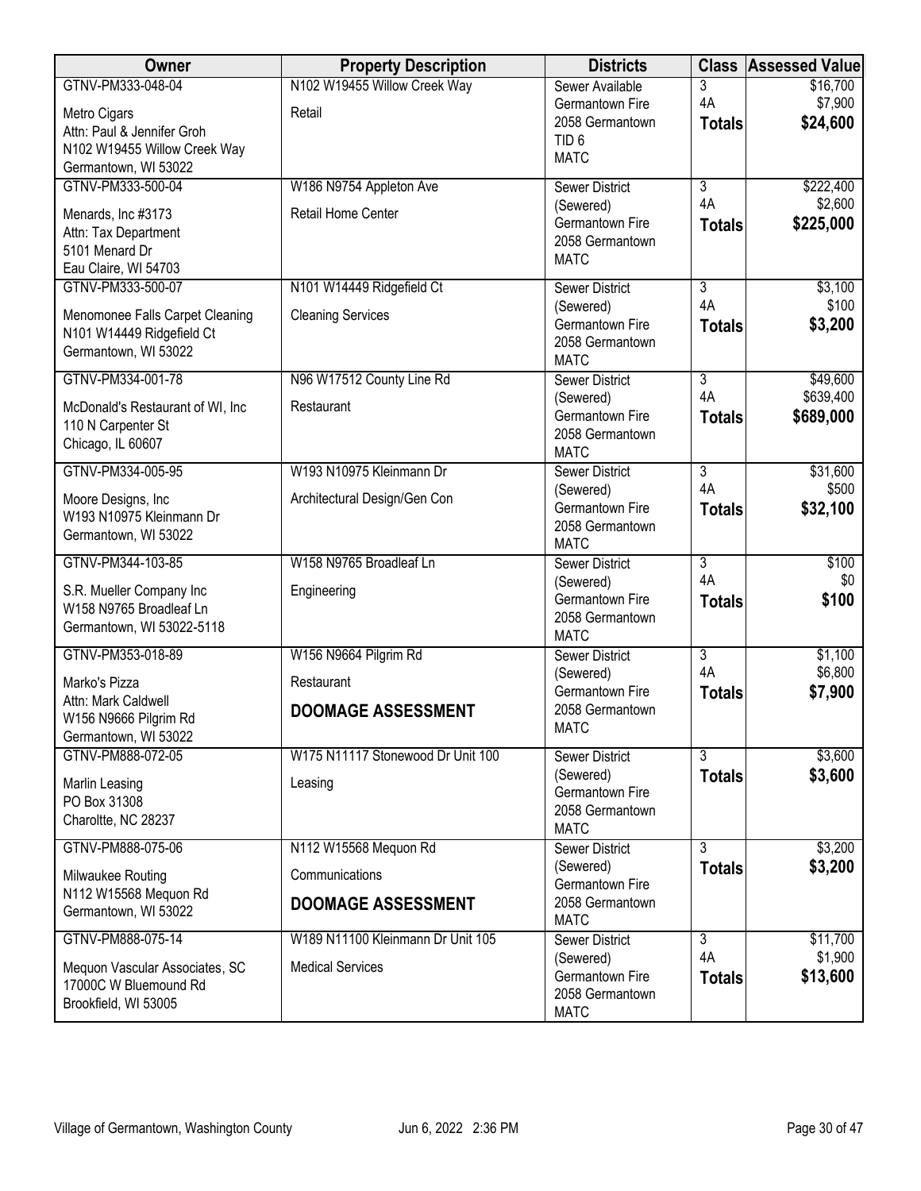| Owner | Property Description | Districts | Class | Assessed Value |
|---|---|---|---|---|
| GTNV-PM333-048-04<br><br>Metro Cigars<br>Attn: Paul & Jennifer Groh<br>N102 W19455 Willow Creek Way<br>Germantown, WI 53022 | N102 W19455 Willow Creek Way<br><br>Retail | Sewer Available<br>Germantown Fire<br>2058 Germantown<br>TID 6<br>MATC | 3<br>4A<br>**Totals** | $16,700<br>$7,900<br>**$24,600** |
| GTNV-PM333-500-04<br><br>Menards, Inc #3173<br>Attn: Tax Department<br>5101 Menard Dr<br>Eau Claire, WI 54703 | W186 N9754 Appleton Ave<br><br>Retail Home Center | Sewer District (Sewered)<br>Germantown Fire<br>2058 Germantown<br>MATC | 3<br>4A<br>**Totals** | $222,400<br>$2,600<br>**$225,000** |
| GTNV-PM333-500-07<br><br>Menomonee Falls Carpet Cleaning<br>N101 W14449 Ridgefield Ct<br>Germantown, WI 53022 | N101 W14449 Ridgefield Ct<br><br>Cleaning Services | Sewer District (Sewered)<br>Germantown Fire<br>2058 Germantown<br>MATC | 3<br>4A<br>**Totals** | $3,100<br>$100<br>**$3,200** |
| GTNV-PM334-001-78<br><br>McDonald's Restaurant of WI, Inc<br>110 N Carpenter St<br>Chicago, IL 60607 | N96 W17512 County Line Rd<br><br>Restaurant | Sewer District (Sewered)<br>Germantown Fire<br>2058 Germantown<br>MATC | 3<br>4A<br>**Totals** | $49,600<br>$639,400<br>**$689,000** |
| GTNV-PM334-005-95<br><br>Moore Designs, Inc<br>W193 N10975 Kleinmann Dr<br>Germantown, WI 53022 | W193 N10975 Kleinmann Dr<br><br>Architectural Design/Gen Con | Sewer District (Sewered)<br>Germantown Fire<br>2058 Germantown<br>MATC | 3<br>4A<br>**Totals** | $31,600<br>$500<br>**$32,100** |
| GTNV-PM344-103-85<br><br>S.R. Mueller Company Inc<br>W158 N9765 Broadleaf Ln<br>Germantown, WI 53022-5118 | W158 N9765 Broadleaf Ln<br><br>Engineering | Sewer District (Sewered)<br>Germantown Fire<br>2058 Germantown<br>MATC | 3<br>4A<br>**Totals** | $100<br>$0<br>**$100** |
| GTNV-PM353-018-89<br><br>Marko's Pizza<br>Attn: Mark Caldwell<br>W156 N9666 Pilgrim Rd<br>Germantown, WI 53022 | W156 N9664 Pilgrim Rd<br><br>Restaurant<br><br>**DOOMAGE ASSESSMENT** | Sewer District (Sewered)<br>Germantown Fire<br>2058 Germantown<br>MATC | 3<br>4A<br>**Totals** | $1,100<br>$6,800<br>**$7,900** |
| GTNV-PM888-072-05<br><br>Marlin Leasing<br>PO Box 31308<br>Charoltte, NC 28237 | W175 N11117 Stonewood Dr Unit 100<br><br>Leasing | Sewer District (Sewered)<br>Germantown Fire<br>2058 Germantown<br>MATC | 3<br>**Totals** | $3,600<br>**$3,600** |
| GTNV-PM888-075-06<br><br>Milwaukee Routing<br>N112 W15568 Mequon Rd<br>Germantown, WI 53022 | N112 W15568 Mequon Rd<br><br>Communications<br><br>**DOOMAGE ASSESSMENT** | Sewer District (Sewered)<br>Germantown Fire<br>2058 Germantown<br>MATC | 3<br>**Totals** | $3,200<br>**$3,200** |
| GTNV-PM888-075-14<br><br>Mequon Vascular Associates, SC<br>17000C W Bluemound Rd<br>Brookfield, WI 53005 | W189 N11100 Kleinmann Dr Unit 105<br><br>Medical Services | Sewer District (Sewered)<br>Germantown Fire<br>2058 Germantown<br>MATC | 3<br>4A<br>**Totals** | $11,700<br>$1,900<br>**$13,600** |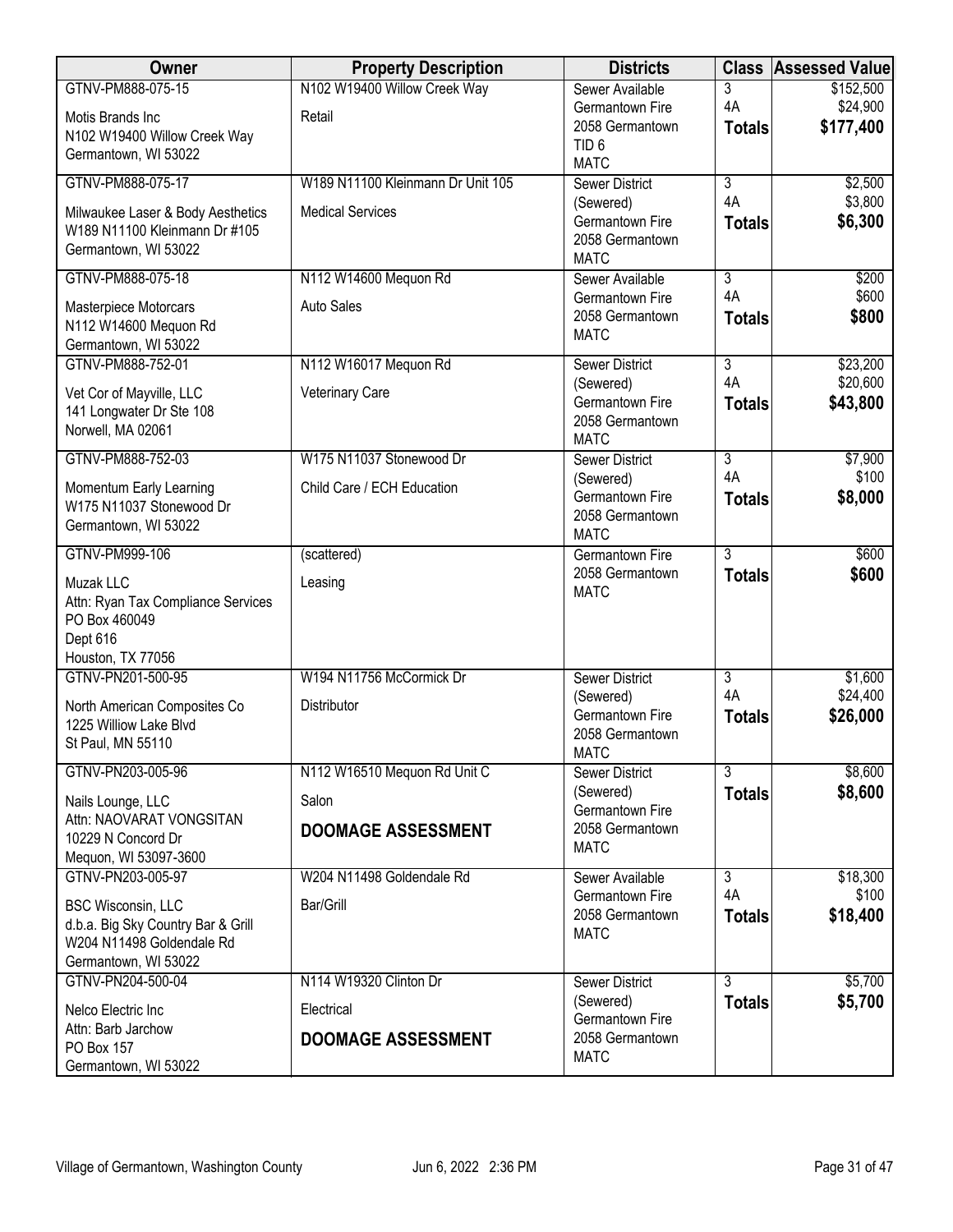| Owner | Property Description | Districts | Class | Assessed Value |
|---|---|---|---|---|
| GTNV-PM888-075-15<br>Motis Brands Inc<br>N102 W19400 Willow Creek Way<br>Germantown, WI 53022 | N102 W19400 Willow Creek Way<br>Retail | Sewer Available<br>Germantown Fire<br>2058 Germantown<br>TID 6<br>MATC | 3<br>4A<br>**Totals** | $152,500<br>$24,900<br>**$177,400** |
| GTNV-PM888-075-17<br>Milwaukee Laser & Body Aesthetics<br>W189 N11100 Kleinmann Dr #105<br>Germantown, WI 53022 | W189 N11100 Kleinmann Dr Unit 105<br>Medical Services | Sewer District (Sewered)<br>Germantown Fire<br>2058 Germantown<br>MATC | 3<br>4A<br>**Totals** | $2,500<br>$3,800<br>**$6,300** |
| GTNV-PM888-075-18<br>Masterpiece Motorcars<br>N112 W14600 Mequon Rd<br>Germantown, WI 53022 | N112 W14600 Mequon Rd<br>Auto Sales | Sewer Available<br>Germantown Fire<br>2058 Germantown<br>MATC | 3<br>4A<br>**Totals** | $200<br>$600<br>**$800** |
| GTNV-PM888-752-01<br>Vet Cor of Mayville, LLC<br>141 Longwater Dr Ste 108<br>Norwell, MA 02061 | N112 W16017 Mequon Rd<br>Veterinary Care | Sewer District (Sewered)<br>Germantown Fire<br>2058 Germantown<br>MATC | 3<br>4A<br>**Totals** | $23,200<br>$20,600<br>**$43,800** |
| GTNV-PM888-752-03<br>Momentum Early Learning<br>W175 N11037 Stonewood Dr<br>Germantown, WI 53022 | W175 N11037 Stonewood Dr<br>Child Care / ECH Education | Sewer District (Sewered)<br>Germantown Fire<br>2058 Germantown<br>MATC | 3<br>4A<br>**Totals** | $7,900<br>$100<br>**$8,000** |
| GTNV-PM999-106<br>Muzak LLC<br>Attn: Ryan Tax Compliance Services<br>PO Box 460049<br>Dept 616<br>Houston, TX 77056 | (scattered)<br>Leasing | Germantown Fire<br>2058 Germantown<br>MATC | 3<br>**Totals** | $600<br>**$600** |
| GTNV-PN201-500-95<br>North American Composites Co<br>1225 Williow Lake Blvd<br>St Paul, MN 55110 | W194 N11756 McCormick Dr<br>Distributor | Sewer District (Sewered)<br>Germantown Fire<br>2058 Germantown<br>MATC | 3<br>4A<br>**Totals** | $1,600<br>$24,400<br>**$26,000** |
| GTNV-PN203-005-96<br>Nails Lounge, LLC<br>Attn: NAOVARAT VONGSITAN<br>10229 N Concord Dr<br>Mequon, WI 53097-3600 | N112 W16510 Mequon Rd Unit C<br>Salon<br>**DOOMAGE ASSESSMENT** | Sewer District (Sewered)<br>Germantown Fire<br>2058 Germantown<br>MATC | 3<br>**Totals** | $8,600<br>**$8,600** |
| GTNV-PN203-005-97<br>BSC Wisconsin, LLC<br>d.b.a. Big Sky Country Bar & Grill<br>W204 N11498 Goldendale Rd<br>Germantown, WI 53022 | W204 N11498 Goldendale Rd<br>Bar/Grill | Sewer Available<br>Germantown Fire<br>2058 Germantown<br>MATC | 3<br>4A<br>**Totals** | $18,300<br>$100<br>**$18,400** |
| GTNV-PN204-500-04<br>Nelco Electric Inc<br>Attn: Barb Jarchow<br>PO Box 157<br>Germantown, WI 53022 | N114 W19320 Clinton Dr<br>Electrical<br>**DOOMAGE ASSESSMENT** | Sewer District (Sewered)<br>Germantown Fire<br>2058 Germantown<br>MATC | 3<br>**Totals** | $5,700<br>**$5,700** |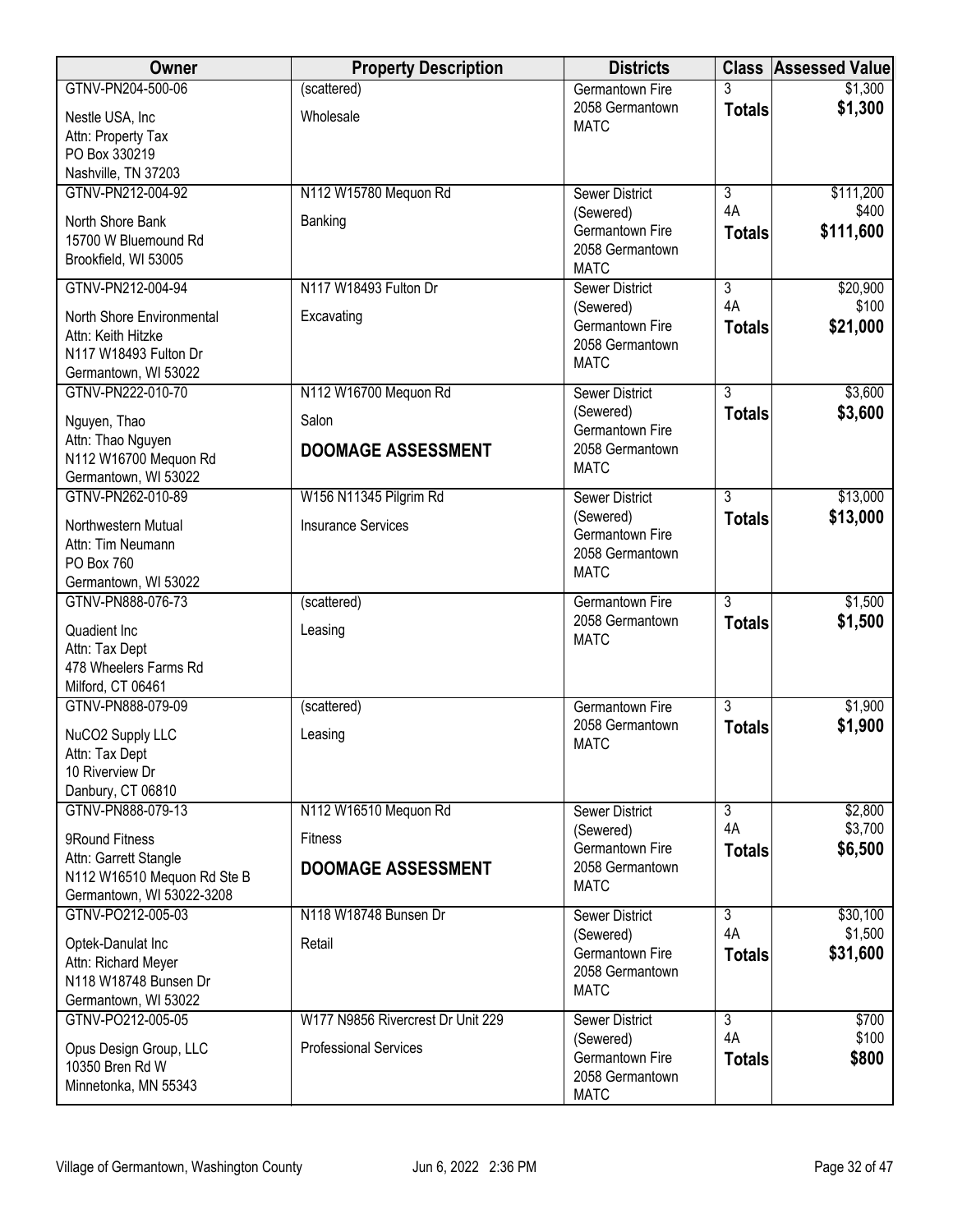| Owner | Property Description | Districts | Class | Assessed Value |
|---|---|---|---|---|
| GTNV-PN204-500-06<br>Nestle USA, Inc<br>Attn: Property Tax<br>PO Box 330219<br>Nashville, TN 37203 | (scattered)<br>Wholesale | Germantown Fire<br>2058 Germantown<br>MATC | 3<br>**Totals** | \$1,300<br>**\$1,300** |
| GTNV-PN212-004-92<br>North Shore Bank<br>15700 W Bluemound Rd<br>Brookfield, WI 53005 | N112 W15780 Mequon Rd<br>Banking | Sewer District (Sewered)<br>Germantown Fire<br>2058 Germantown<br>MATC | 3<br>4A<br>**Totals** | \$111,200<br>\$400<br>**\$111,600** |
| GTNV-PN212-004-94<br>North Shore Environmental<br>Attn: Keith Hitzke<br>N117 W18493 Fulton Dr<br>Germantown, WI 53022 | N117 W18493 Fulton Dr<br>Excavating | Sewer District (Sewered)<br>Germantown Fire<br>2058 Germantown<br>MATC | 3<br>4A<br>**Totals** | \$20,900<br>\$100<br>**\$21,000** |
| GTNV-PN222-010-70<br>Nguyen, Thao<br>Attn: Thao Nguyen<br>N112 W16700 Mequon Rd<br>Germantown, WI 53022 | N112 W16700 Mequon Rd<br>Salon<br>**DOOMAGE ASSESSMENT** | Sewer District (Sewered)<br>Germantown Fire<br>2058 Germantown<br>MATC | 3<br>**Totals** | \$3,600<br>**\$3,600** |
| GTNV-PN262-010-89<br>Northwestern Mutual<br>Attn: Tim Neumann<br>PO Box 760<br>Germantown, WI 53022 | W156 N11345 Pilgrim Rd<br>Insurance Services | Sewer District (Sewered)<br>Germantown Fire<br>2058 Germantown<br>MATC | 3<br>**Totals** | \$13,000<br>**\$13,000** |
| GTNV-PN888-076-73<br>Quadient Inc<br>Attn: Tax Dept<br>478 Wheelers Farms Rd<br>Milford, CT 06461 | (scattered)<br>Leasing | Germantown Fire<br>2058 Germantown<br>MATC | 3<br>**Totals** | \$1,500<br>**\$1,500** |
| GTNV-PN888-079-09<br>NuCO2 Supply LLC<br>Attn: Tax Dept<br>10 Riverview Dr<br>Danbury, CT 06810 | (scattered)<br>Leasing | Germantown Fire<br>2058 Germantown<br>MATC | 3<br>**Totals** | \$1,900<br>**\$1,900** |
| GTNV-PN888-079-13<br>9Round Fitness<br>Attn: Garrett Stangle<br>N112 W16510 Mequon Rd Ste B<br>Germantown, WI 53022-3208 | N112 W16510 Mequon Rd<br>Fitness<br>**DOOMAGE ASSESSMENT** | Sewer District (Sewered)<br>Germantown Fire<br>2058 Germantown<br>MATC | 3<br>4A<br>**Totals** | \$2,800<br>\$3,700<br>**\$6,500** |
| GTNV-PO212-005-03<br>Optek-Danulat Inc<br>Attn: Richard Meyer<br>N118 W18748 Bunsen Dr<br>Germantown, WI 53022 | N118 W18748 Bunsen Dr<br>Retail | Sewer District (Sewered)<br>Germantown Fire<br>2058 Germantown<br>MATC | 3<br>4A<br>**Totals** | \$30,100<br>\$1,500<br>**\$31,600** |
| GTNV-PO212-005-05<br>Opus Design Group, LLC<br>10350 Bren Rd W<br>Minnetonka, MN 55343 | W177 N9856 Rivercrest Dr Unit 229<br>Professional Services | Sewer District (Sewered)<br>Germantown Fire<br>2058 Germantown<br>MATC | 3<br>4A<br>**Totals** | \$700<br>\$100<br>**\$800** |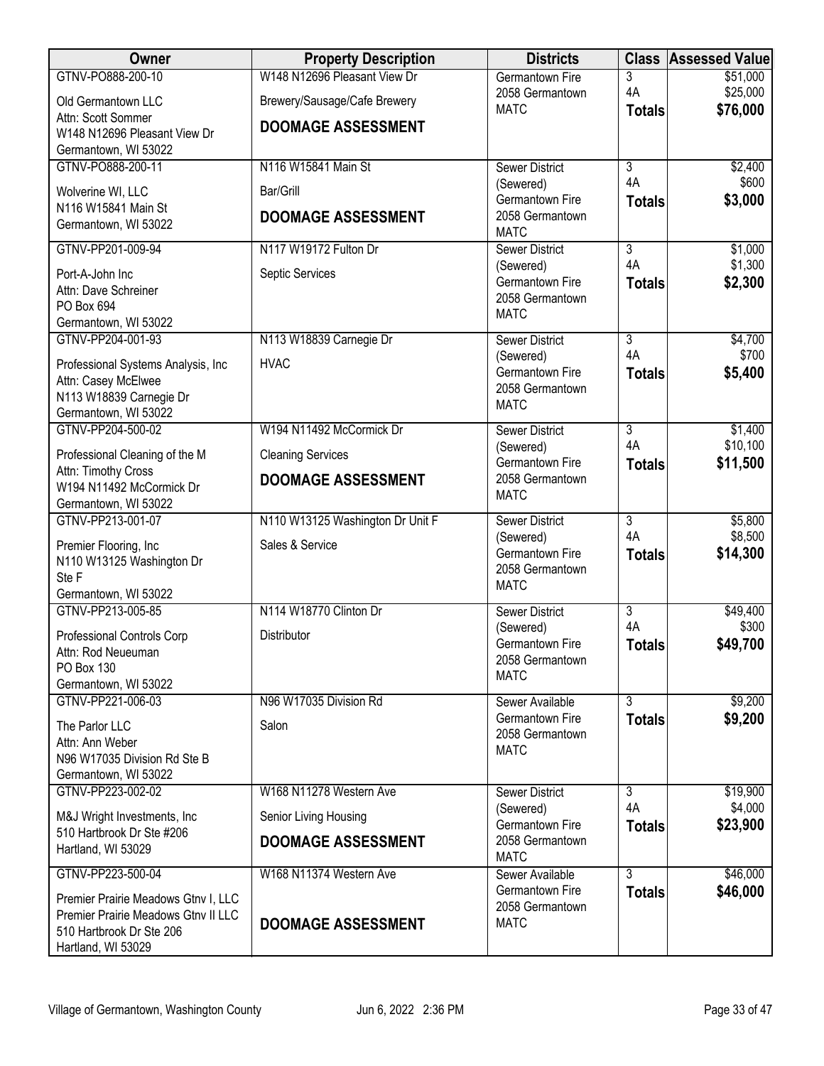| Owner | Property Description | Districts | Class | Assessed Value |
|---|---|---|---|---|
| GTNV-PO888-200-10<br>Old Germantown LLC<br>Attn: Scott Sommer<br>W148 N12696 Pleasant View Dr<br>Germantown, WI 53022 | W148 N12696 Pleasant View Dr<br>Brewery/Sausage/Cafe Brewery<br>**DOOMAGE ASSESSMENT** | Germantown Fire<br>2058 Germantown<br>MATC | 3<br>4A<br>**Totals** | $51,000<br>$25,000<br>**$76,000** |
| GTNV-PO888-200-11<br>Wolverine WI, LLC<br>N116 W15841 Main St<br>Germantown, WI 53022 | N116 W15841 Main St<br>Bar/Grill<br>**DOOMAGE ASSESSMENT** | Sewer District (Sewered)<br>Germantown Fire<br>2058 Germantown<br>MATC | 3<br>4A<br>**Totals** | $2,400<br>$600<br>**$3,000** |
| GTNV-PP201-009-94<br>Port-A-John Inc<br>Attn: Dave Schreiner<br>PO Box 694<br>Germantown, WI 53022 | N117 W19172 Fulton Dr<br>Septic Services | Sewer District (Sewered)<br>Germantown Fire<br>2058 Germantown<br>MATC | 3<br>4A<br>**Totals** | $1,000<br>$1,300<br>**$2,300** |
| GTNV-PP204-001-93<br>Professional Systems Analysis, Inc<br>Attn: Casey McElwee<br>N113 W18839 Carnegie Dr<br>Germantown, WI 53022 | N113 W18839 Carnegie Dr<br>HVAC | Sewer District (Sewered)<br>Germantown Fire<br>2058 Germantown<br>MATC | 3<br>4A<br>**Totals** | $4,700<br>$700<br>**$5,400** |
| GTNV-PP204-500-02<br>Professional Cleaning of the M<br>Attn: Timothy Cross<br>W194 N11492 McCormick Dr<br>Germantown, WI 53022 | W194 N11492 McCormick Dr<br>Cleaning Services<br>**DOOMAGE ASSESSMENT** | Sewer District (Sewered)<br>Germantown Fire<br>2058 Germantown<br>MATC | 3<br>4A<br>**Totals** | $1,400<br>$10,100<br>**$11,500** |
| GTNV-PP213-001-07<br>Premier Flooring, Inc<br>N110 W13125 Washington Dr<br>Ste F<br>Germantown, WI 53022 | N110 W13125 Washington Dr Unit F<br>Sales & Service | Sewer District (Sewered)<br>Germantown Fire<br>2058 Germantown<br>MATC | 3<br>4A<br>**Totals** | $5,800<br>$8,500<br>**$14,300** |
| GTNV-PP213-005-85<br>Professional Controls Corp<br>Attn: Rod Neueuman<br>PO Box 130<br>Germantown, WI 53022 | N114 W18770 Clinton Dr<br>Distributor | Sewer District (Sewered)<br>Germantown Fire<br>2058 Germantown<br>MATC | 3<br>4A<br>**Totals** | $49,400<br>$300<br>**$49,700** |
| GTNV-PP221-006-03<br>The Parlor LLC<br>Attn: Ann Weber<br>N96 W17035 Division Rd Ste B<br>Germantown, WI 53022 | N96 W17035 Division Rd<br>Salon | Sewer Available<br>Germantown Fire<br>2058 Germantown<br>MATC | 3<br>**Totals** | $9,200<br>**$9,200** |
| GTNV-PP223-002-02<br>M&J Wright Investments, Inc<br>510 Hartbrook Dr Ste #206<br>Hartland, WI 53029 | W168 N11278 Western Ave<br>Senior Living Housing<br>**DOOMAGE ASSESSMENT** | Sewer District (Sewered)<br>Germantown Fire<br>2058 Germantown<br>MATC | 3<br>4A<br>**Totals** | $19,900<br>$4,000<br>**$23,900** |
| GTNV-PP223-500-04<br>Premier Prairie Meadows Gtnv I, LLC<br>Premier Prairie Meadows Gtnv II LLC<br>510 Hartbrook Dr Ste 206<br>Hartland, WI 53029 | W168 N11374 Western Ave<br>**DOOMAGE ASSESSMENT** | Sewer Available<br>Germantown Fire<br>2058 Germantown<br>MATC | 3<br>**Totals** | $46,000<br>**$46,000** |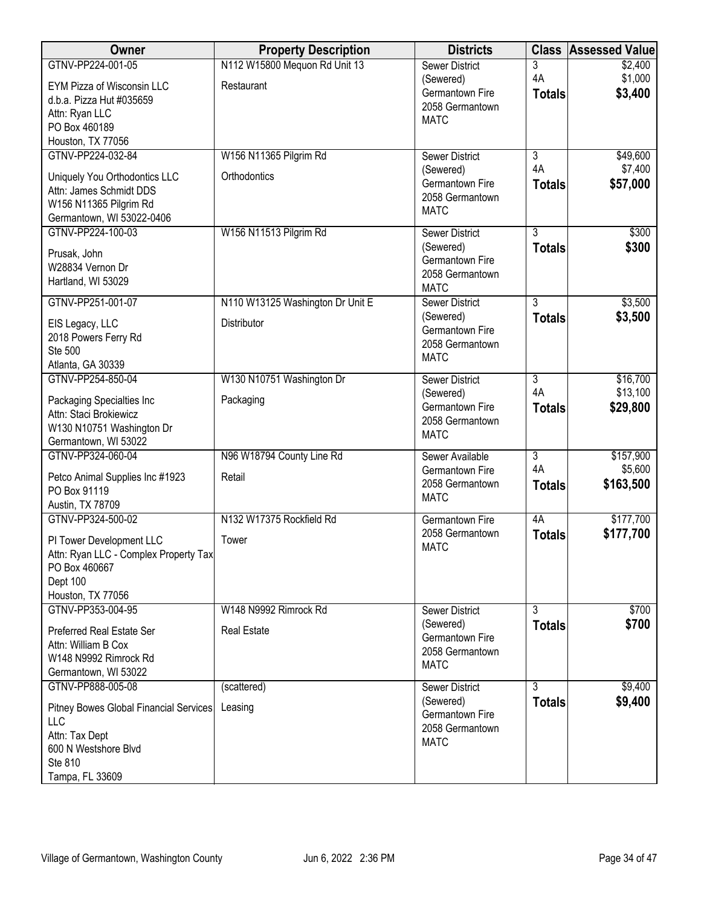| Owner | Property Description | Districts | Class | Assessed Value |
|---|---|---|---|---|
| GTNV-PP224-001-05<br>EYM Pizza of Wisconsin LLC<br>d.b.a. Pizza Hut #035659<br>Attn: Ryan LLC<br>PO Box 460189<br>Houston, TX 77056 | N112 W15800 Mequon Rd Unit 13<br>Restaurant | Sewer District (Sewered)<br>Germantown Fire<br>2058 Germantown<br>MATC | 3<br>4A<br>**Totals** | $2,400<br>$1,000<br>**$3,400** |
| GTNV-PP224-032-84<br>Uniquely You Orthodontics LLC<br>Attn: James Schmidt DDS<br>W156 N11365 Pilgrim Rd<br>Germantown, WI 53022-0406 | W156 N11365 Pilgrim Rd<br>Orthodontics | Sewer District (Sewered)<br>Germantown Fire<br>2058 Germantown<br>MATC | 3<br>4A<br>**Totals** | $49,600<br>$7,400<br>**$57,000** |
| GTNV-PP224-100-03<br>Prusak, John<br>W28834 Vernon Dr<br>Hartland, WI 53029 | W156 N11513 Pilgrim Rd | Sewer District (Sewered)<br>Germantown Fire<br>2058 Germantown<br>MATC | 3<br>**Totals** | $300<br>**$300** |
| GTNV-PP251-001-07<br>EIS Legacy, LLC<br>2018 Powers Ferry Rd<br>Ste 500<br>Atlanta, GA 30339 | N110 W13125 Washington Dr Unit E<br>Distributor | Sewer District (Sewered)<br>Germantown Fire<br>2058 Germantown<br>MATC | 3<br>**Totals** | $3,500<br>**$3,500** |
| GTNV-PP254-850-04<br>Packaging Specialties Inc<br>Attn: Staci Brokiewicz<br>W130 N10751 Washington Dr<br>Germantown, WI 53022 | W130 N10751 Washington Dr<br>Packaging | Sewer District (Sewered)<br>Germantown Fire<br>2058 Germantown<br>MATC | 3<br>4A<br>**Totals** | $16,700<br>$13,100<br>**$29,800** |
| GTNV-PP324-060-04<br>Petco Animal Supplies Inc #1923<br>PO Box 91119<br>Austin, TX 78709 | N96 W18794 County Line Rd<br>Retail | Sewer Available<br>Germantown Fire<br>2058 Germantown<br>MATC | 3<br>4A<br>**Totals** | $157,900<br>$5,600<br>**$163,500** |
| GTNV-PP324-500-02<br>PI Tower Development LLC<br>Attn: Ryan LLC - Complex Property Tax<br>PO Box 460667<br>Dept 100<br>Houston, TX 77056 | N132 W17375 Rockfield Rd<br>Tower | Germantown Fire<br>2058 Germantown<br>MATC | 4A<br>**Totals** | $177,700<br>**$177,700** |
| GTNV-PP353-004-95<br>Preferred Real Estate Ser<br>Attn: William B Cox<br>W148 N9992 Rimrock Rd<br>Germantown, WI 53022 | W148 N9992 Rimrock Rd<br>Real Estate | Sewer District (Sewered)<br>Germantown Fire<br>2058 Germantown<br>MATC | 3<br>**Totals** | $700<br>**$700** |
| GTNV-PP888-005-08<br>Pitney Bowes Global Financial Services LLC<br>Attn: Tax Dept<br>600 N Westshore Blvd<br>Ste 810<br>Tampa, FL 33609 | (scattered)<br>Leasing | Sewer District (Sewered)<br>Germantown Fire<br>2058 Germantown<br>MATC | 3<br>**Totals** | $9,400<br>**$9,400** |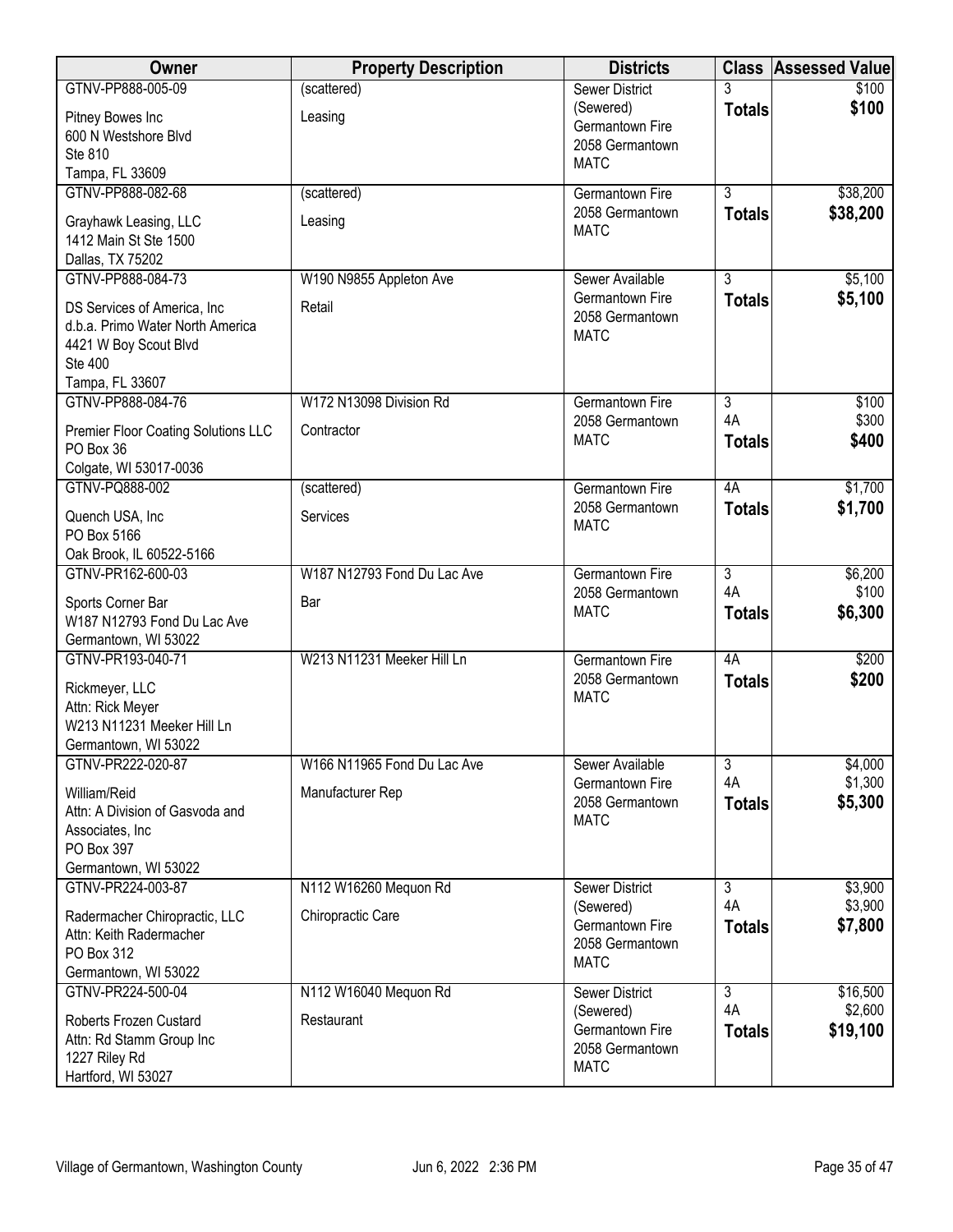| Owner | Property Description | Districts | Class | Assessed Value |
|---|---|---|---|---|
| GTNV-PP888-005-09<br>Pitney Bowes Inc<br>600 N Westshore Blvd<br>Ste 810<br>Tampa, FL 33609 | (scattered)<br>Leasing | Sewer District (Sewered)<br>Germantown Fire<br>2058 Germantown<br>MATC | 3<br>**Totals** | $100<br>**$100** |
| GTNV-PP888-082-68<br>Grayhawk Leasing, LLC<br>1412 Main St Ste 1500<br>Dallas, TX 75202 | (scattered)<br>Leasing | Germantown Fire<br>2058 Germantown<br>MATC | 3<br>**Totals** | $38,200<br>**$38,200** |
| GTNV-PP888-084-73<br>DS Services of America, Inc<br>d.b.a. Primo Water North America<br>4421 W Boy Scout Blvd<br>Ste 400<br>Tampa, FL 33607 | W190 N9855 Appleton Ave<br>Retail | Sewer Available<br>Germantown Fire<br>2058 Germantown<br>MATC | 3<br>**Totals** | $5,100<br>**$5,100** |
| GTNV-PP888-084-76<br>Premier Floor Coating Solutions LLC<br>PO Box 36<br>Colgate, WI 53017-0036 | W172 N13098 Division Rd<br>Contractor | Germantown Fire<br>2058 Germantown<br>MATC | 3<br>4A<br>**Totals** | $100<br>$300<br>**$400** |
| GTNV-PQ888-002<br>Quench USA, Inc<br>PO Box 5166<br>Oak Brook, IL 60522-5166 | (scattered)<br>Services | Germantown Fire<br>2058 Germantown<br>MATC | 4A<br>**Totals** | $1,700<br>**$1,700** |
| GTNV-PR162-600-03<br>Sports Corner Bar<br>W187 N12793 Fond Du Lac Ave<br>Germantown, WI 53022 | W187 N12793 Fond Du Lac Ave<br>Bar | Germantown Fire<br>2058 Germantown<br>MATC | 3<br>4A<br>**Totals** | $6,200<br>$100<br>**$6,300** |
| GTNV-PR193-040-71<br>Rickmeyer, LLC<br>Attn: Rick Meyer<br>W213 N11231 Meeker Hill Ln<br>Germantown, WI 53022 | W213 N11231 Meeker Hill Ln | Germantown Fire<br>2058 Germantown<br>MATC | 4A<br>**Totals** | $200<br>**$200** |
| GTNV-PR222-020-87<br>William/Reid<br>Attn: A Division of Gasvoda and Associates, Inc<br>PO Box 397<br>Germantown, WI 53022 | W166 N11965 Fond Du Lac Ave<br>Manufacturer Rep | Sewer Available<br>Germantown Fire<br>2058 Germantown<br>MATC | 3<br>4A<br>**Totals** | $4,000<br>$1,300<br>**$5,300** |
| GTNV-PR224-003-87<br>Radermacher Chiropractic, LLC<br>Attn: Keith Radermacher<br>PO Box 312<br>Germantown, WI 53022 | N112 W16260 Mequon Rd<br>Chiropractic Care | Sewer District (Sewered)<br>Germantown Fire<br>2058 Germantown<br>MATC | 3<br>4A<br>**Totals** | $3,900<br>$3,900<br>**$7,800** |
| GTNV-PR224-500-04<br>Roberts Frozen Custard<br>Attn: Rd Stamm Group Inc<br>1227 Riley Rd<br>Hartford, WI 53027 | N112 W16040 Mequon Rd<br>Restaurant | Sewer District (Sewered)<br>Germantown Fire<br>2058 Germantown<br>MATC | 3<br>4A<br>**Totals** | $16,500<br>$2,600<br>**$19,100** |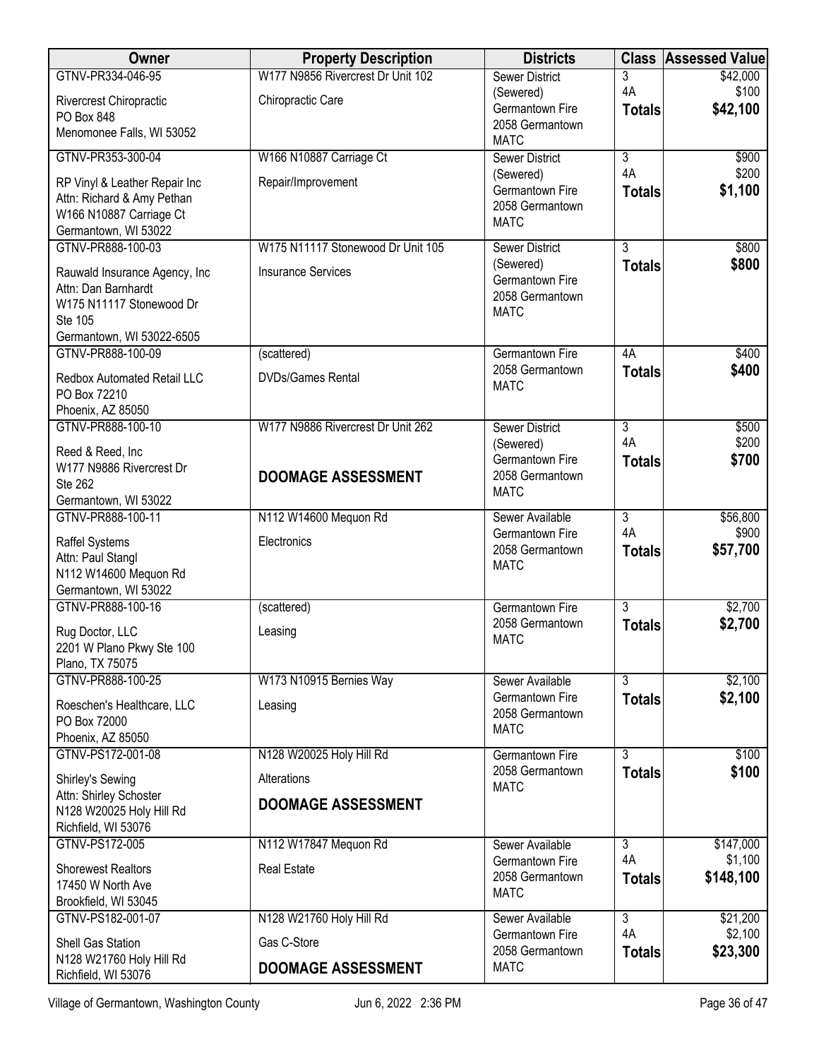| Owner | Property Description | Districts | Class | Assessed Value |
|---|---|---|---|---|
| GTNV-PR334-046-95<br><br>Rivercrest Chiropractic<br>PO Box 848<br>Menomonee Falls, WI 53052 | W177 N9856 Rivercrest Dr Unit 102<br><br>Chiropractic Care | Sewer District (Sewered)<br>Germantown Fire<br>2058 Germantown<br>MATC | 3<br>4A<br>**Totals** | $42,000<br>$100<br>**$42,100** |
| GTNV-PR353-300-04<br><br>RP Vinyl & Leather Repair Inc<br>Attn: Richard & Amy Pethan<br>W166 N10887 Carriage Ct<br>Germantown, WI 53022 | W166 N10887 Carriage Ct<br><br>Repair/Improvement | Sewer District (Sewered)<br>Germantown Fire<br>2058 Germantown<br>MATC | 3<br>4A<br>**Totals** | $900<br>$200<br>**$1,100** |
| GTNV-PR888-100-03<br><br>Rauwald Insurance Agency, Inc<br>Attn: Dan Barnhardt<br>W175 N11117 Stonewood Dr<br>Ste 105<br>Germantown, WI 53022-6505 | W175 N11117 Stonewood Dr Unit 105<br><br>Insurance Services | Sewer District (Sewered)<br>Germantown Fire<br>2058 Germantown<br>MATC | 3<br>**Totals** | $800<br>**$800** |
| GTNV-PR888-100-09<br><br>Redbox Automated Retail LLC<br>PO Box 72210<br>Phoenix, AZ 85050 | (scattered)<br><br>DVDs/Games Rental | Germantown Fire<br>2058 Germantown<br>MATC | 4A<br>**Totals** | $400<br>**$400** |
| GTNV-PR888-100-10<br><br>Reed & Reed, Inc<br>W177 N9886 Rivercrest Dr<br>Ste 262<br>Germantown, WI 53022 | W177 N9886 Rivercrest Dr Unit 262<br><br>**DOOMAGE ASSESSMENT** | Sewer District (Sewered)<br>Germantown Fire<br>2058 Germantown<br>MATC | 3<br>4A<br>**Totals** | $500<br>$200<br>**$700** |
| GTNV-PR888-100-11<br><br>Raffel Systems<br>Attn: Paul Stangl<br>N112 W14600 Mequon Rd<br>Germantown, WI 53022 | N112 W14600 Mequon Rd<br><br>Electronics | Sewer Available<br>Germantown Fire<br>2058 Germantown<br>MATC | 3<br>4A<br>**Totals** | $56,800<br>$900<br>**$57,700** |
| GTNV-PR888-100-16<br><br>Rug Doctor, LLC<br>2201 W Plano Pkwy Ste 100<br>Plano, TX 75075 | (scattered)<br><br>Leasing | Germantown Fire<br>2058 Germantown<br>MATC | 3<br>**Totals** | $2,700<br>**$2,700** |
| GTNV-PR888-100-25<br><br>Roeschen's Healthcare, LLC<br>PO Box 72000<br>Phoenix, AZ 85050 | W173 N10915 Bernies Way<br><br>Leasing | Sewer Available<br>Germantown Fire<br>2058 Germantown<br>MATC | 3<br>**Totals** | $2,100<br>**$2,100** |
| GTNV-PS172-001-08<br><br>Shirley's Sewing<br>Attn: Shirley Schoster<br>N128 W20025 Holy Hill Rd<br>Richfield, WI 53076 | N128 W20025 Holy Hill Rd<br><br>Alterations<br><br>**DOOMAGE ASSESSMENT** | Germantown Fire<br>2058 Germantown<br>MATC | 3<br>**Totals** | $100<br>**$100** |
| GTNV-PS172-005<br><br>Shorewest Realtors<br>17450 W North Ave<br>Brookfield, WI 53045 | N112 W17847 Mequon Rd<br><br>Real Estate | Sewer Available<br>Germantown Fire<br>2058 Germantown<br>MATC | 3<br>4A<br>**Totals** | $147,000<br>$1,100<br>**$148,100** |
| GTNV-PS182-001-07<br><br>Shell Gas Station<br>N128 W21760 Holy Hill Rd<br>Richfield, WI 53076 | N128 W21760 Holy Hill Rd<br><br>Gas C-Store<br><br>**DOOMAGE ASSESSMENT** | Sewer Available<br>Germantown Fire<br>2058 Germantown<br>MATC | 3<br>4A<br>**Totals** | $21,200<br>$2,100<br>**$23,300** |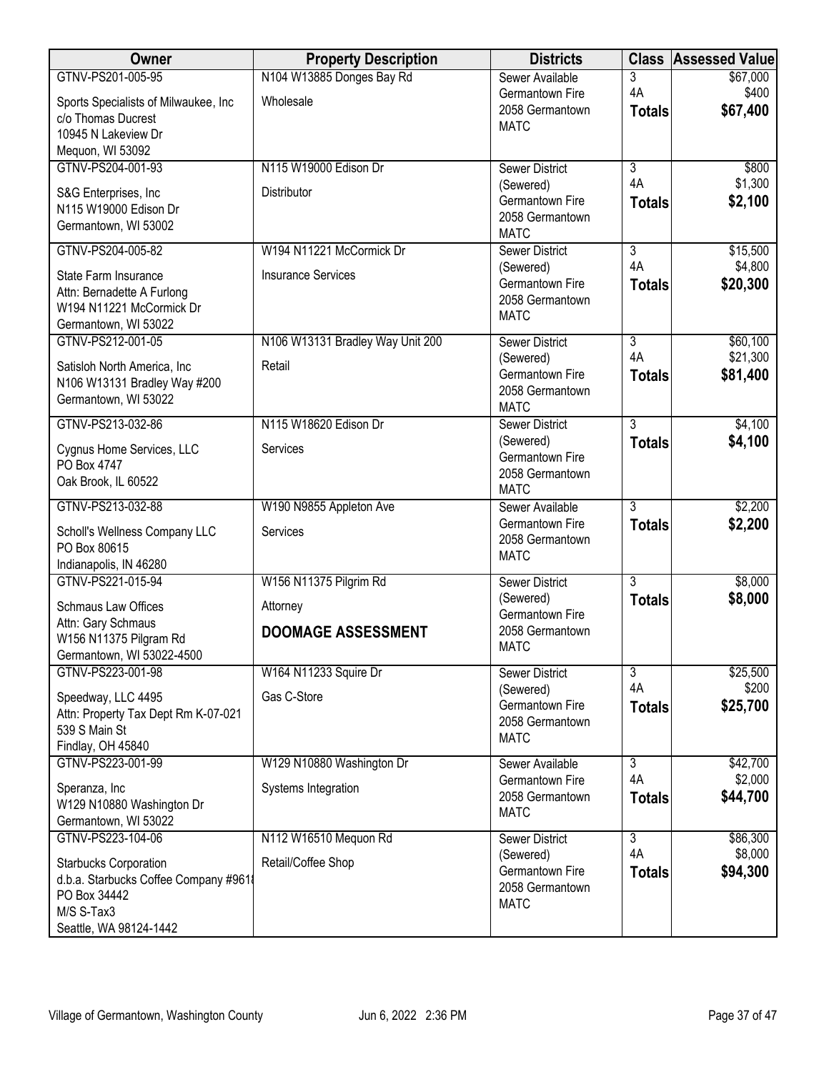| Owner | Property Description | Districts | Class | Assessed Value |
|---|---|---|---|---|
| GTNV-PS201-005-95<br>Sports Specialists of Milwaukee, Inc<br>c/o Thomas Ducrest<br>10945 N Lakeview Dr<br>Mequon, WI 53092 | N104 W13885 Donges Bay Rd<br>Wholesale | Sewer Available<br>Germantown Fire<br>2058 Germantown<br>MATC | 3<br>4A<br>**Totals** | $67,000<br>$400<br>**$67,400** |
| GTNV-PS204-001-93<br>S&G Enterprises, Inc<br>N115 W19000 Edison Dr<br>Germantown, WI 53002 | N115 W19000 Edison Dr<br>Distributor | Sewer District (Sewered)<br>Germantown Fire<br>2058 Germantown<br>MATC | 3<br>4A<br>**Totals** | $800<br>$1,300<br>**$2,100** |
| GTNV-PS204-005-82<br>State Farm Insurance<br>Attn: Bernadette A Furlong<br>W194 N11221 McCormick Dr<br>Germantown, WI 53022 | W194 N11221 McCormick Dr<br>Insurance Services | Sewer District (Sewered)<br>Germantown Fire<br>2058 Germantown<br>MATC | 3<br>4A<br>**Totals** | $15,500<br>$4,800<br>**$20,300** |
| GTNV-PS212-001-05<br>Satisloh North America, Inc<br>N106 W13131 Bradley Way #200<br>Germantown, WI 53022 | N106 W13131 Bradley Way Unit 200<br>Retail | Sewer District (Sewered)<br>Germantown Fire<br>2058 Germantown<br>MATC | 3<br>4A<br>**Totals** | $60,100<br>$21,300<br>**$81,400** |
| GTNV-PS213-032-86<br>Cygnus Home Services, LLC<br>PO Box 4747<br>Oak Brook, IL 60522 | N115 W18620 Edison Dr<br>Services | Sewer District (Sewered)<br>Germantown Fire<br>2058 Germantown<br>MATC | 3<br>**Totals** | $4,100<br>**$4,100** |
| GTNV-PS213-032-88<br>Scholl's Wellness Company LLC<br>PO Box 80615<br>Indianapolis, IN 46280 | W190 N9855 Appleton Ave<br>Services | Sewer Available<br>Germantown Fire<br>2058 Germantown<br>MATC | 3<br>**Totals** | $2,200<br>**$2,200** |
| GTNV-PS221-015-94<br>Schmaus Law Offices<br>Attn: Gary Schmaus<br>W156 N11375 Pilgrim Rd<br>Germantown, WI 53022-4500 | W156 N11375 Pilgrim Rd<br>Attorney<br>**DOOMAGE ASSESSMENT** | Sewer District (Sewered)<br>Germantown Fire<br>2058 Germantown<br>MATC | 3<br>**Totals** | $8,000<br>**$8,000** |
| GTNV-PS223-001-98<br>Speedway, LLC 4495<br>Attn: Property Tax Dept Rm K-07-021<br>539 S Main St<br>Findlay, OH 45840 | W164 N11233 Squire Dr<br>Gas C-Store | Sewer District (Sewered)<br>Germantown Fire<br>2058 Germantown<br>MATC | 3<br>4A<br>**Totals** | $25,500<br>$200<br>**$25,700** |
| GTNV-PS223-001-99<br>Speranza, Inc<br>W129 N10880 Washington Dr<br>Germantown, WI 53022 | W129 N10880 Washington Dr<br>Systems Integration | Sewer Available<br>Germantown Fire<br>2058 Germantown<br>MATC | 3<br>4A<br>**Totals** | $42,700<br>$2,000<br>**$44,700** |
| GTNV-PS223-104-06<br>Starbucks Corporation<br>d.b.a. Starbucks Coffee Company #9618<br>PO Box 34442<br>M/S S-Tax3<br>Seattle, WA 98124-1442 | N112 W16510 Mequon Rd<br>Retail/Coffee Shop | Sewer District (Sewered)<br>Germantown Fire<br>2058 Germantown<br>MATC | 3<br>4A<br>**Totals** | $86,300<br>$8,000<br>**$94,300** |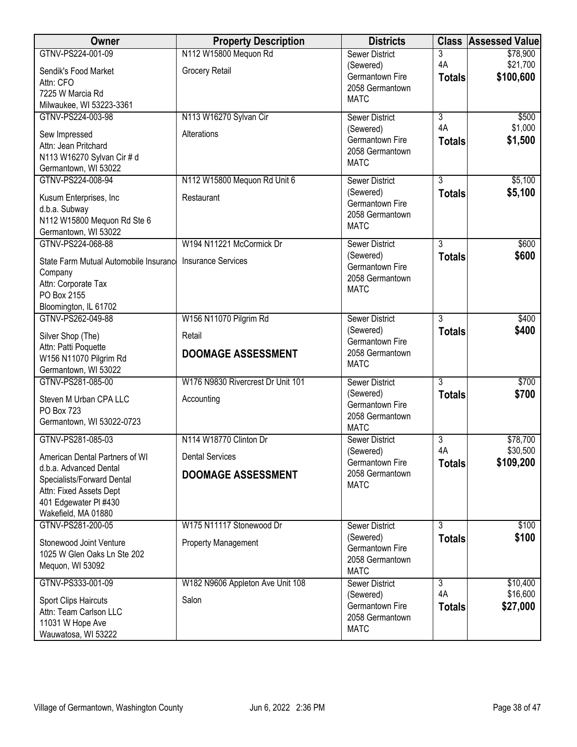| Owner | Property Description | Districts | Class | Assessed Value |
|---|---|---|---|---|
| GTNV-PS224-001-09<br>Sendik's Food Market<br>Attn: CFO<br>7225 W Marcia Rd<br>Milwaukee, WI 53223-3361 | N112 W15800 Mequon Rd<br>Grocery Retail | Sewer District (Sewered)<br>Germantown Fire<br>2058 Germantown<br>MATC | 3<br>4A<br>**Totals** | $78,900<br>$21,700<br>**$100,600** |
| GTNV-PS224-003-98<br>Sew Impressed<br>Attn: Jean Pritchard<br>N113 W16270 Sylvan Cir # d<br>Germantown, WI 53022 | N113 W16270 Sylvan Cir<br>Alterations | Sewer District (Sewered)<br>Germantown Fire<br>2058 Germantown<br>MATC | 3<br>4A<br>**Totals** | $500<br>$1,000<br>**$1,500** |
| GTNV-PS224-008-94<br>Kusum Enterprises, Inc<br>d.b.a. Subway<br>N112 W15800 Mequon Rd Ste 6<br>Germantown, WI 53022 | N112 W15800 Mequon Rd Unit 6<br>Restaurant | Sewer District (Sewered)<br>Germantown Fire<br>2058 Germantown<br>MATC | 3<br>**Totals** | $5,100<br>**$5,100** |
| GTNV-PS224-068-88<br>State Farm Mutual Automobile Insurance Company<br>Attn: Corporate Tax<br>PO Box 2155<br>Bloomington, IL 61702 | W194 N11221 McCormick Dr<br>Insurance Services | Sewer District (Sewered)<br>Germantown Fire<br>2058 Germantown<br>MATC | 3<br>**Totals** | $600<br>**$600** |
| GTNV-PS262-049-88<br>Silver Shop (The)<br>Attn: Patti Poquette<br>W156 N11070 Pilgrim Rd<br>Germantown, WI 53022 | W156 N11070 Pilgrim Rd<br>Retail<br>**DOOMAGE ASSESSMENT** | Sewer District (Sewered)<br>Germantown Fire<br>2058 Germantown<br>MATC | 3<br>**Totals** | $400<br>**$400** |
| GTNV-PS281-085-00<br>Steven M Urban CPA LLC<br>PO Box 723<br>Germantown, WI 53022-0723 | W176 N9830 Rivercrest Dr Unit 101<br>Accounting | Sewer District (Sewered)<br>Germantown Fire<br>2058 Germantown<br>MATC | 3<br>**Totals** | $700<br>**$700** |
| GTNV-PS281-085-03<br>American Dental Partners of WI<br>d.b.a. Advanced Dental Specialists/Forward Dental<br>Attn: Fixed Assets Dept<br>401 Edgewater Pl #430<br>Wakefield, MA 01880 | N114 W18770 Clinton Dr<br>Dental Services<br>**DOOMAGE ASSESSMENT** | Sewer District (Sewered)<br>Germantown Fire<br>2058 Germantown<br>MATC | 3<br>4A<br>**Totals** | $78,700<br>$30,500<br>**$109,200** |
| GTNV-PS281-200-05<br>Stonewood Joint Venture<br>1025 W Glen Oaks Ln Ste 202<br>Mequon, WI 53092 | W175 N11117 Stonewood Dr<br>Property Management | Sewer District (Sewered)<br>Germantown Fire<br>2058 Germantown<br>MATC | 3<br>**Totals** | $100<br>**$100** |
| GTNV-PS333-001-09<br>Sport Clips Haircuts<br>Attn: Team Carlson LLC<br>11031 W Hope Ave<br>Wauwatosa, WI 53222 | W182 N9606 Appleton Ave Unit 108<br>Salon | Sewer District (Sewered)<br>Germantown Fire<br>2058 Germantown<br>MATC | 3<br>4A<br>**Totals** | $10,400<br>$16,600<br>**$27,000** |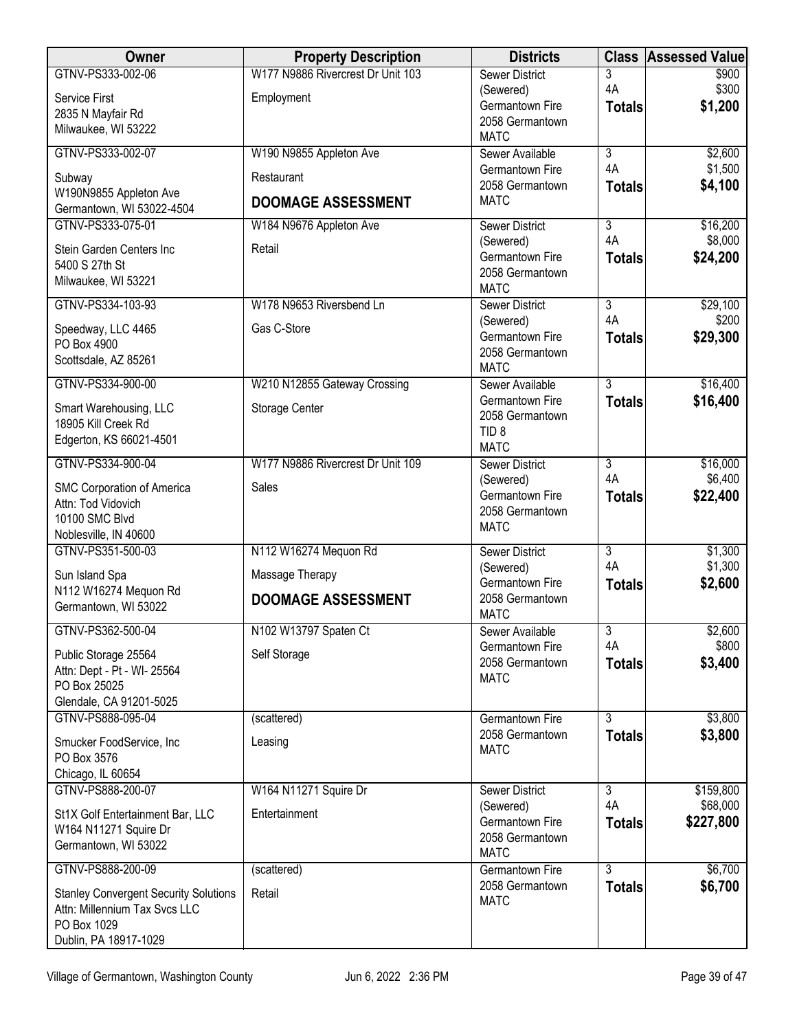| Owner | Property Description | Districts | Class | Assessed Value |
|---|---|---|---|---|
| GTNV-PS333-002-06<br>Service First<br>2835 N Mayfair Rd<br>Milwaukee, WI 53222 | W177 N9886 Rivercrest Dr Unit 103<br>Employment | Sewer District (Sewered)<br>Germantown Fire<br>2058 Germantown<br>MATC | 3<br>4A<br>**Totals** | $900<br>$300<br>**$1,200** |
| GTNV-PS333-002-07<br>Subway<br>W190N9855 Appleton Ave<br>Germantown, WI 53022-4504 | W190 N9855 Appleton Ave<br>Restaurant<br>**DOOMAGE ASSESSMENT** | Sewer Available<br>Germantown Fire<br>2058 Germantown<br>MATC | 3<br>4A<br>**Totals** | $2,600<br>$1,500<br>**$4,100** |
| GTNV-PS333-075-01<br>Stein Garden Centers Inc<br>5400 S 27th St<br>Milwaukee, WI 53221 | W184 N9676 Appleton Ave<br>Retail | Sewer District (Sewered)<br>Germantown Fire<br>2058 Germantown<br>MATC | 3<br>4A<br>**Totals** | $16,200<br>$8,000<br>**$24,200** |
| GTNV-PS334-103-93<br>Speedway, LLC 4465<br>PO Box 4900<br>Scottsdale, AZ 85261 | W178 N9653 Riversbend Ln<br>Gas C-Store | Sewer District (Sewered)<br>Germantown Fire<br>2058 Germantown<br>MATC | 3<br>4A<br>**Totals** | $29,100<br>$200<br>**$29,300** |
| GTNV-PS334-900-00<br>Smart Warehousing, LLC<br>18905 Kill Creek Rd<br>Edgerton, KS 66021-4501 | W210 N12855 Gateway Crossing<br>Storage Center | Sewer Available<br>Germantown Fire<br>2058 Germantown<br>TID 8<br>MATC | 3<br>**Totals** | $16,400<br>**$16,400** |
| GTNV-PS334-900-04<br>SMC Corporation of America<br>Attn: Tod Vidovich<br>10100 SMC Blvd<br>Noblesville, IN 40600 | W177 N9886 Rivercrest Dr Unit 109<br>Sales | Sewer District (Sewered)<br>Germantown Fire<br>2058 Germantown<br>MATC | 3<br>4A<br>**Totals** | $16,000<br>$6,400<br>**$22,400** |
| GTNV-PS351-500-03<br>Sun Island Spa<br>N112 W16274 Mequon Rd<br>Germantown, WI 53022 | N112 W16274 Mequon Rd<br>Massage Therapy<br>**DOOMAGE ASSESSMENT** | Sewer District (Sewered)<br>Germantown Fire<br>2058 Germantown<br>MATC | 3<br>4A<br>**Totals** | $1,300<br>$1,300<br>**$2,600** |
| GTNV-PS362-500-04<br>Public Storage 25564<br>Attn: Dept - Pt - WI- 25564<br>PO Box 25025<br>Glendale, CA 91201-5025 | N102 W13797 Spaten Ct<br>Self Storage | Sewer Available<br>Germantown Fire<br>2058 Germantown<br>MATC | 3<br>4A<br>**Totals** | $2,600<br>$800<br>**$3,400** |
| GTNV-PS888-095-04<br>Smucker FoodService, Inc<br>PO Box 3576<br>Chicago, IL 60654 | (scattered)<br>Leasing | Germantown Fire<br>2058 Germantown<br>MATC | 3<br>**Totals** | $3,800<br>**$3,800** |
| GTNV-PS888-200-07<br>St1X Golf Entertainment Bar, LLC<br>W164 N11271 Squire Dr<br>Germantown, WI 53022 | W164 N11271 Squire Dr<br>Entertainment | Sewer District (Sewered)<br>Germantown Fire<br>2058 Germantown<br>MATC | 3<br>4A<br>**Totals** | $159,800<br>$68,000<br>**$227,800** |
| GTNV-PS888-200-09<br>Stanley Convergent Security Solutions<br>Attn: Millennium Tax Svcs LLC<br>PO Box 1029<br>Dublin, PA 18917-1029 | (scattered)<br>Retail | Germantown Fire<br>2058 Germantown<br>MATC | 3<br>**Totals** | $6,700<br>**$6,700** |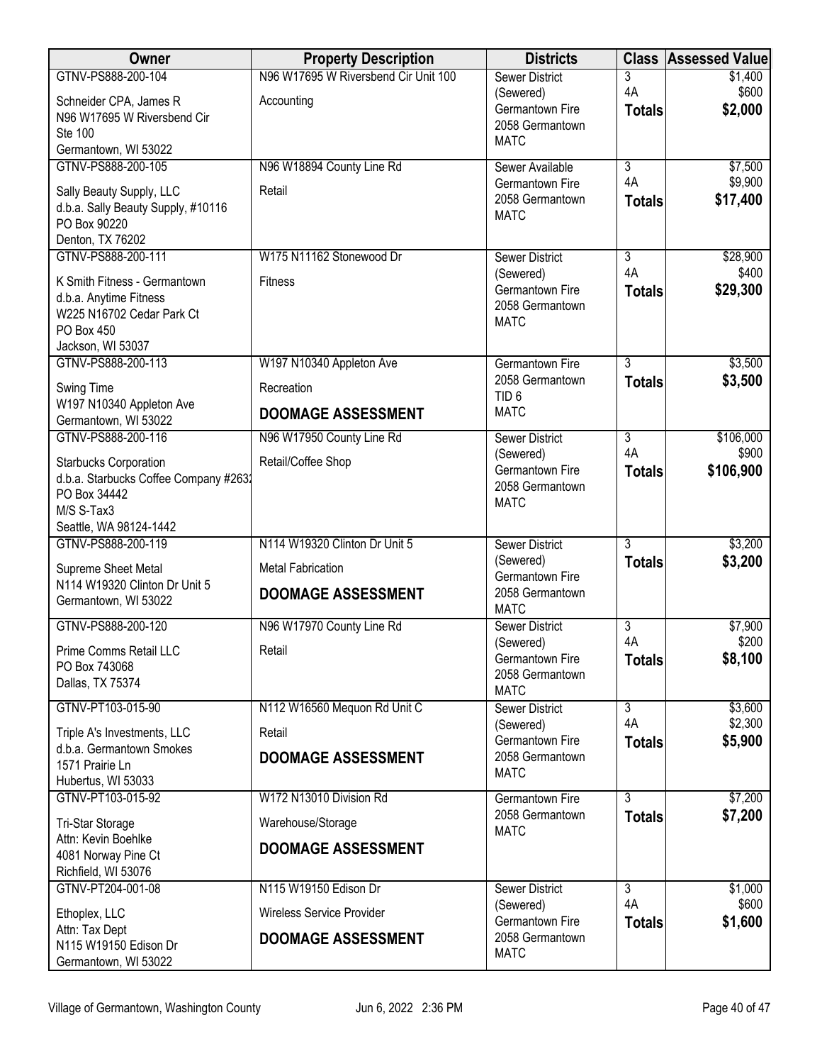| Owner | Property Description | Districts | Class | Assessed Value |
|---|---|---|---|---|
| GTNV-PS888-200-104<br>Schneider CPA, James R<br>N96 W17695 W Riversbend Cir<br>Ste 100<br>Germantown, WI 53022 | N96 W17695 W Riversbend Cir Unit 100<br>Accounting | Sewer District (Sewered)<br>Germantown Fire<br>2058 Germantown<br>MATC | 3<br>4A<br>**Totals** | $1,400<br>$600<br>**$2,000** |
| GTNV-PS888-200-105<br>Sally Beauty Supply, LLC<br>d.b.a. Sally Beauty Supply, #10116<br>PO Box 90220<br>Denton, TX 76202 | N96 W18894 County Line Rd<br>Retail | Sewer Available<br>Germantown Fire<br>2058 Germantown<br>MATC | 3<br>4A<br>**Totals** | $7,500<br>$9,900<br>**$17,400** |
| GTNV-PS888-200-111<br>K Smith Fitness - Germantown<br>d.b.a. Anytime Fitness<br>W225 N16702 Cedar Park Ct<br>PO Box 450<br>Jackson, WI 53037 | W175 N11162 Stonewood Dr<br>Fitness | Sewer District (Sewered)<br>Germantown Fire<br>2058 Germantown<br>MATC | 3<br>4A<br>**Totals** | $28,900<br>$400<br>**$29,300** |
| GTNV-PS888-200-113<br>Swing Time<br>W197 N10340 Appleton Ave<br>Germantown, WI 53022 | W197 N10340 Appleton Ave<br>Recreation<br>**DOOMAGE ASSESSMENT** | Germantown Fire<br>2058 Germantown<br>TID 6<br>MATC | 3<br>**Totals** | $3,500<br>**$3,500** |
| GTNV-PS888-200-116<br>Starbucks Corporation<br>d.b.a. Starbucks Coffee Company #2632<br>PO Box 34442<br>M/S S-Tax3<br>Seattle, WA 98124-1442 | N96 W17950 County Line Rd<br>Retail/Coffee Shop | Sewer District (Sewered)<br>Germantown Fire<br>2058 Germantown<br>MATC | 3<br>4A<br>**Totals** | $106,000<br>$900<br>**$106,900** |
| GTNV-PS888-200-119<br>Supreme Sheet Metal<br>N114 W19320 Clinton Dr Unit 5<br>Germantown, WI 53022 | N114 W19320 Clinton Dr Unit 5<br>Metal Fabrication<br>**DOOMAGE ASSESSMENT** | Sewer District (Sewered)<br>Germantown Fire<br>2058 Germantown<br>MATC | 3<br>**Totals** | $3,200<br>**$3,200** |
| GTNV-PS888-200-120<br>Prime Comms Retail LLC<br>PO Box 743068<br>Dallas, TX 75374 | N96 W17970 County Line Rd<br>Retail | Sewer District (Sewered)<br>Germantown Fire<br>2058 Germantown<br>MATC | 3<br>4A<br>**Totals** | $7,900<br>$200<br>**$8,100** |
| GTNV-PT103-015-90<br>Triple A's Investments, LLC<br>d.b.a. Germantown Smokes<br>1571 Prairie Ln<br>Hubertus, WI 53033 | N112 W16560 Mequon Rd Unit C<br>Retail<br>**DOOMAGE ASSESSMENT** | Sewer District (Sewered)<br>Germantown Fire<br>2058 Germantown<br>MATC | 3<br>4A<br>**Totals** | $3,600<br>$2,300<br>**$5,900** |
| GTNV-PT103-015-92<br>Tri-Star Storage<br>Attn: Kevin Boehlke<br>4081 Norway Pine Ct<br>Richfield, WI 53076 | W172 N13010 Division Rd<br>Warehouse/Storage<br>**DOOMAGE ASSESSMENT** | Germantown Fire<br>2058 Germantown<br>MATC | 3<br>**Totals** | $7,200<br>**$7,200** |
| GTNV-PT204-001-08<br>Ethoplex, LLC<br>Attn: Tax Dept<br>N115 W19150 Edison Dr<br>Germantown, WI 53022 | N115 W19150 Edison Dr<br>Wireless Service Provider<br>**DOOMAGE ASSESSMENT** | Sewer District (Sewered)<br>Germantown Fire<br>2058 Germantown<br>MATC | 3<br>4A<br>**Totals** | $1,000<br>$600<br>**$1,600** |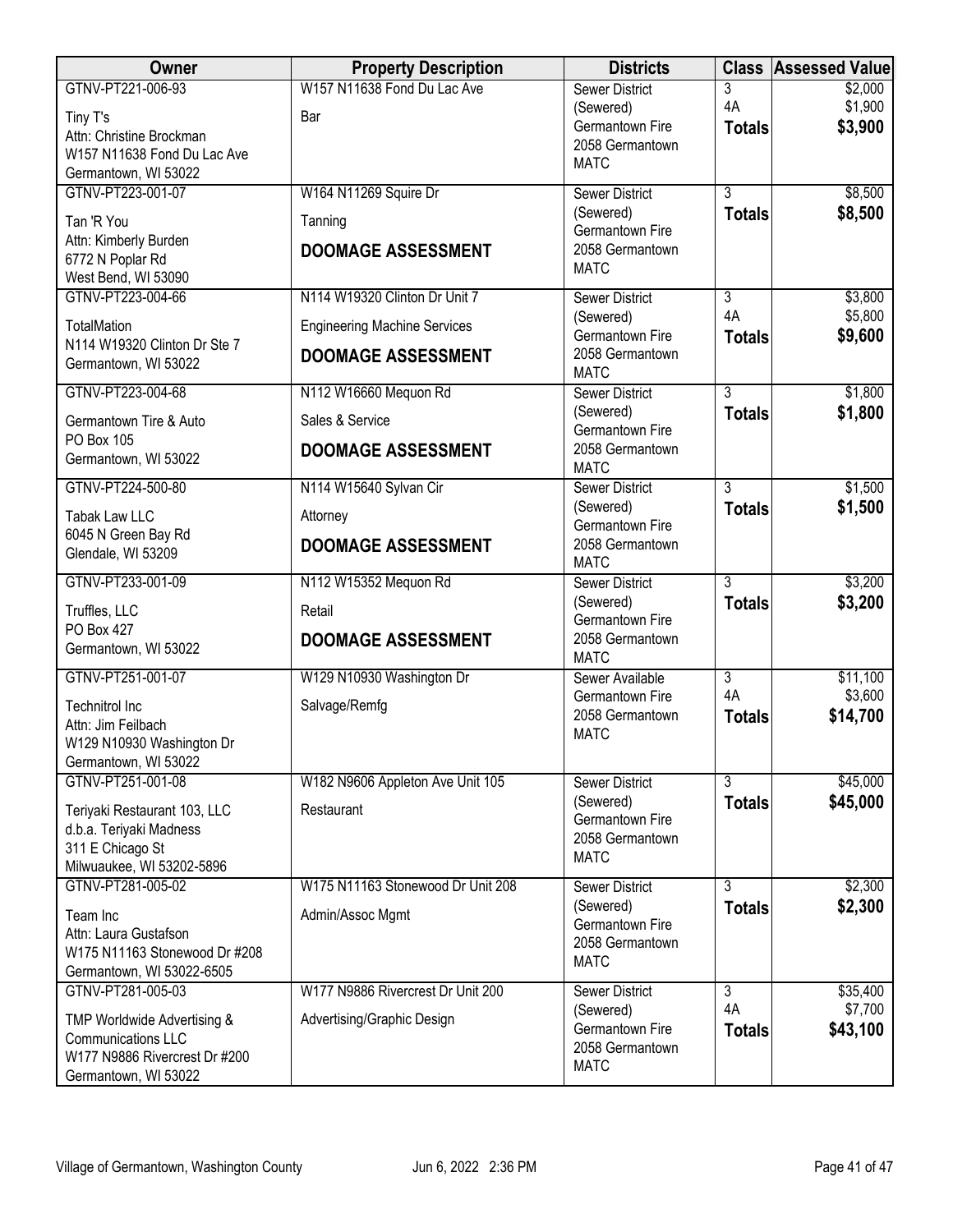| Owner | Property Description | Districts | Class | Assessed Value |
|---|---|---|---|---|
| GTNV-PT221-006-93<br><br>Tiny T's<br>Attn: Christine Brockman<br>W157 N11638 Fond Du Lac Ave<br>Germantown, WI 53022 | W157 N11638 Fond Du Lac Ave<br><br>Bar | Sewer District (Sewered)<br>Germantown Fire<br>2058 Germantown<br>MATC | 3<br>4A<br>**Totals** | \$2,000<br>\$1,900<br>**\$3,900** |
| GTNV-PT223-001-07<br><br>Tan 'R You<br>Attn: Kimberly Burden<br>6772 N Poplar Rd<br>West Bend, WI 53090 | W164 N11269 Squire Dr<br><br>Tanning<br><br>**DOOMAGE ASSESSMENT** | Sewer District (Sewered)<br>Germantown Fire<br>2058 Germantown<br>MATC | 3<br>**Totals** | \$8,500<br>**\$8,500** |
| GTNV-PT223-004-66<br><br>TotalMation<br>N114 W19320 Clinton Dr Ste 7<br>Germantown, WI 53022 | N114 W19320 Clinton Dr Unit 7<br><br>Engineering Machine Services<br><br>**DOOMAGE ASSESSMENT** | Sewer District (Sewered)<br>Germantown Fire<br>2058 Germantown<br>MATC | 3<br>4A<br>**Totals** | \$3,800<br>\$5,800<br>**\$9,600** |
| GTNV-PT223-004-68<br><br>Germantown Tire & Auto<br>PO Box 105<br>Germantown, WI 53022 | N112 W16660 Mequon Rd<br><br>Sales & Service<br><br>**DOOMAGE ASSESSMENT** | Sewer District (Sewered)<br>Germantown Fire<br>2058 Germantown<br>MATC | 3<br>**Totals** | \$1,800<br>**\$1,800** |
| GTNV-PT224-500-80<br><br>Tabak Law LLC<br>6045 N Green Bay Rd<br>Glendale, WI 53209 | N114 W15640 Sylvan Cir<br><br>Attorney<br><br>**DOOMAGE ASSESSMENT** | Sewer District (Sewered)<br>Germantown Fire<br>2058 Germantown<br>MATC | 3<br>**Totals** | \$1,500<br>**\$1,500** |
| GTNV-PT233-001-09<br><br>Truffles, LLC<br>PO Box 427<br>Germantown, WI 53022 | N112 W15352 Mequon Rd<br><br>Retail<br><br>**DOOMAGE ASSESSMENT** | Sewer District (Sewered)<br>Germantown Fire<br>2058 Germantown<br>MATC | 3<br>**Totals** | \$3,200<br>**\$3,200** |
| GTNV-PT251-001-07<br><br>Technitrol Inc<br>Attn: Jim Feilbach<br>W129 N10930 Washington Dr<br>Germantown, WI 53022 | W129 N10930 Washington Dr<br><br>Salvage/Remfg | Sewer Available<br>Germantown Fire<br>2058 Germantown<br>MATC | 3<br>4A<br>**Totals** | \$11,100<br>\$3,600<br>**\$14,700** |
| GTNV-PT251-001-08<br><br>Teriyaki Restaurant 103, LLC<br>d.b.a. Teriyaki Madness<br>311 E Chicago St<br>Milwuaukee, WI 53202-5896 | W182 N9606 Appleton Ave Unit 105<br><br>Restaurant | Sewer District (Sewered)<br>Germantown Fire<br>2058 Germantown<br>MATC | 3<br>**Totals** | \$45,000<br>**\$45,000** |
| GTNV-PT281-005-02<br><br>Team Inc<br>Attn: Laura Gustafson<br>W175 N11163 Stonewood Dr #208<br>Germantown, WI 53022-6505 | W175 N11163 Stonewood Dr Unit 208<br><br>Admin/Assoc Mgmt | Sewer District (Sewered)<br>Germantown Fire<br>2058 Germantown<br>MATC | 3<br>**Totals** | \$2,300<br>**\$2,300** |
| GTNV-PT281-005-03<br><br>TMP Worldwide Advertising & Communications LLC<br>W177 N9886 Rivercrest Dr #200<br>Germantown, WI 53022 | W177 N9886 Rivercrest Dr Unit 200<br><br>Advertising/Graphic Design | Sewer District (Sewered)<br>Germantown Fire<br>2058 Germantown<br>MATC | 3<br>4A<br>**Totals** | \$35,400<br>\$7,700<br>**\$43,100** |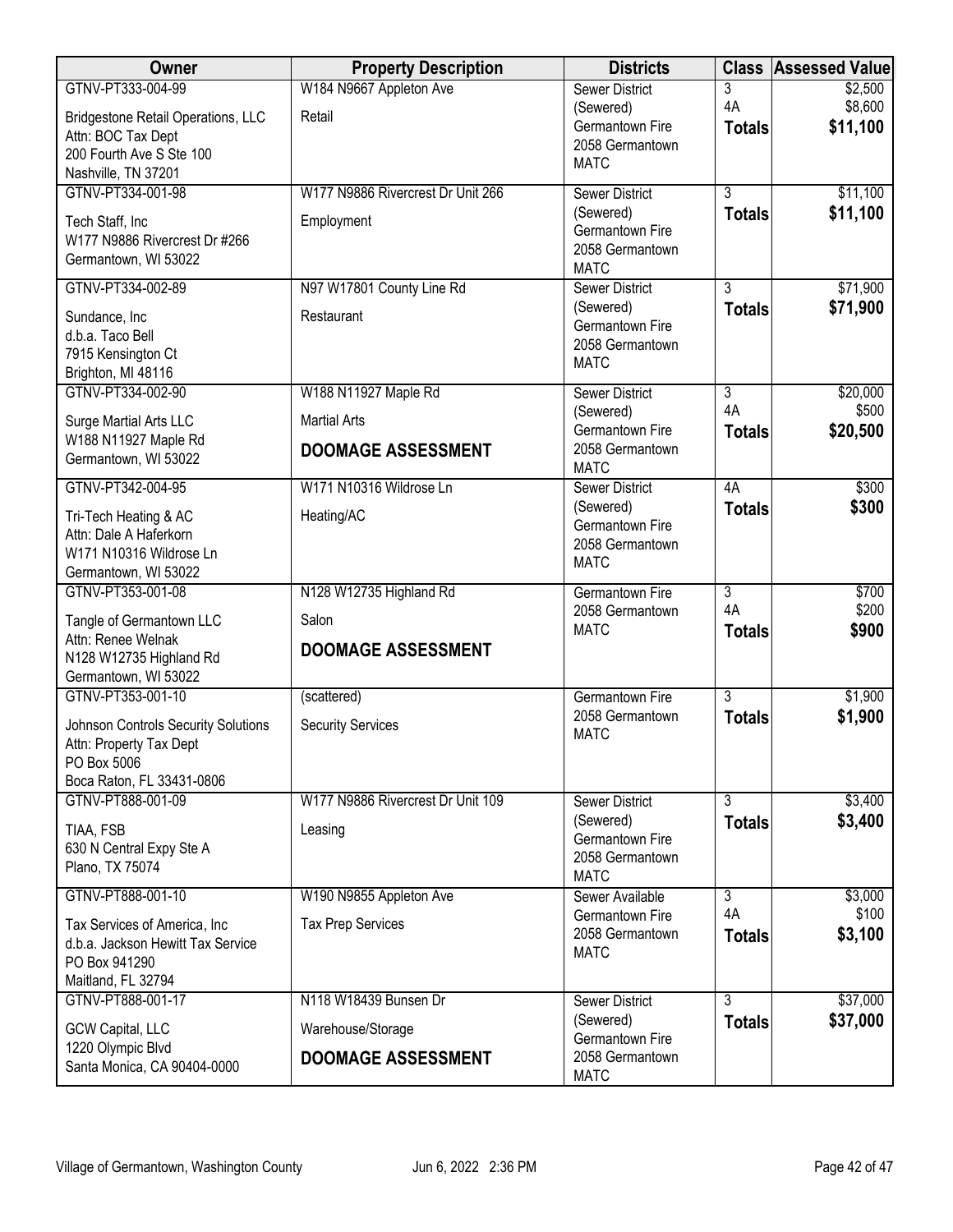| Owner | Property Description | Districts | Class | Assessed Value |
|---|---|---|---|---|
| GTNV-PT333-004-99<br>Bridgestone Retail Operations, LLC<br>Attn: BOC Tax Dept<br>200 Fourth Ave S Ste 100<br>Nashville, TN 37201 | W184 N9667 Appleton Ave<br>Retail | Sewer District (Sewered)<br>Germantown Fire<br>2058 Germantown<br>MATC | 3<br>4A<br>**Totals** | $2,500<br>$8,600<br>**$11,100** |
| GTNV-PT334-001-98<br>Tech Staff, Inc<br>W177 N9886 Rivercrest Dr #266<br>Germantown, WI 53022 | W177 N9886 Rivercrest Dr Unit 266<br>Employment | Sewer District (Sewered)<br>Germantown Fire<br>2058 Germantown<br>MATC | 3<br>**Totals** | $11,100<br>**$11,100** |
| GTNV-PT334-002-89<br>Sundance, Inc<br>d.b.a. Taco Bell<br>7915 Kensington Ct<br>Brighton, MI 48116 | N97 W17801 County Line Rd<br>Restaurant | Sewer District (Sewered)<br>Germantown Fire<br>2058 Germantown<br>MATC | 3<br>**Totals** | $71,900<br>**$71,900** |
| GTNV-PT334-002-90<br>Surge Martial Arts LLC<br>W188 N11927 Maple Rd<br>Germantown, WI 53022 | W188 N11927 Maple Rd<br>Martial Arts<br>**DOOMAGE ASSESSMENT** | Sewer District (Sewered)<br>Germantown Fire<br>2058 Germantown<br>MATC | 3<br>4A<br>**Totals** | $20,000<br>$500<br>**$20,500** |
| GTNV-PT342-004-95<br>Tri-Tech Heating & AC<br>Attn: Dale A Haferkorn<br>W171 N10316 Wildrose Ln<br>Germantown, WI 53022 | W171 N10316 Wildrose Ln<br>Heating/AC | Sewer District (Sewered)<br>Germantown Fire<br>2058 Germantown<br>MATC | 4A<br>**Totals** | $300<br>**$300** |
| GTNV-PT353-001-08<br>Tangle of Germantown LLC<br>Attn: Renee Welnak<br>N128 W12735 Highland Rd<br>Germantown, WI 53022 | N128 W12735 Highland Rd<br>Salon<br>**DOOMAGE ASSESSMENT** | Germantown Fire<br>2058 Germantown<br>MATC | 3<br>4A<br>**Totals** | $700<br>$200<br>**$900** |
| GTNV-PT353-001-10<br>Johnson Controls Security Solutions<br>Attn: Property Tax Dept<br>PO Box 5006<br>Boca Raton, FL 33431-0806 | (scattered)<br>Security Services | Germantown Fire<br>2058 Germantown<br>MATC | 3<br>**Totals** | $1,900<br>**$1,900** |
| GTNV-PT888-001-09<br>TIAA, FSB<br>630 N Central Expy Ste A<br>Plano, TX 75074 | W177 N9886 Rivercrest Dr Unit 109<br>Leasing | Sewer District (Sewered)<br>Germantown Fire<br>2058 Germantown<br>MATC | 3<br>**Totals** | $3,400<br>**$3,400** |
| GTNV-PT888-001-10<br>Tax Services of America, Inc<br>d.b.a. Jackson Hewitt Tax Service<br>PO Box 941290<br>Maitland, FL 32794 | W190 N9855 Appleton Ave<br>Tax Prep Services | Sewer Available<br>Germantown Fire<br>2058 Germantown<br>MATC | 3<br>4A<br>**Totals** | $3,000<br>$100<br>**$3,100** |
| GTNV-PT888-001-17<br>GCW Capital, LLC<br>1220 Olympic Blvd<br>Santa Monica, CA 90404-0000 | N118 W18439 Bunsen Dr<br>Warehouse/Storage<br>**DOOMAGE ASSESSMENT** | Sewer District (Sewered)<br>Germantown Fire<br>2058 Germantown<br>MATC | 3<br>**Totals** | $37,000<br>**$37,000** |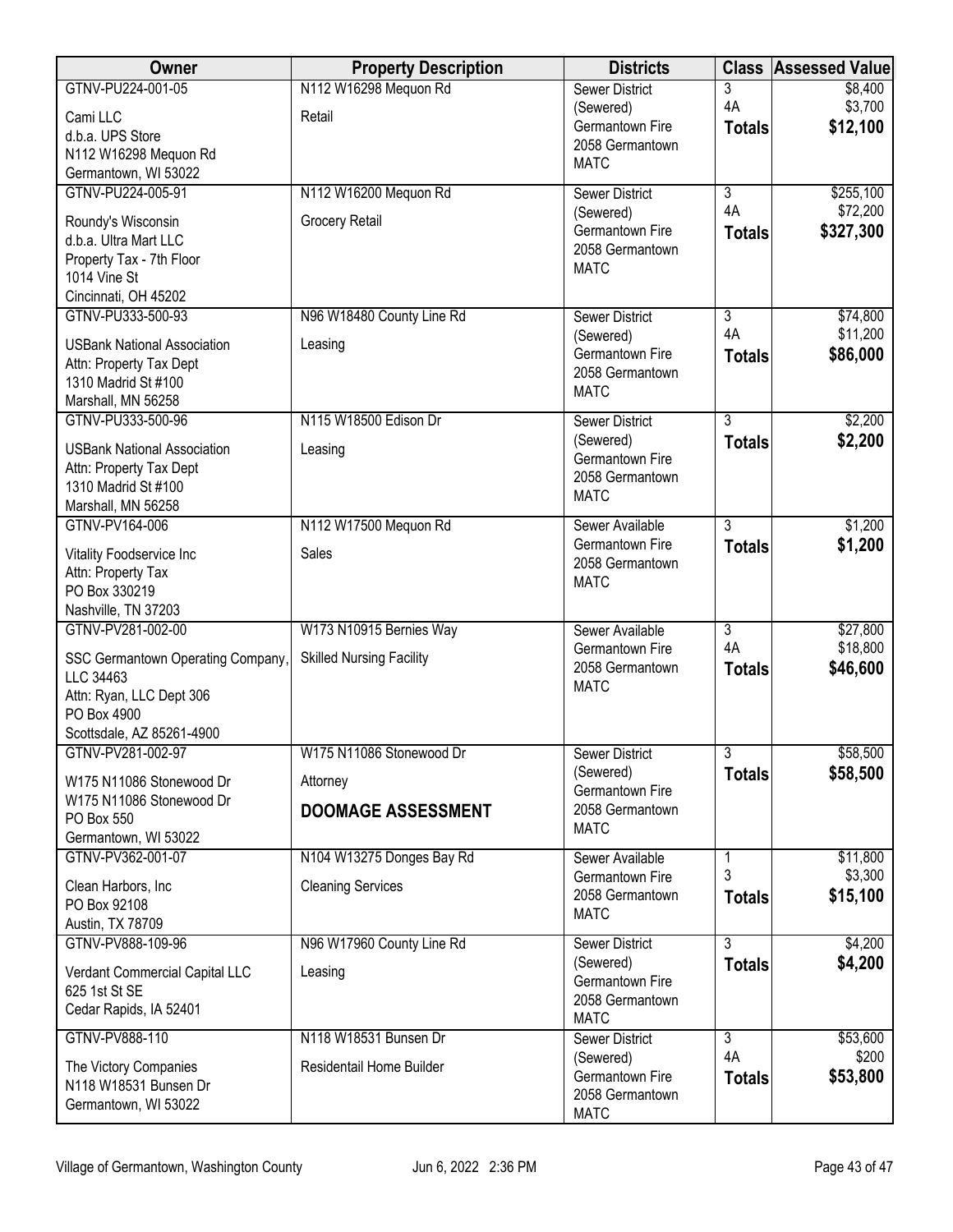| Owner | Property Description | Districts | Class | Assessed Value |
|---|---|---|---|---|
| GTNV-PU224-001-05<br>Cami LLC<br>d.b.a. UPS Store<br>N112 W16298 Mequon Rd<br>Germantown, WI 53022 | N112 W16298 Mequon Rd<br>Retail | Sewer District (Sewered)<br>Germantown Fire<br>2058 Germantown<br>MATC | 3<br>4A<br>**Totals** | $8,400<br>$3,700<br>**$12,100** |
| GTNV-PU224-005-91<br>Roundy's Wisconsin<br>d.b.a. Ultra Mart LLC<br>Property Tax - 7th Floor<br>1014 Vine St<br>Cincinnati, OH 45202 | N112 W16200 Mequon Rd<br>Grocery Retail | Sewer District (Sewered)<br>Germantown Fire<br>2058 Germantown<br>MATC | 3<br>4A<br>**Totals** | $255,100<br>$72,200<br>**$327,300** |
| GTNV-PU333-500-93<br>USBank National Association<br>Attn: Property Tax Dept<br>1310 Madrid St #100<br>Marshall, MN 56258 | N96 W18480 County Line Rd<br>Leasing | Sewer District (Sewered)<br>Germantown Fire<br>2058 Germantown<br>MATC | 3<br>4A<br>**Totals** | $74,800<br>$11,200<br>**$86,000** |
| GTNV-PU333-500-96<br>USBank National Association<br>Attn: Property Tax Dept<br>1310 Madrid St #100<br>Marshall, MN 56258 | N115 W18500 Edison Dr<br>Leasing | Sewer District (Sewered)<br>Germantown Fire<br>2058 Germantown<br>MATC | 3<br>**Totals** | $2,200<br>**$2,200** |
| GTNV-PV164-006<br>Vitality Foodservice Inc<br>Attn: Property Tax<br>PO Box 330219<br>Nashville, TN 37203 | N112 W17500 Mequon Rd<br>Sales | Sewer Available<br>Germantown Fire<br>2058 Germantown<br>MATC | 3<br>**Totals** | $1,200<br>**$1,200** |
| GTNV-PV281-002-00<br>SSC Germantown Operating Company, LLC 34463<br>Attn: Ryan, LLC Dept 306<br>PO Box 4900<br>Scottsdale, AZ 85261-4900 | W173 N10915 Bernies Way<br>Skilled Nursing Facility | Sewer Available<br>Germantown Fire<br>2058 Germantown<br>MATC | 3<br>4A<br>**Totals** | $27,800<br>$18,800<br>**$46,600** |
| GTNV-PV281-002-97<br>W175 N11086 Stonewood Dr<br>W175 N11086 Stonewood Dr<br>PO Box 550<br>Germantown, WI 53022 | W175 N11086 Stonewood Dr<br>Attorney<br>**DOOMAGE ASSESSMENT** | Sewer District (Sewered)<br>Germantown Fire<br>2058 Germantown<br>MATC | 3<br>**Totals** | $58,500<br>**$58,500** |
| GTNV-PV362-001-07<br>Clean Harbors, Inc<br>PO Box 92108<br>Austin, TX 78709 | N104 W13275 Donges Bay Rd<br>Cleaning Services | Sewer Available<br>Germantown Fire<br>2058 Germantown<br>MATC | 1<br>3<br>**Totals** | $11,800<br>$3,300<br>**$15,100** |
| GTNV-PV888-109-96<br>Verdant Commercial Capital LLC<br>625 1st St SE<br>Cedar Rapids, IA 52401 | N96 W17960 County Line Rd<br>Leasing | Sewer District (Sewered)<br>Germantown Fire<br>2058 Germantown<br>MATC | 3<br>**Totals** | $4,200<br>**$4,200** |
| GTNV-PV888-110<br>The Victory Companies<br>N118 W18531 Bunsen Dr<br>Germantown, WI 53022 | N118 W18531 Bunsen Dr<br>Residentail Home Builder | Sewer District (Sewered)<br>Germantown Fire<br>2058 Germantown<br>MATC | 3<br>4A<br>**Totals** | $53,600<br>$200<br>**$53,800** |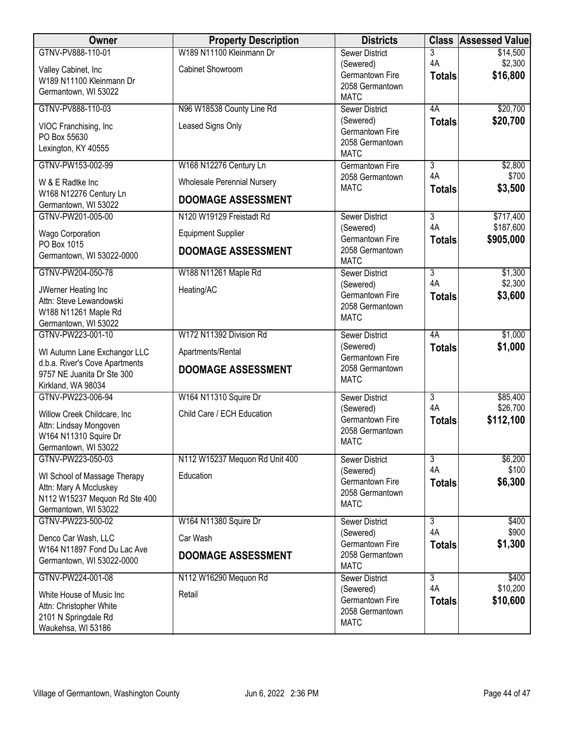| Owner | Property Description | Districts | Class | Assessed Value |
|---|---|---|---|---|
| GTNV-PV888-110-01<br>Valley Cabinet, Inc<br>W189 N11100 Kleinmann Dr<br>Germantown, WI 53022 | W189 N11100 Kleinmann Dr<br>Cabinet Showroom | Sewer District (Sewered)<br>Germantown Fire<br>2058 Germantown<br>MATC | 3<br>4A<br>**Totals** | $14,500<br>$2,300<br>**$16,800** |
| GTNV-PV888-110-03<br>VIOC Franchising, Inc<br>PO Box 55630<br>Lexington, KY 40555 | N96 W18538 County Line Rd<br>Leased Signs Only | Sewer District (Sewered)<br>Germantown Fire<br>2058 Germantown<br>MATC | 4A<br>**Totals** | $20,700<br>**$20,700** |
| GTNV-PW153-002-99<br>W & E Radtke Inc<br>W168 N12276 Century Ln<br>Germantown, WI 53022 | W168 N12276 Century Ln<br>Wholesale Perennial Nursery<br>**DOOMAGE ASSESSMENT** | Germantown Fire<br>2058 Germantown<br>MATC | 3<br>4A<br>**Totals** | $2,800<br>$700<br>**$3,500** |
| GTNV-PW201-005-00<br>Wago Corporation<br>PO Box 1015<br>Germantown, WI 53022-0000 | N120 W19129 Freistadt Rd<br>Equipment Supplier<br>**DOOMAGE ASSESSMENT** | Sewer District (Sewered)<br>Germantown Fire<br>2058 Germantown<br>MATC | 3<br>4A<br>**Totals** | $717,400<br>$187,600<br>**$905,000** |
| GTNV-PW204-050-78<br>JWerner Heating Inc<br>Attn: Steve Lewandowski<br>W188 N11261 Maple Rd<br>Germantown, WI 53022 | W188 N11261 Maple Rd<br>Heating/AC | Sewer District (Sewered)<br>Germantown Fire<br>2058 Germantown<br>MATC | 3<br>4A<br>**Totals** | $1,300<br>$2,300<br>**$3,600** |
| GTNV-PW223-001-10<br>WI Autumn Lane Exchangor LLC<br>d.b.a. River's Cove Apartments<br>9757 NE Juanita Dr Ste 300<br>Kirkland, WA 98034 | W172 N11392 Division Rd<br>Apartments/Rental<br>**DOOMAGE ASSESSMENT** | Sewer District (Sewered)<br>Germantown Fire<br>2058 Germantown<br>MATC | 4A<br>**Totals** | $1,000<br>**$1,000** |
| GTNV-PW223-006-94<br>Willow Creek Childcare, Inc<br>Attn: Lindsay Mongoven<br>W164 N11310 Squire Dr<br>Germantown, WI 53022 | W164 N11310 Squire Dr<br>Child Care / ECH Education | Sewer District (Sewered)<br>Germantown Fire<br>2058 Germantown<br>MATC | 3<br>4A<br>**Totals** | $85,400<br>$26,700<br>**$112,100** |
| GTNV-PW223-050-03<br>WI School of Massage Therapy<br>Attn: Mary A Mccluskey<br>N112 W15237 Mequon Rd Ste 400<br>Germantown, WI 53022 | N112 W15237 Mequon Rd Unit 400<br>Education | Sewer District (Sewered)<br>Germantown Fire<br>2058 Germantown<br>MATC | 3<br>4A<br>**Totals** | $6,200<br>$100<br>**$6,300** |
| GTNV-PW223-500-02<br>Denco Car Wash, LLC<br>W164 N11897 Fond Du Lac Ave<br>Germantown, WI 53022-0000 | W164 N11380 Squire Dr<br>Car Wash<br>**DOOMAGE ASSESSMENT** | Sewer District (Sewered)<br>Germantown Fire<br>2058 Germantown<br>MATC | 3<br>4A<br>**Totals** | $400<br>$900<br>**$1,300** |
| GTNV-PW224-001-08<br>White House of Music Inc<br>Attn: Christopher White<br>2101 N Springdale Rd<br>Waukehsa, WI 53186 | N112 W16290 Mequon Rd<br>Retail | Sewer District (Sewered)<br>Germantown Fire<br>2058 Germantown<br>MATC | 3<br>4A<br>**Totals** | $400<br>$10,200<br>**$10,600** |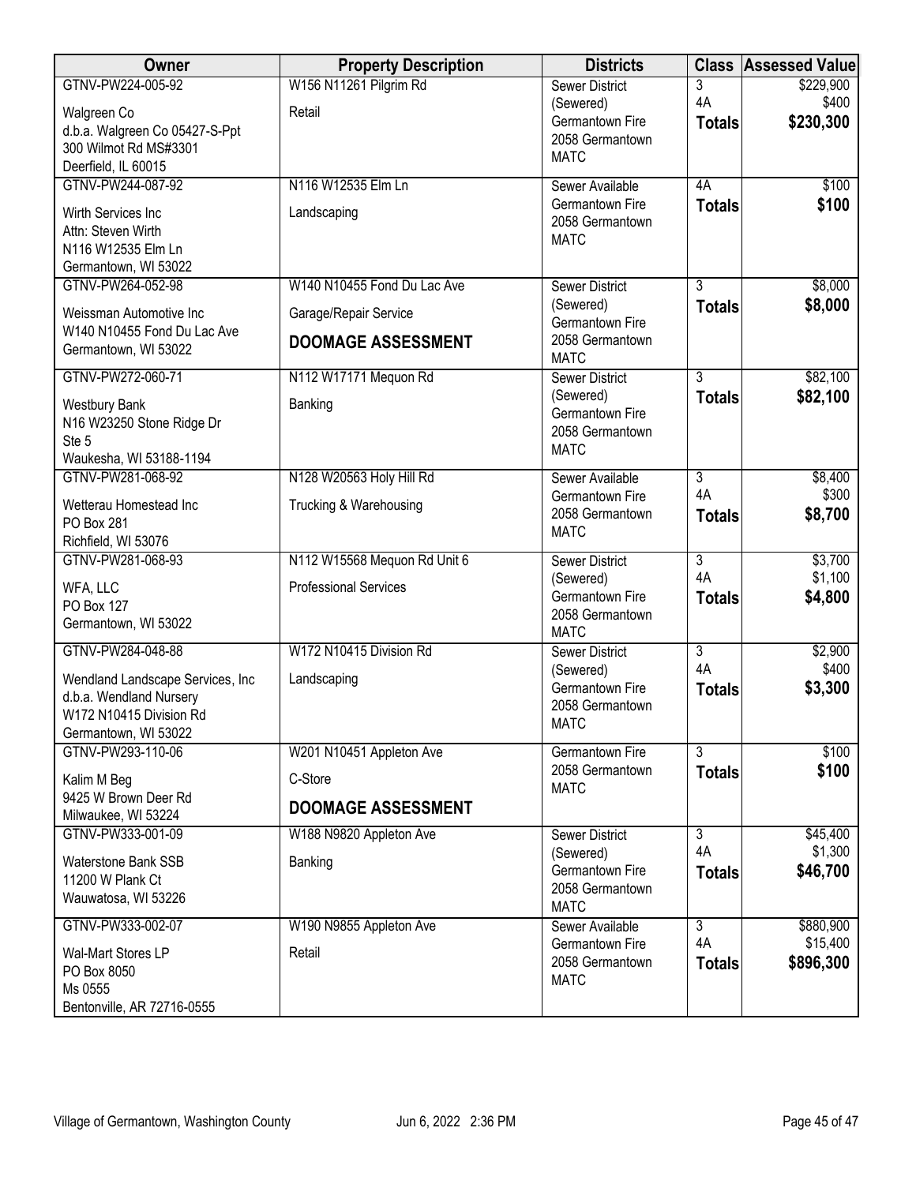| Owner | Property Description | Districts | Class | Assessed Value |
|---|---|---|---|---|
| GTNV-PW224-005-92<br>Walgreen Co<br>d.b.a. Walgreen Co 05427-S-Ppt<br>300 Wilmot Rd MS#3301<br>Deerfield, IL 60015 | W156 N11261 Pilgrim Rd<br>Retail | Sewer District (Sewered)<br>Germantown Fire<br>2058 Germantown<br>MATC | 3<br>4A<br>**Totals** | $229,900<br>$400<br>**$230,300** |
| GTNV-PW244-087-92<br>Wirth Services Inc<br>Attn: Steven Wirth<br>N116 W12535 Elm Ln<br>Germantown, WI 53022 | N116 W12535 Elm Ln<br>Landscaping | Sewer Available<br>Germantown Fire<br>2058 Germantown<br>MATC | 4A<br>**Totals** | $100<br>**$100** |
| GTNV-PW264-052-98<br>Weissman Automotive Inc<br>W140 N10455 Fond Du Lac Ave<br>Germantown, WI 53022 | W140 N10455 Fond Du Lac Ave<br>Garage/Repair Service<br>**DOOMAGE ASSESSMENT** | Sewer District (Sewered)<br>Germantown Fire<br>2058 Germantown<br>MATC | 3<br>**Totals** | $8,000<br>**$8,000** |
| GTNV-PW272-060-71<br>Westbury Bank<br>N16 W23250 Stone Ridge Dr<br>Ste 5<br>Waukesha, WI 53188-1194 | N112 W17171 Mequon Rd<br>Banking | Sewer District (Sewered)<br>Germantown Fire<br>2058 Germantown<br>MATC | 3<br>**Totals** | $82,100<br>**$82,100** |
| GTNV-PW281-068-92<br>Wetterau Homestead Inc<br>PO Box 281<br>Richfield, WI 53076 | N128 W20563 Holy Hill Rd<br>Trucking & Warehousing | Sewer Available<br>Germantown Fire<br>2058 Germantown<br>MATC | 3<br>4A<br>**Totals** | $8,400<br>$300<br>**$8,700** |
| GTNV-PW281-068-93<br>WFA, LLC<br>PO Box 127<br>Germantown, WI 53022 | N112 W15568 Mequon Rd Unit 6<br>Professional Services | Sewer District (Sewered)<br>Germantown Fire<br>2058 Germantown<br>MATC | 3<br>4A<br>**Totals** | $3,700<br>$1,100<br>**$4,800** |
| GTNV-PW284-048-88<br>Wendland Landscape Services, Inc<br>d.b.a. Wendland Nursery<br>W172 N10415 Division Rd<br>Germantown, WI 53022 | W172 N10415 Division Rd<br>Landscaping | Sewer District (Sewered)<br>Germantown Fire<br>2058 Germantown<br>MATC | 3<br>4A<br>**Totals** | $2,900<br>$400<br>**$3,300** |
| GTNV-PW293-110-06<br>Kalim M Beg<br>9425 W Brown Deer Rd<br>Milwaukee, WI 53224 | W201 N10451 Appleton Ave<br>C-Store<br>**DOOMAGE ASSESSMENT** | Germantown Fire<br>2058 Germantown<br>MATC | 3<br>**Totals** | $100<br>**$100** |
| GTNV-PW333-001-09<br>Waterstone Bank SSB<br>11200 W Plank Ct<br>Wauwatosa, WI 53226 | W188 N9820 Appleton Ave<br>Banking | Sewer District (Sewered)<br>Germantown Fire<br>2058 Germantown<br>MATC | 3<br>4A<br>**Totals** | $45,400<br>$1,300<br>**$46,700** |
| GTNV-PW333-002-07<br>Wal-Mart Stores LP<br>PO Box 8050<br>Ms 0555<br>Bentonville, AR 72716-0555 | W190 N9855 Appleton Ave<br>Retail | Sewer Available<br>Germantown Fire<br>2058 Germantown<br>MATC | 3<br>4A<br>**Totals** | $880,900<br>$15,400<br>**$896,300** |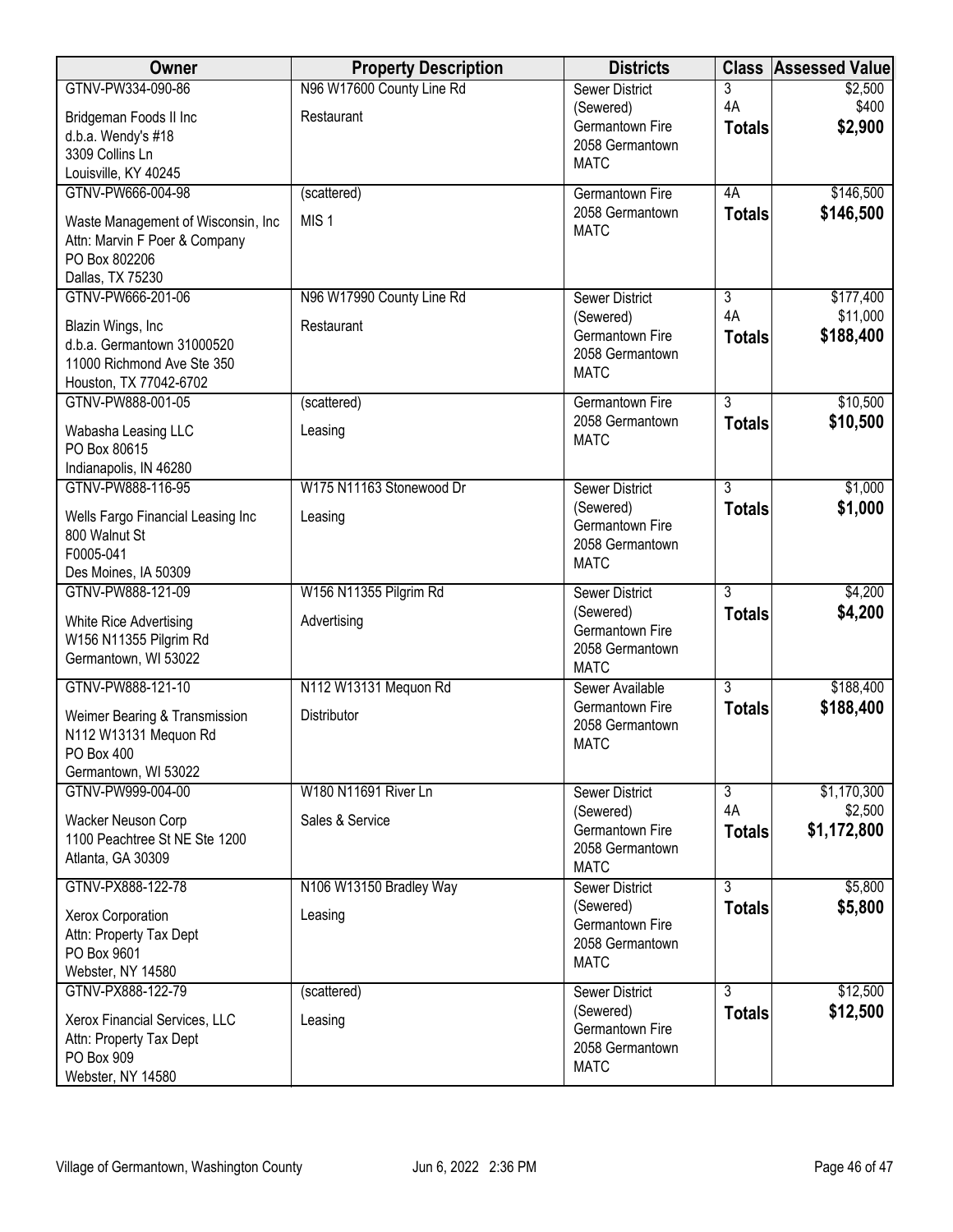| Owner | Property Description | Districts | Class | Assessed Value |
|---|---|---|---|---|
| GTNV-PW334-090-86<br>Bridgeman Foods II Inc<br>d.b.a. Wendy's #18<br>3309 Collins Ln<br>Louisville, KY 40245 | N96 W17600 County Line Rd<br>Restaurant | Sewer District (Sewered)<br>Germantown Fire<br>2058 Germantown<br>MATC | 3<br>4A<br>**Totals** | $2,500<br>$400<br>**$2,900** |
| GTNV-PW666-004-98<br>Waste Management of Wisconsin, Inc<br>Attn: Marvin F Poer & Company<br>PO Box 802206<br>Dallas, TX 75230 | (scattered)<br>MIS 1 | Germantown Fire<br>2058 Germantown<br>MATC | 4A<br>**Totals** | $146,500<br>**$146,500** |
| GTNV-PW666-201-06<br>Blazin Wings, Inc<br>d.b.a. Germantown 31000520<br>11000 Richmond Ave Ste 350<br>Houston, TX 77042-6702 | N96 W17990 County Line Rd<br>Restaurant | Sewer District (Sewered)<br>Germantown Fire<br>2058 Germantown<br>MATC | 3<br>4A<br>**Totals** | $177,400<br>$11,000<br>**$188,400** |
| GTNV-PW888-001-05<br>Wabasha Leasing LLC<br>PO Box 80615<br>Indianapolis, IN 46280 | (scattered)<br>Leasing | Germantown Fire<br>2058 Germantown<br>MATC | 3<br>**Totals** | $10,500<br>**$10,500** |
| GTNV-PW888-116-95<br>Wells Fargo Financial Leasing Inc<br>800 Walnut St<br>F0005-041<br>Des Moines, IA 50309 | W175 N11163 Stonewood Dr<br>Leasing | Sewer District (Sewered)<br>Germantown Fire<br>2058 Germantown<br>MATC | 3<br>**Totals** | $1,000<br>**$1,000** |
| GTNV-PW888-121-09<br>White Rice Advertising<br>W156 N11355 Pilgrim Rd<br>Germantown, WI 53022 | W156 N11355 Pilgrim Rd<br>Advertising | Sewer District (Sewered)<br>Germantown Fire<br>2058 Germantown<br>MATC | 3<br>**Totals** | $4,200<br>**$4,200** |
| GTNV-PW888-121-10<br>Weimer Bearing & Transmission<br>N112 W13131 Mequon Rd<br>PO Box 400<br>Germantown, WI 53022 | N112 W13131 Mequon Rd<br>Distributor | Sewer Available<br>Germantown Fire<br>2058 Germantown<br>MATC | 3<br>**Totals** | $188,400<br>**$188,400** |
| GTNV-PW999-004-00<br>Wacker Neuson Corp<br>1100 Peachtree St NE Ste 1200<br>Atlanta, GA 30309 | W180 N11691 River Ln<br>Sales & Service | Sewer District (Sewered)<br>Germantown Fire<br>2058 Germantown<br>MATC | 3<br>4A<br>**Totals** | $1,170,300<br>$2,500<br>**$1,172,800** |
| GTNV-PX888-122-78<br>Xerox Corporation<br>Attn: Property Tax Dept<br>PO Box 9601<br>Webster, NY 14580 | N106 W13150 Bradley Way<br>Leasing | Sewer District (Sewered)<br>Germantown Fire<br>2058 Germantown<br>MATC | 3<br>**Totals** | $5,800<br>**$5,800** |
| GTNV-PX888-122-79<br>Xerox Financial Services, LLC<br>Attn: Property Tax Dept<br>PO Box 909<br>Webster, NY 14580 | (scattered)<br>Leasing | Sewer District (Sewered)<br>Germantown Fire<br>2058 Germantown<br>MATC | 3<br>**Totals** | $12,500<br>**$12,500** |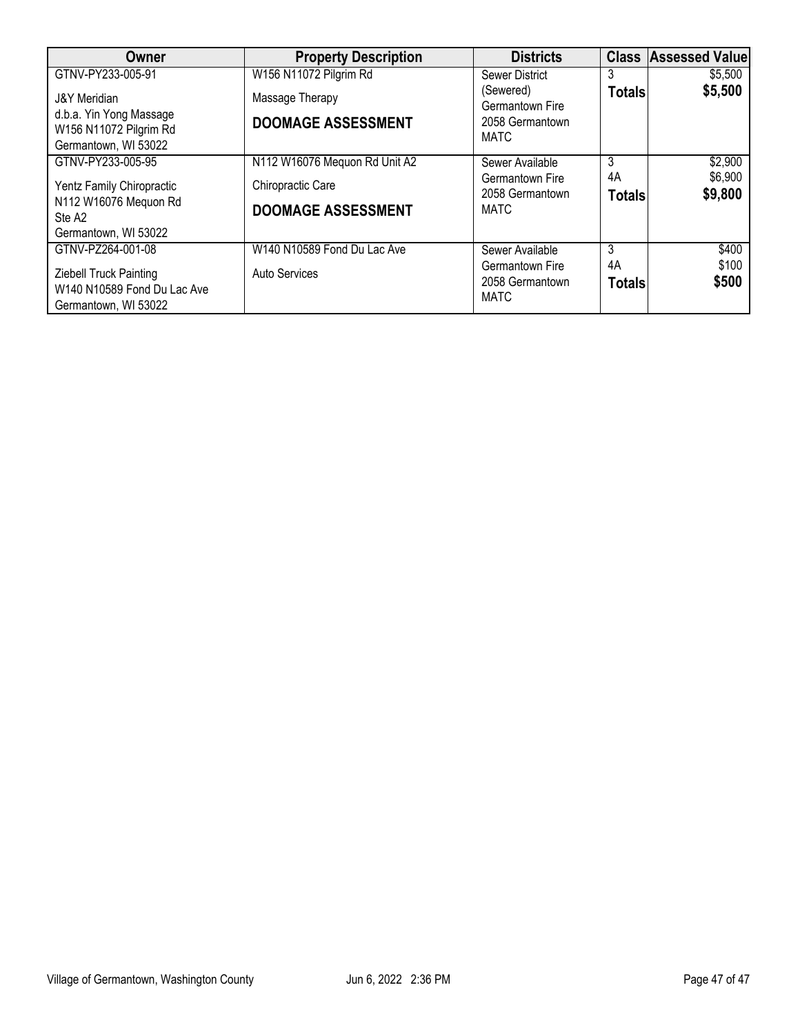| Owner | Property Description | Districts | Class | Assessed Value |
|---|---|---|---|---|
| GTNV-PY233-005-91<br><br>J&Y Meridian<br>d.b.a. Yin Yong Massage<br>W156 N11072 Pilgrim Rd<br>Germantown, WI 53022 | W156 N11072 Pilgrim Rd<br><br>Massage Therapy<br><br>**DOOMAGE ASSESSMENT** | Sewer District (Sewered)<br>Germantown Fire<br>2058 Germantown<br>MATC | 3<br>**Totals** | $5,500<br>**$5,500** |
| GTNV-PY233-005-95<br><br>Yentz Family Chiropractic<br>N112 W16076 Mequon Rd<br>Ste A2<br>Germantown, WI 53022 | N112 W16076 Mequon Rd Unit A2<br><br>Chiropractic Care<br><br>**DOOMAGE ASSESSMENT** | Sewer Available<br>Germantown Fire<br>2058 Germantown<br>MATC | 3<br>4A<br>**Totals** | $2,900<br>$6,900<br>**$9,800** |
| GTNV-PZ264-001-08<br><br>Ziebell Truck Painting<br>W140 N10589 Fond Du Lac Ave<br>Germantown, WI 53022 | W140 N10589 Fond Du Lac Ave<br><br>Auto Services | Sewer Available<br>Germantown Fire<br>2058 Germantown<br>MATC | 3<br>4A<br>**Totals** | $400<br>$100<br>**$500** |